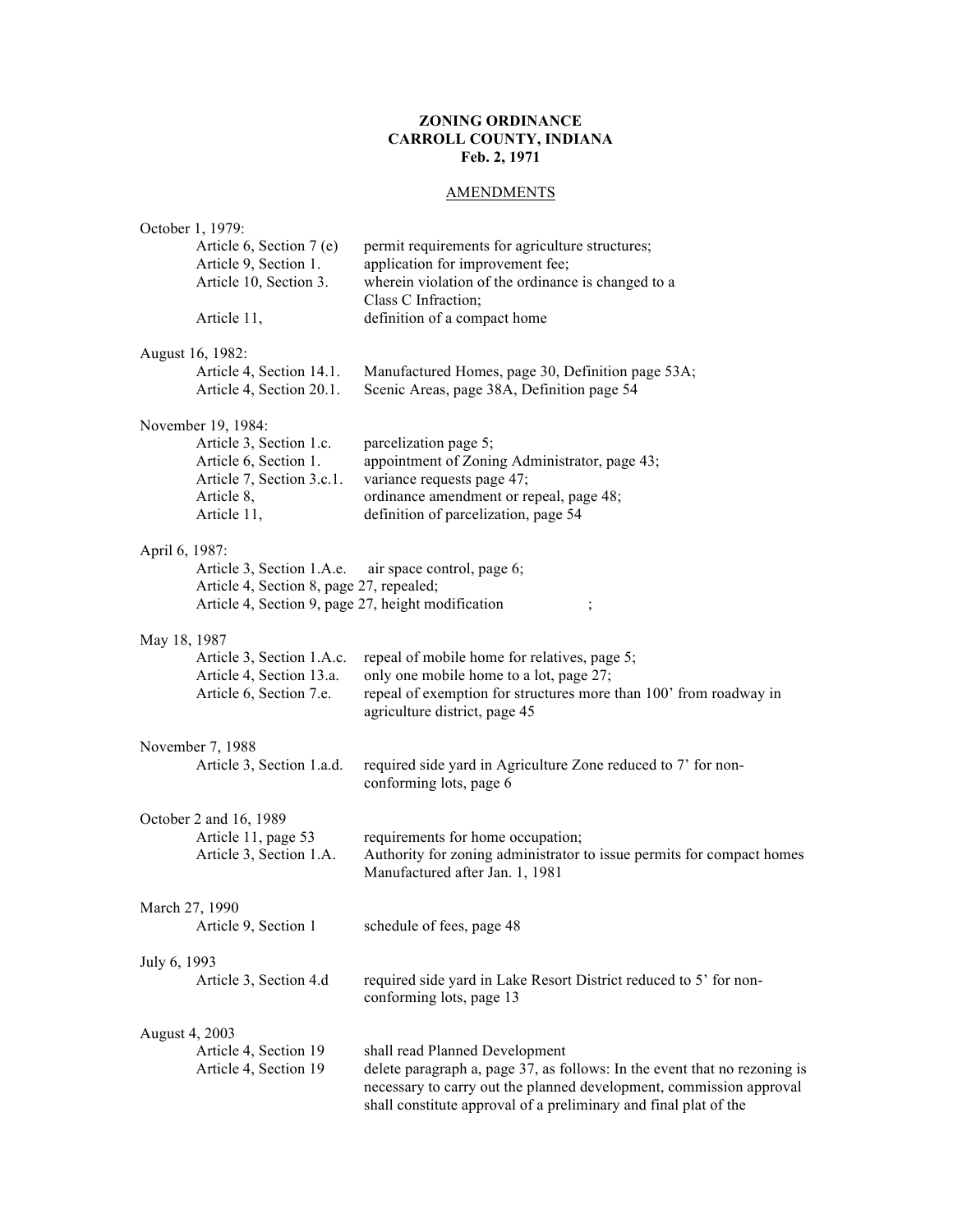**ZONING ORDINANCE**
**CARROLL COUNTY, INDIANA**
**Feb. 2, 1971**

AMENDMENTS

October 1, 1979:

| | |
|---|---|
| Article 6, Section 7 (e) | permit requirements for agriculture structures; |
| Article 9, Section 1. | application for improvement fee; |
| Article 10, Section 3. | wherein violation of the ordinance is changed to a Class C Infraction; |
| Article 11, | definition of a compact home |

August 16, 1982:

| | |
|---|---|
| Article 4, Section 14.1. | Manufactured Homes, page 30, Definition page 53A; |
| Article 4, Section 20.1. | Scenic Areas, page 38A, Definition page 54 |

November 19, 1984:

| | |
|---|---|
| Article 3, Section 1.c. | parcelization page 5; |
| Article 6, Section 1. | appointment of Zoning Administrator, page 43; |
| Article 7, Section 3.c.1. | variance requests page 47; |
| Article 8, | ordinance amendment or repeal, page 48; |
| Article 11, | definition of parcelization, page 54 |

April 6, 1987:

Article 3, Section 1.A.e. air space control, page 6;
Article 4, Section 8, page 27, repealed;
Article 4, Section 9, page 27, height modification ;

May 18, 1987

| | |
|---|---|
| Article 3, Section 1.A.c. | repeal of mobile home for relatives, page 5; |
| Article 4, Section 13.a. | only one mobile home to a lot, page 27; |
| Article 6, Section 7.e. | repeal of exemption for structures more than 100' from roadway in agriculture district, page 45 |

November 7, 1988

| | |
|---|---|
| Article 3, Section 1.a.d. | required side yard in Agriculture Zone reduced to 7' for non-conforming lots, page 6 |

October 2 and 16, 1989

| | |
|---|---|
| Article 11, page 53 | requirements for home occupation; |
| Article 3, Section 1.A. | Authority for zoning administrator to issue permits for compact homes Manufactured after Jan. 1, 1981 |

March 27, 1990

| | |
|---|---|
| Article 9, Section 1 | schedule of fees, page 48 |

July 6, 1993

| | |
|---|---|
| Article 3, Section 4.d | required side yard in Lake Resort District reduced to 5' for non-conforming lots, page 13 |

August 4, 2003

| | |
|---|---|
| Article 4, Section 19 | shall read Planned Development |
| Article 4, Section 19 | delete paragraph a, page 37, as follows: In the event that no rezoning is necessary to carry out the planned development, commission approval shall constitute approval of a preliminary and final plat of the |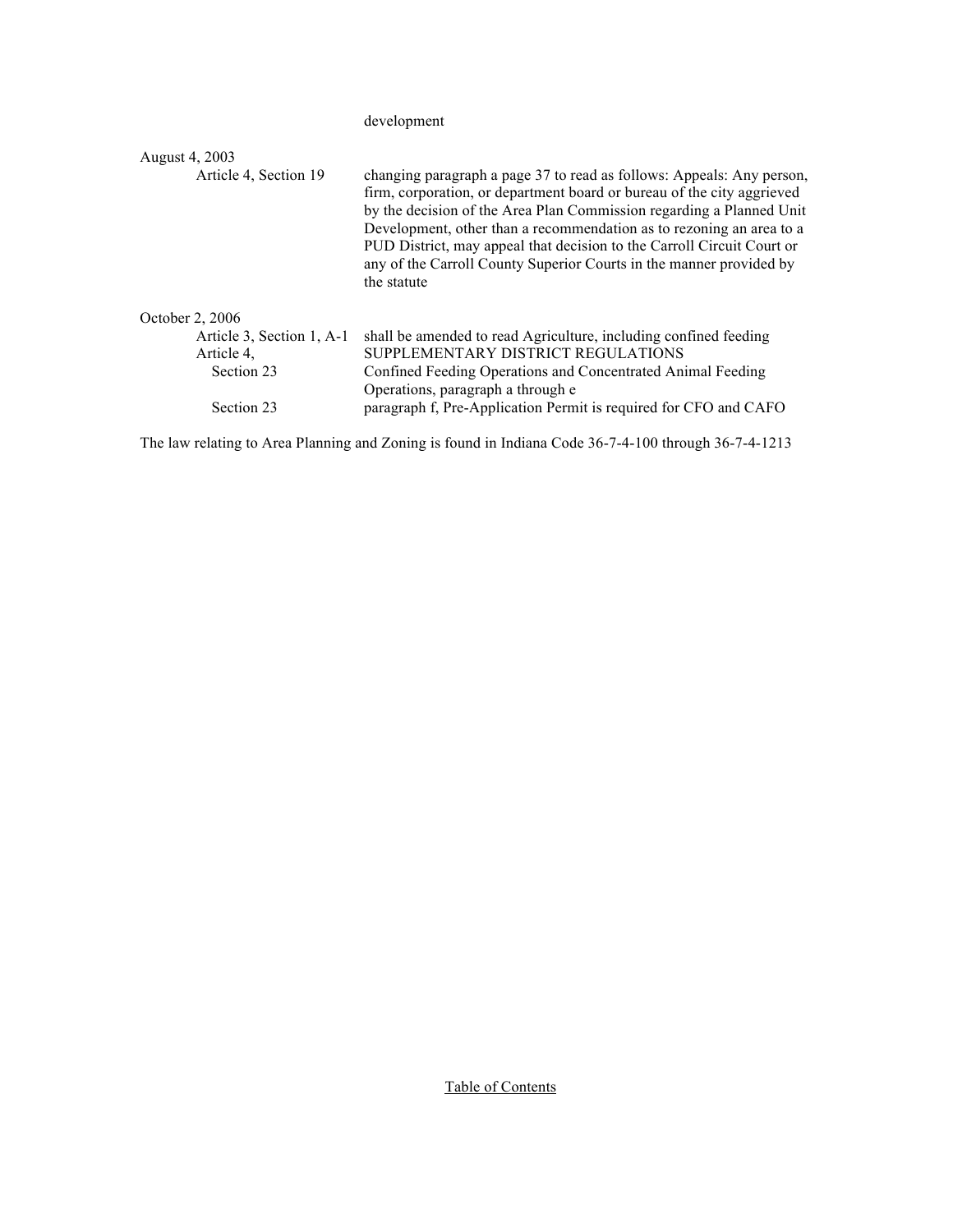development

August 4, 2003

Article 4, Section 19 — changing paragraph a page 37 to read as follows: Appeals: Any person, firm, corporation, or department board or bureau of the city aggrieved by the decision of the Area Plan Commission regarding a Planned Unit Development, other than a recommendation as to rezoning an area to a PUD District, may appeal that decision to the Carroll Circuit Court or any of the Carroll County Superior Courts in the manner provided by the statute

October 2, 2006

Article 3, Section 1, A-1 — shall be amended to read Agriculture, including confined feeding

Article 4, — SUPPLEMENTARY DISTRICT REGULATIONS

Section 23 — Confined Feeding Operations and Concentrated Animal Feeding Operations, paragraph a through e

Section 23 — paragraph f, Pre-Application Permit is required for CFO and CAFO

The law relating to Area Planning and Zoning is found in Indiana Code 36-7-4-100 through 36-7-4-1213

Table of Contents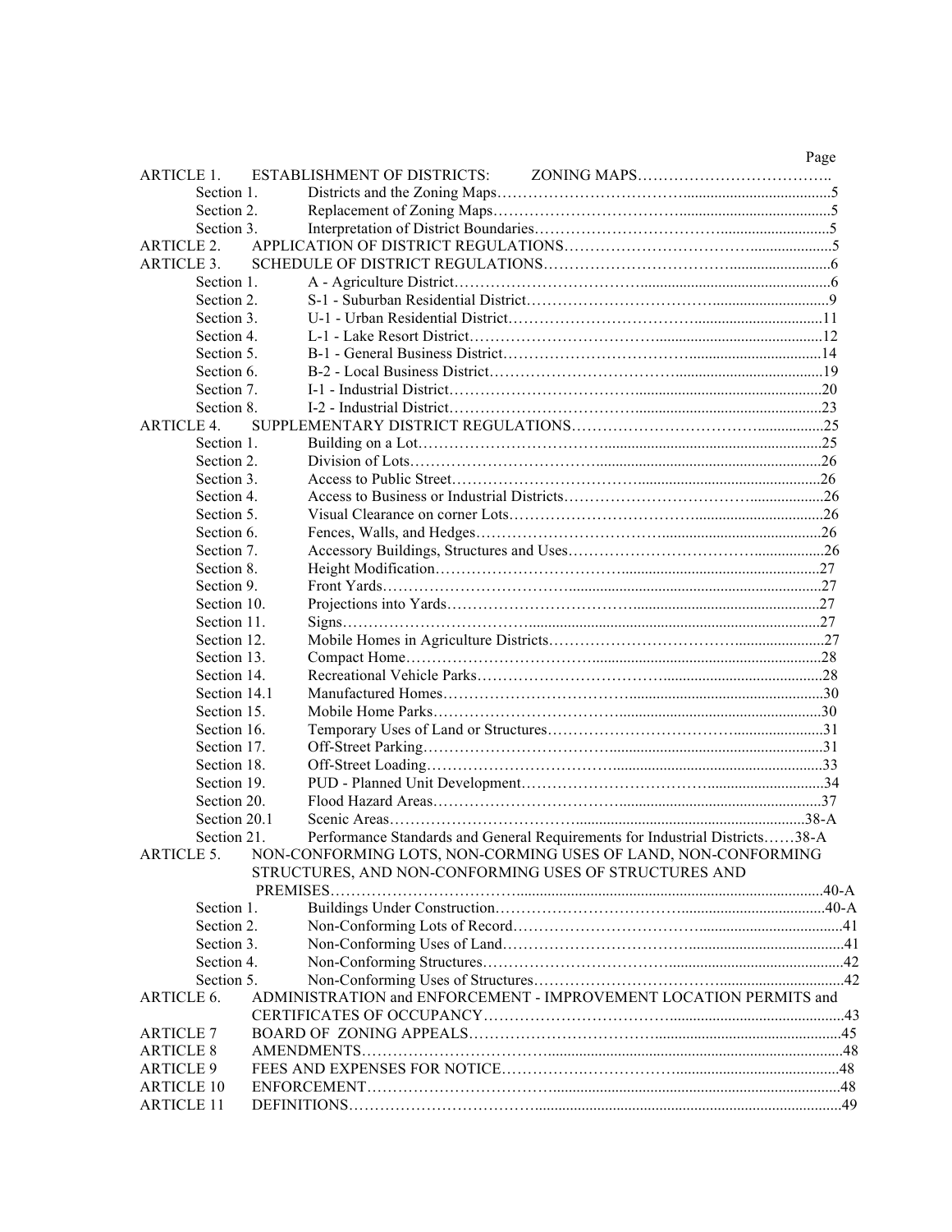| | | Page |
|---|---|---|
| ARTICLE 1. | ESTABLISHMENT OF DISTRICTS: ZONING MAPS | |
| Section 1. | Districts and the Zoning Maps | 5 |
| Section 2. | Replacement of Zoning Maps | 5 |
| Section 3. | Interpretation of District Boundaries | 5 |
| ARTICLE 2. | APPLICATION OF DISTRICT REGULATIONS | 5 |
| ARTICLE 3. | SCHEDULE OF DISTRICT REGULATIONS | 6 |
| Section 1. | A - Agriculture District | 6 |
| Section 2. | S-1 - Suburban Residential District | 9 |
| Section 3. | U-1 - Urban Residential District | 11 |
| Section 4. | L-1 - Lake Resort District | 12 |
| Section 5. | B-1 - General Business District | 14 |
| Section 6. | B-2 - Local Business District | 19 |
| Section 7. | I-1 - Industrial District | 20 |
| Section 8. | I-2 - Industrial District | 23 |
| ARTICLE 4. | SUPPLEMENTARY DISTRICT REGULATIONS | 25 |
| Section 1. | Building on a Lot | 25 |
| Section 2. | Division of Lots | 26 |
| Section 3. | Access to Public Street | 26 |
| Section 4. | Access to Business or Industrial Districts | 26 |
| Section 5. | Visual Clearance on corner Lots | 26 |
| Section 6. | Fences, Walls, and Hedges | 26 |
| Section 7. | Accessory Buildings, Structures and Uses | 26 |
| Section 8. | Height Modification | 27 |
| Section 9. | Front Yards | 27 |
| Section 10. | Projections into Yards | 27 |
| Section 11. | Signs | 27 |
| Section 12. | Mobile Homes in Agriculture Districts | 27 |
| Section 13. | Compact Home | 28 |
| Section 14. | Recreational Vehicle Parks | 28 |
| Section 14.1 | Manufactured Homes | 30 |
| Section 15. | Mobile Home Parks | 30 |
| Section 16. | Temporary Uses of Land or Structures | 31 |
| Section 17. | Off-Street Parking | 31 |
| Section 18. | Off-Street Loading | 33 |
| Section 19. | PUD - Planned Unit Development | 34 |
| Section 20. | Flood Hazard Areas | 37 |
| Section 20.1 | Scenic Areas | 38-A |
| Section 21. | Performance Standards and General Requirements for Industrial Districts | 38-A |
| ARTICLE 5. | NON-CONFORMING LOTS, NON-CORMING USES OF LAND, NON-CONFORMING STRUCTURES, AND NON-CONFORMING USES OF STRUCTURES AND PREMISES | 40-A |
| Section 1. | Buildings Under Construction | 40-A |
| Section 2. | Non-Conforming Lots of Record | 41 |
| Section 3. | Non-Conforming Uses of Land | 41 |
| Section 4. | Non-Conforming Structures | 42 |
| Section 5. | Non-Conforming Uses of Structures | 42 |
| ARTICLE 6. | ADMINISTRATION and ENFORCEMENT - IMPROVEMENT LOCATION PERMITS and CERTIFICATES OF OCCUPANCY | 43 |
| ARTICLE 7 | BOARD OF ZONING APPEALS | 45 |
| ARTICLE 8 | AMENDMENTS | 48 |
| ARTICLE 9 | FEES AND EXPENSES FOR NOTICE | 48 |
| ARTICLE 10 | ENFORCEMENT | 48 |
| ARTICLE 11 | DEFINITIONS | 49 |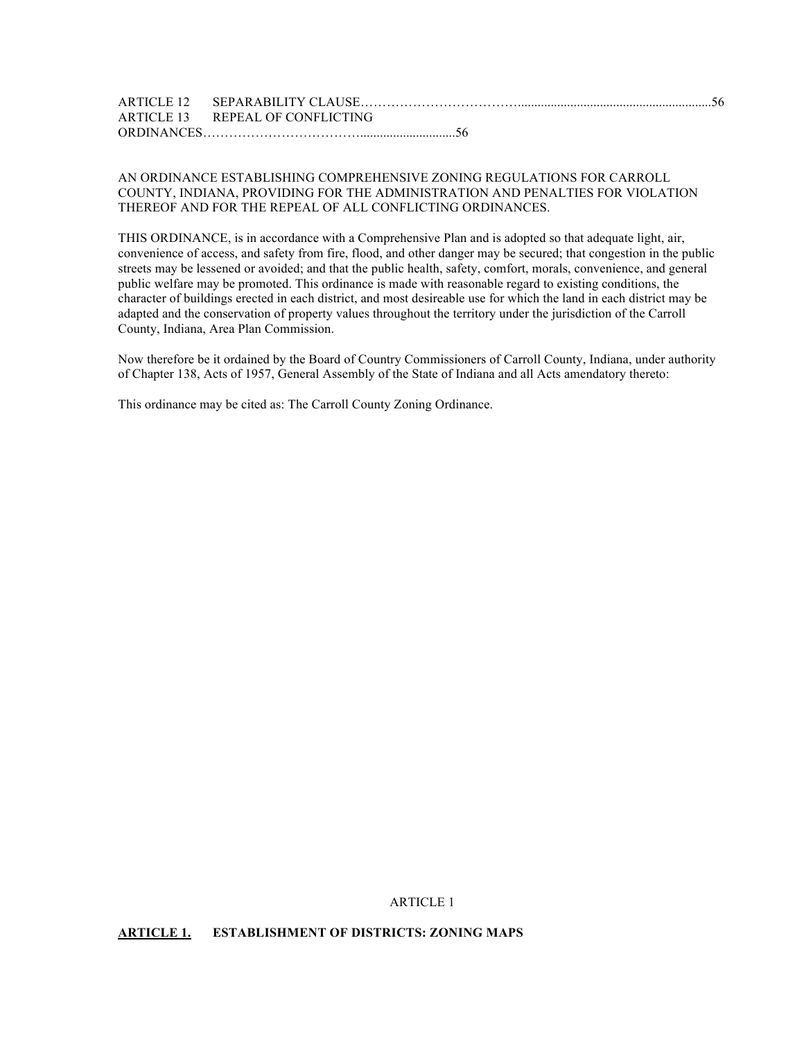ARTICLE 12 SEPARABILITY CLAUSE……………………………….........................................................56
ARTICLE 13 REPEAL OF CONFLICTING ORDINANCES………………………………............................56

AN ORDINANCE ESTABLISHING COMPREHENSIVE ZONING REGULATIONS FOR CARROLL COUNTY, INDIANA, PROVIDING FOR THE ADMINISTRATION AND PENALTIES FOR VIOLATION THEREOF AND FOR THE REPEAL OF ALL CONFLICTING ORDINANCES.

THIS ORDINANCE, is in accordance with a Comprehensive Plan and is adopted so that adequate light, air, convenience of access, and safety from fire, flood, and other danger may be secured; that congestion in the public streets may be lessened or avoided; and that the public health, safety, comfort, morals, convenience, and general public welfare may be promoted. This ordinance is made with reasonable regard to existing conditions, the character of buildings erected in each district, and most desireable use for which the land in each district may be adapted and the conservation of property values throughout the territory under the jurisdiction of the Carroll County, Indiana, Area Plan Commission.

Now therefore be it ordained by the Board of Country Commissioners of Carroll County, Indiana, under authority of Chapter 138, Acts of 1957, General Assembly of the State of Indiana and all Acts amendatory thereto:

This ordinance may be cited as: The Carroll County Zoning Ordinance.

ARTICLE 1

## **ARTICLE 1.** ESTABLISHMENT OF DISTRICTS: ZONING MAPS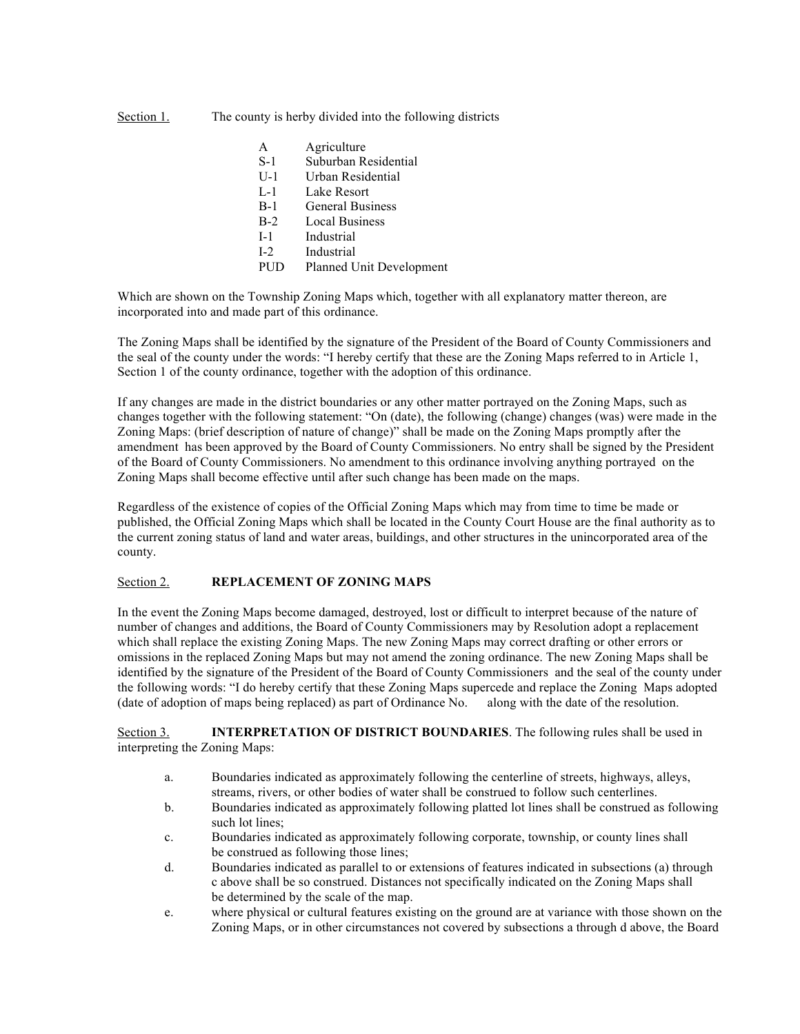Section 1. The county is herby divided into the following districts

| | |
|---|---|
| A | Agriculture |
| S-1 | Suburban Residential |
| U-1 | Urban Residential |
| L-1 | Lake Resort |
| B-1 | General Business |
| B-2 | Local Business |
| I-1 | Industrial |
| I-2 | Industrial |
| PUD | Planned Unit Development |

Which are shown on the Township Zoning Maps which, together with all explanatory matter thereon, are incorporated into and made part of this ordinance.

The Zoning Maps shall be identified by the signature of the President of the Board of County Commissioners and the seal of the county under the words: "I hereby certify that these are the Zoning Maps referred to in Article 1, Section 1 of the county ordinance, together with the adoption of this ordinance.

If any changes are made in the district boundaries or any other matter portrayed on the Zoning Maps, such as changes together with the following statement: "On (date), the following (change) changes (was) were made in the Zoning Maps: (brief description of nature of change)" shall be made on the Zoning Maps promptly after the amendment has been approved by the Board of County Commissioners. No entry shall be signed by the President of the Board of County Commissioners. No amendment to this ordinance involving anything portrayed on the Zoning Maps shall become effective until after such change has been made on the maps.

Regardless of the existence of copies of the Official Zoning Maps which may from time to time be made or published, the Official Zoning Maps which shall be located in the County Court House are the final authority as to the current zoning status of land and water areas, buildings, and other structures in the unincorporated area of the county.

Section 2. **REPLACEMENT OF ZONING MAPS**

In the event the Zoning Maps become damaged, destroyed, lost or difficult to interpret because of the nature of number of changes and additions, the Board of County Commissioners may by Resolution adopt a replacement which shall replace the existing Zoning Maps. The new Zoning Maps may correct drafting or other errors or omissions in the replaced Zoning Maps but may not amend the zoning ordinance. The new Zoning Maps shall be identified by the signature of the President of the Board of County Commissioners and the seal of the county under the following words: "I do hereby certify that these Zoning Maps supercede and replace the Zoning Maps adopted (date of adoption of maps being replaced) as part of Ordinance No. along with the date of the resolution.

Section 3. **INTERPRETATION OF DISTRICT BOUNDARIES**. The following rules shall be used in interpreting the Zoning Maps:

a. Boundaries indicated as approximately following the centerline of streets, highways, alleys, streams, rivers, or other bodies of water shall be construed to follow such centerlines.

b. Boundaries indicated as approximately following platted lot lines shall be construed as following such lot lines;

c. Boundaries indicated as approximately following corporate, township, or county lines shall be construed as following those lines;

d. Boundaries indicated as parallel to or extensions of features indicated in subsections (a) through c above shall be so construed. Distances not specifically indicated on the Zoning Maps shall be determined by the scale of the map.

e. where physical or cultural features existing on the ground are at variance with those shown on the Zoning Maps, or in other circumstances not covered by subsections a through d above, the Board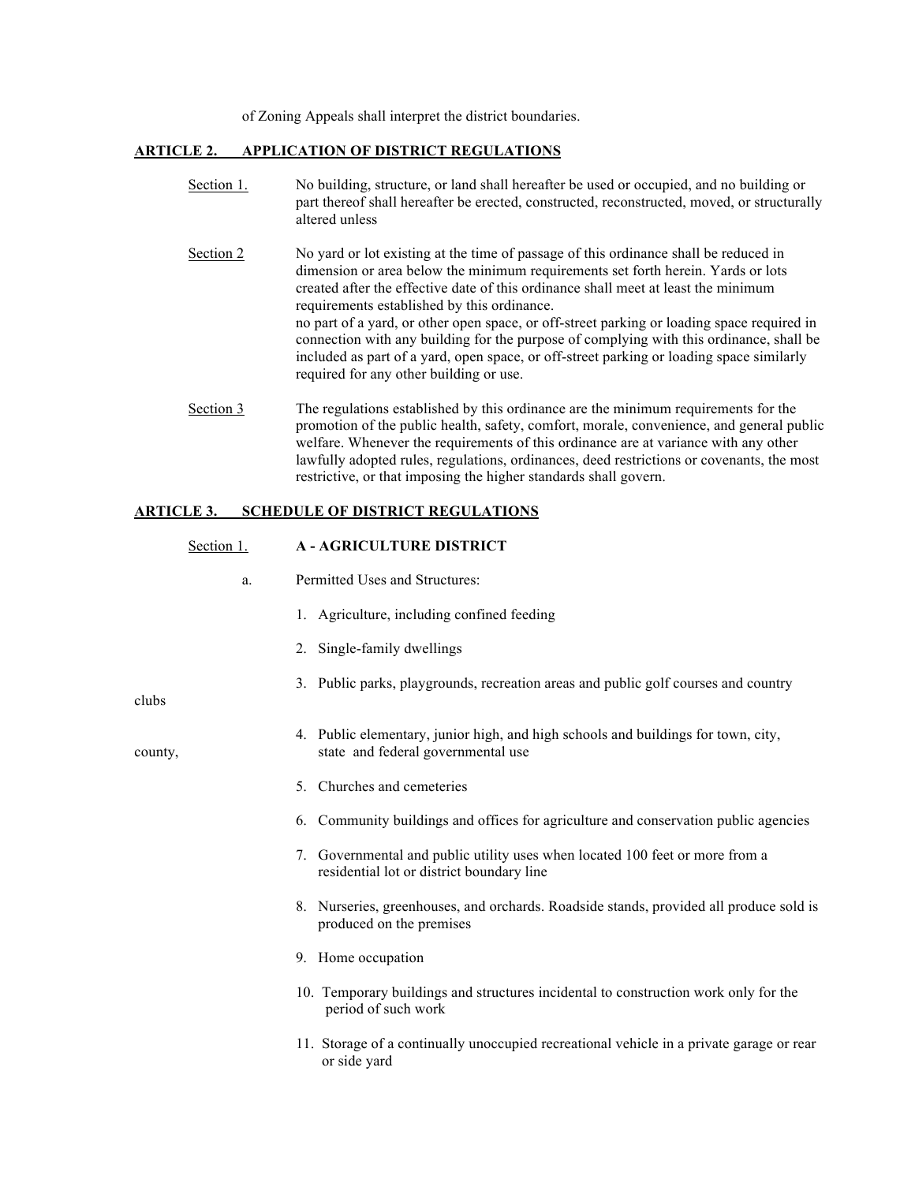of Zoning Appeals shall interpret the district boundaries.

## ARTICLE 2. APPLICATION OF DISTRICT REGULATIONS

Section 1. No building, structure, or land shall hereafter be used or occupied, and no building or part thereof shall hereafter be erected, constructed, reconstructed, moved, or structurally altered unless

Section 2 No yard or lot existing at the time of passage of this ordinance shall be reduced in dimension or area below the minimum requirements set forth herein. Yards or lots created after the effective date of this ordinance shall meet at least the minimum requirements established by this ordinance.
no part of a yard, or other open space, or off-street parking or loading space required in connection with any building for the purpose of complying with this ordinance, shall be included as part of a yard, open space, or off-street parking or loading space similarly required for any other building or use.

Section 3 The regulations established by this ordinance are the minimum requirements for the promotion of the public health, safety, comfort, morale, convenience, and general public welfare. Whenever the requirements of this ordinance are at variance with any other lawfully adopted rules, regulations, ordinances, deed restrictions or covenants, the most restrictive, or that imposing the higher standards shall govern.

## ARTICLE 3. SCHEDULE OF DISTRICT REGULATIONS

Section 1. **A - AGRICULTURE DISTRICT**

a. Permitted Uses and Structures:

1. Agriculture, including confined feeding
2. Single-family dwellings
3. Public parks, playgrounds, recreation areas and public golf courses and country clubs
4. Public elementary, junior high, and high schools and buildings for town, city, county, state and federal governmental use
5. Churches and cemeteries
6. Community buildings and offices for agriculture and conservation public agencies
7. Governmental and public utility uses when located 100 feet or more from a residential lot or district boundary line
8. Nurseries, greenhouses, and orchards. Roadside stands, provided all produce sold is produced on the premises
9. Home occupation
10. Temporary buildings and structures incidental to construction work only for the period of such work
11. Storage of a continually unoccupied recreational vehicle in a private garage or rear or side yard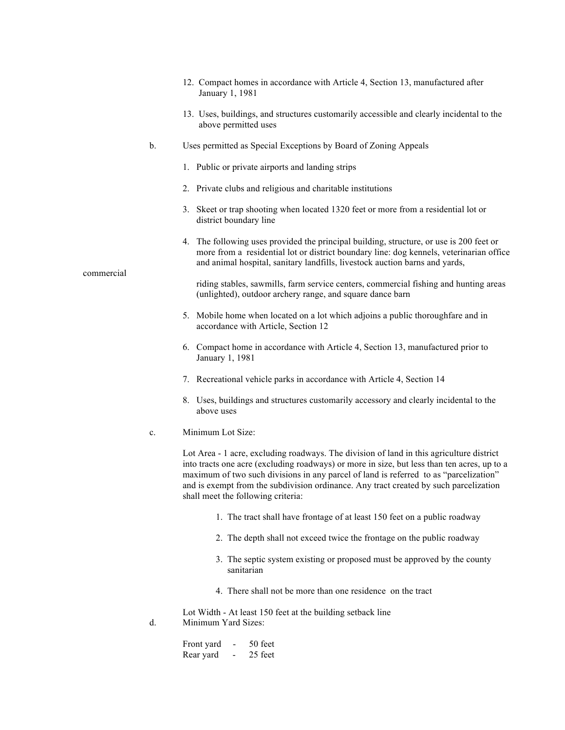12. Compact homes in accordance with Article 4, Section 13, manufactured after January 1, 1981

13. Uses, buildings, and structures customarily accessible and clearly incidental to the above permitted uses

b. Uses permitted as Special Exceptions by Board of Zoning Appeals

1. Public or private airports and landing strips

2. Private clubs and religious and charitable institutions

3. Skeet or trap shooting when located 1320 feet or more from a residential lot or district boundary line

4. The following uses provided the principal building, structure, or use is 200 feet or more from a residential lot or district boundary line: dog kennels, veterinarian office and animal hospital, sanitary landfills, livestock auction barns and yards,

commercial

riding stables, sawmills, farm service centers, commercial fishing and hunting areas (unlighted), outdoor archery range, and square dance barn

5. Mobile home when located on a lot which adjoins a public thoroughfare and in accordance with Article, Section 12

6. Compact home in accordance with Article 4, Section 13, manufactured prior to January 1, 1981

7. Recreational vehicle parks in accordance with Article 4, Section 14

8. Uses, buildings and structures customarily accessory and clearly incidental to the above uses

c. Minimum Lot Size:

Lot Area - 1 acre, excluding roadways. The division of land in this agriculture district into tracts one acre (excluding roadways) or more in size, but less than ten acres, up to a maximum of two such divisions in any parcel of land is referred to as "parcelization" and is exempt from the subdivision ordinance. Any tract created by such parcelization shall meet the following criteria:

1. The tract shall have frontage of at least 150 feet on a public roadway

2. The depth shall not exceed twice the frontage on the public roadway

3. The septic system existing or proposed must be approved by the county sanitarian

4. There shall not be more than one residence on the tract

Lot Width - At least 150 feet at the building setback line

d. Minimum Yard Sizes:

Front yard - 50 feet
Rear yard - 25 feet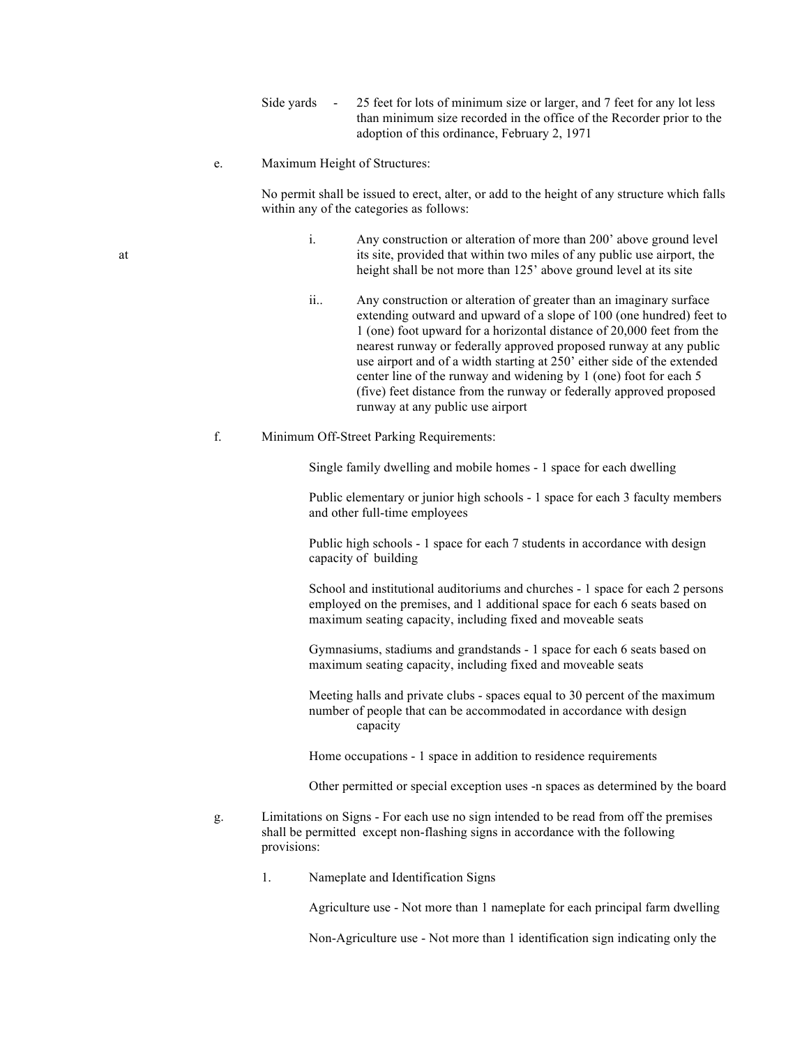Side yards - 25 feet for lots of minimum size or larger, and 7 feet for any lot less than minimum size recorded in the office of the Recorder prior to the adoption of this ordinance, February 2, 1971

e. Maximum Height of Structures:

No permit shall be issued to erect, alter, or add to the height of any structure which falls within any of the categories as follows:

i. Any construction or alteration of more than 200' above ground level at its site, provided that within two miles of any public use airport, the height shall be not more than 125' above ground level at its site

ii.. Any construction or alteration of greater than an imaginary surface extending outward and upward of a slope of 100 (one hundred) feet to 1 (one) foot upward for a horizontal distance of 20,000 feet from the nearest runway or federally approved proposed runway at any public use airport and of a width starting at 250' either side of the extended center line of the runway and widening by 1 (one) foot for each 5 (five) feet distance from the runway or federally approved proposed runway at any public use airport

f. Minimum Off-Street Parking Requirements:

Single family dwelling and mobile homes - 1 space for each dwelling

Public elementary or junior high schools - 1 space for each 3 faculty members and other full-time employees

Public high schools - 1 space for each 7 students in accordance with design capacity of building

School and institutional auditoriums and churches - 1 space for each 2 persons employed on the premises, and 1 additional space for each 6 seats based on maximum seating capacity, including fixed and moveable seats

Gymnasiums, stadiums and grandstands - 1 space for each 6 seats based on maximum seating capacity, including fixed and moveable seats

Meeting halls and private clubs - spaces equal to 30 percent of the maximum number of people that can be accommodated in accordance with design capacity

Home occupations - 1 space in addition to residence requirements

Other permitted or special exception uses -n spaces as determined by the board

g. Limitations on Signs - For each use no sign intended to be read from off the premises shall be permitted except non-flashing signs in accordance with the following provisions:

1. Nameplate and Identification Signs

Agriculture use - Not more than 1 nameplate for each principal farm dwelling

Non-Agriculture use - Not more than 1 identification sign indicating only the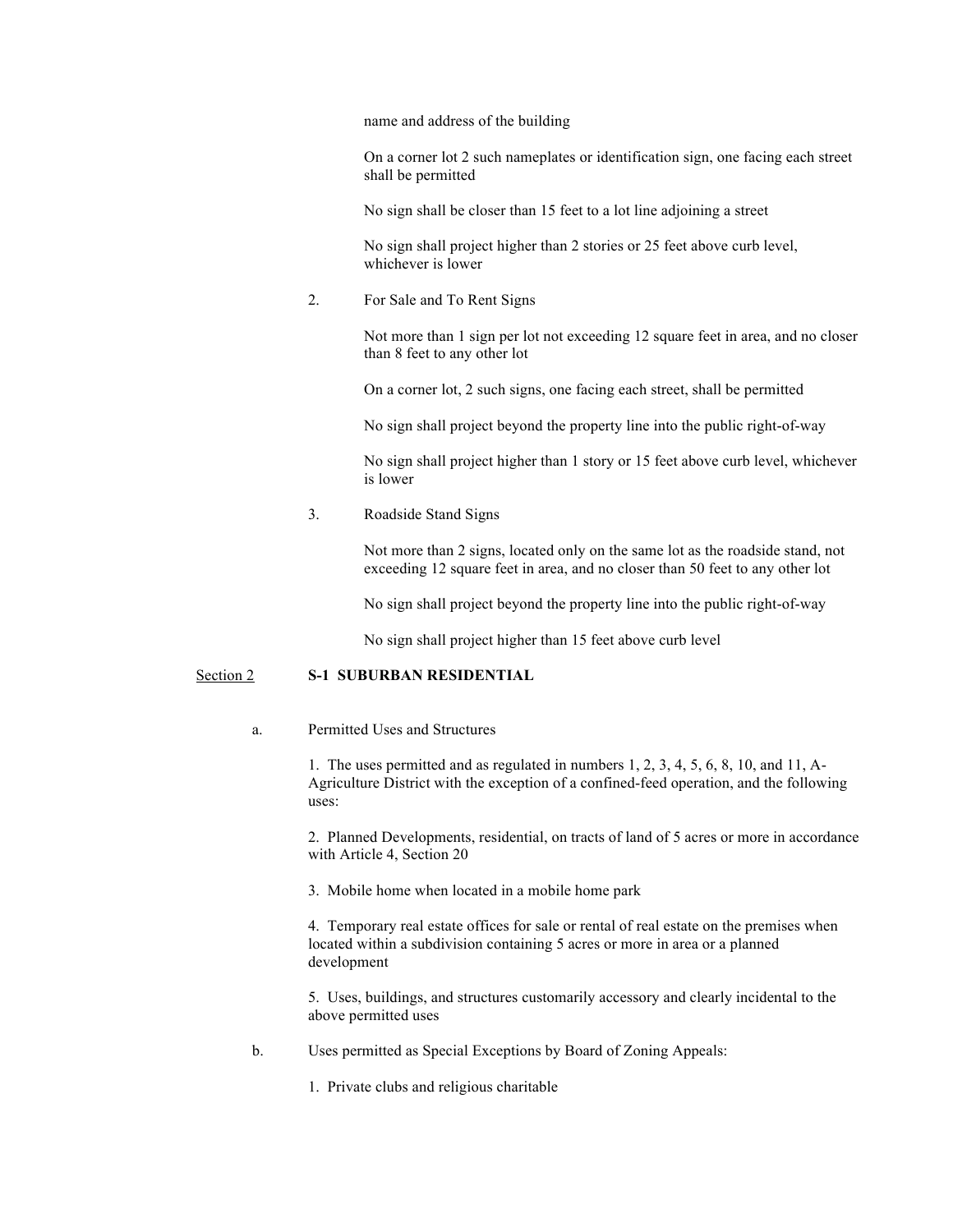name and address of the building

On a corner lot 2 such nameplates or identification sign, one facing each street shall be permitted

No sign shall be closer than 15 feet to a lot line adjoining a street

No sign shall project higher than 2 stories or 25 feet above curb level, whichever is lower

2. For Sale and To Rent Signs

Not more than 1 sign per lot not exceeding 12 square feet in area, and no closer than 8 feet to any other lot

On a corner lot, 2 such signs, one facing each street, shall be permitted

No sign shall project beyond the property line into the public right-of-way

No sign shall project higher than 1 story or 15 feet above curb level, whichever is lower

3. Roadside Stand Signs

Not more than 2 signs, located only on the same lot as the roadside stand, not exceeding 12 square feet in area, and no closer than 50 feet to any other lot

No sign shall project beyond the property line into the public right-of-way

No sign shall project higher than 15 feet above curb level

## Section 2 **S-1 SUBURBAN RESIDENTIAL**

a. Permitted Uses and Structures

1. The uses permitted and as regulated in numbers 1, 2, 3, 4, 5, 6, 8, 10, and 11, A-Agriculture District with the exception of a confined-feed operation, and the following uses:

2. Planned Developments, residential, on tracts of land of 5 acres or more in accordance with Article 4, Section 20

3. Mobile home when located in a mobile home park

4. Temporary real estate offices for sale or rental of real estate on the premises when located within a subdivision containing 5 acres or more in area or a planned development

5. Uses, buildings, and structures customarily accessory and clearly incidental to the above permitted uses

b. Uses permitted as Special Exceptions by Board of Zoning Appeals:

1. Private clubs and religious charitable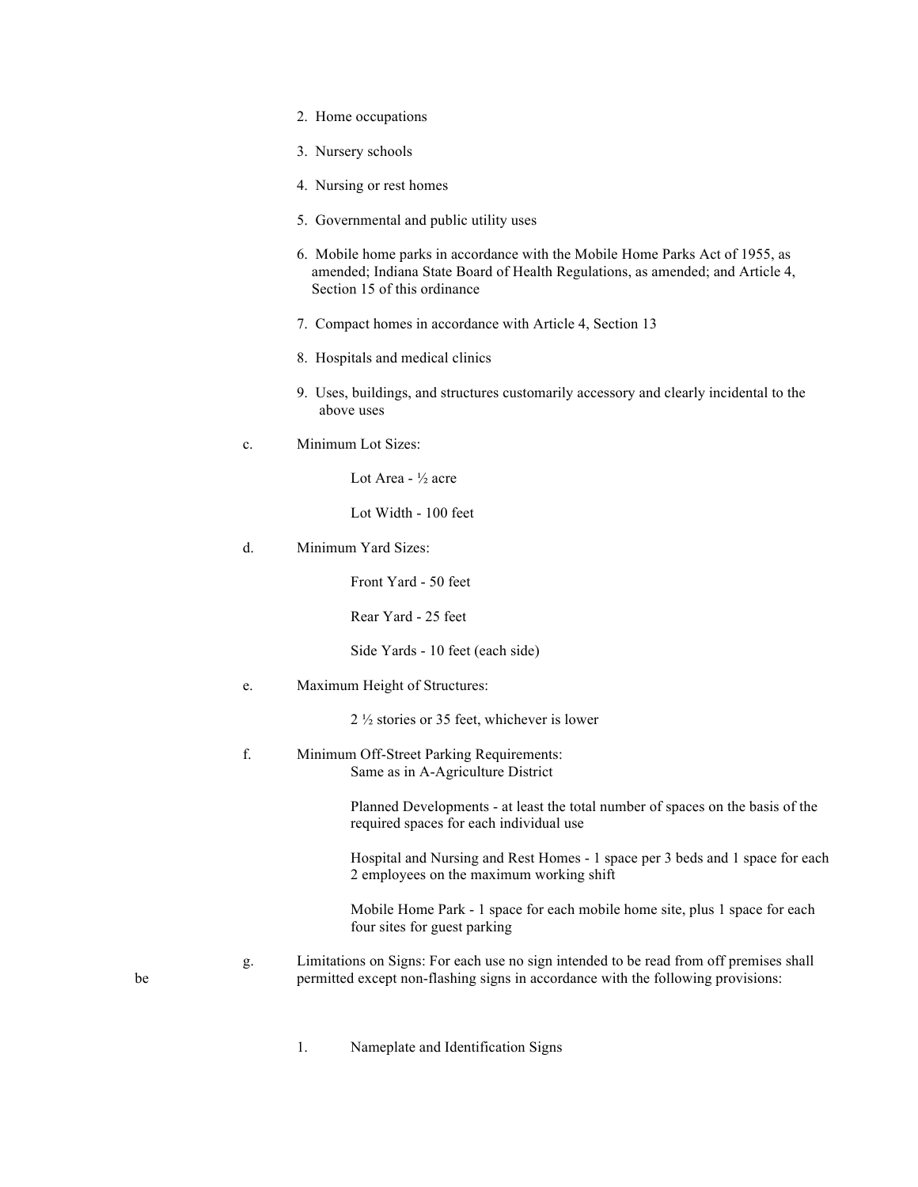2. Home occupations

3. Nursery schools

4. Nursing or rest homes

5. Governmental and public utility uses

6. Mobile home parks in accordance with the Mobile Home Parks Act of 1955, as amended; Indiana State Board of Health Regulations, as amended; and Article 4, Section 15 of this ordinance

7. Compact homes in accordance with Article 4, Section 13

8. Hospitals and medical clinics

9. Uses, buildings, and structures customarily accessory and clearly incidental to the above uses

c. Minimum Lot Sizes:

Lot Area - ½ acre

Lot Width - 100 feet

d. Minimum Yard Sizes:

Front Yard - 50 feet

Rear Yard - 25 feet

Side Yards - 10 feet (each side)

e. Maximum Height of Structures:

2 ½ stories or 35 feet, whichever is lower

f. Minimum Off-Street Parking Requirements:
Same as in A-Agriculture District

Planned Developments - at least the total number of spaces on the basis of the required spaces for each individual use

Hospital and Nursing and Rest Homes - 1 space per 3 beds and 1 space for each 2 employees on the maximum working shift

Mobile Home Park - 1 space for each mobile home site, plus 1 space for each four sites for guest parking

g. Limitations on Signs: For each use no sign intended to be read from off premises shall be permitted except non-flashing signs in accordance with the following provisions:

1. Nameplate and Identification Signs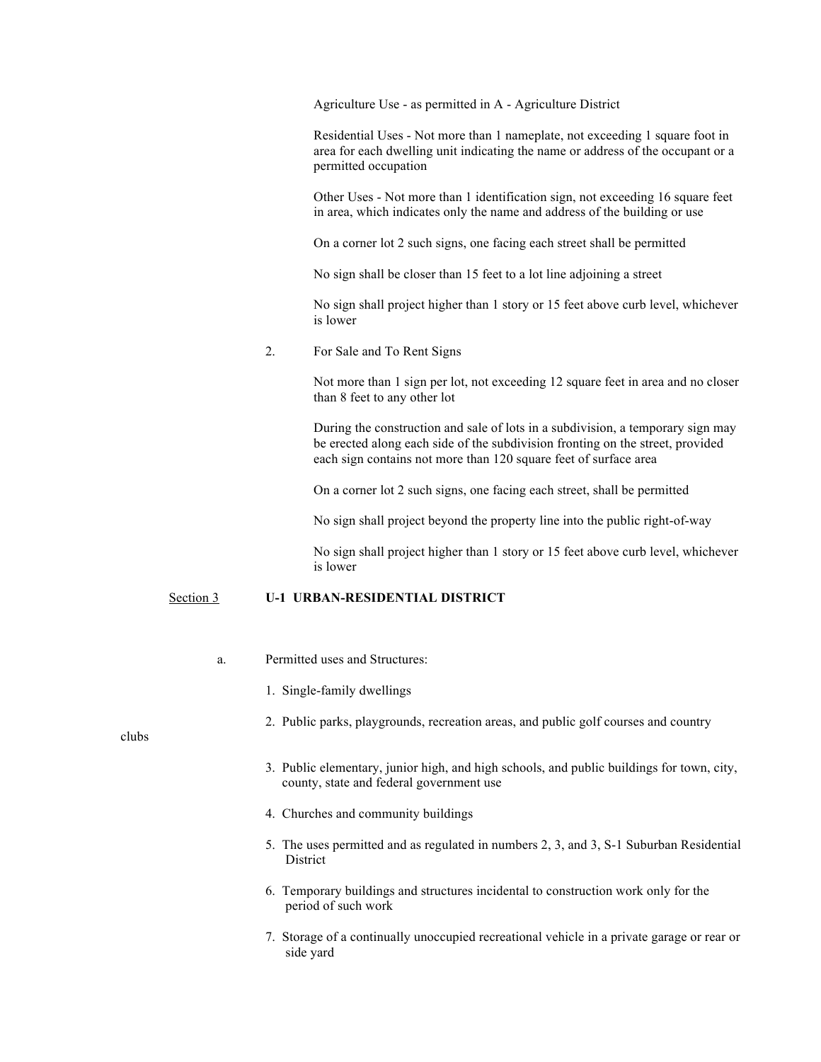Agriculture Use - as permitted in A - Agriculture District

Residential Uses - Not more than 1 nameplate, not exceeding 1 square foot in area for each dwelling unit indicating the name or address of the occupant or a permitted occupation

Other Uses - Not more than 1 identification sign, not exceeding 16 square feet in area, which indicates only the name and address of the building or use

On a corner lot 2 such signs, one facing each street shall be permitted

No sign shall be closer than 15 feet to a lot line adjoining a street

No sign shall project higher than 1 story or 15 feet above curb level, whichever is lower

2. For Sale and To Rent Signs

Not more than 1 sign per lot, not exceeding 12 square feet in area and no closer than 8 feet to any other lot

During the construction and sale of lots in a subdivision, a temporary sign may be erected along each side of the subdivision fronting on the street, provided each sign contains not more than 120 square feet of surface area

On a corner lot 2 such signs, one facing each street, shall be permitted

No sign shall project beyond the property line into the public right-of-way

No sign shall project higher than 1 story or 15 feet above curb level, whichever is lower

## Section 3 **U-1 URBAN-RESIDENTIAL DISTRICT**

a. Permitted uses and Structures:

1. Single-family dwellings
2. Public parks, playgrounds, recreation areas, and public golf courses and country clubs
3. Public elementary, junior high, and high schools, and public buildings for town, city, county, state and federal government use
4. Churches and community buildings
5. The uses permitted and as regulated in numbers 2, 3, and 3, S-1 Suburban Residential District
6. Temporary buildings and structures incidental to construction work only for the period of such work
7. Storage of a continually unoccupied recreational vehicle in a private garage or rear or side yard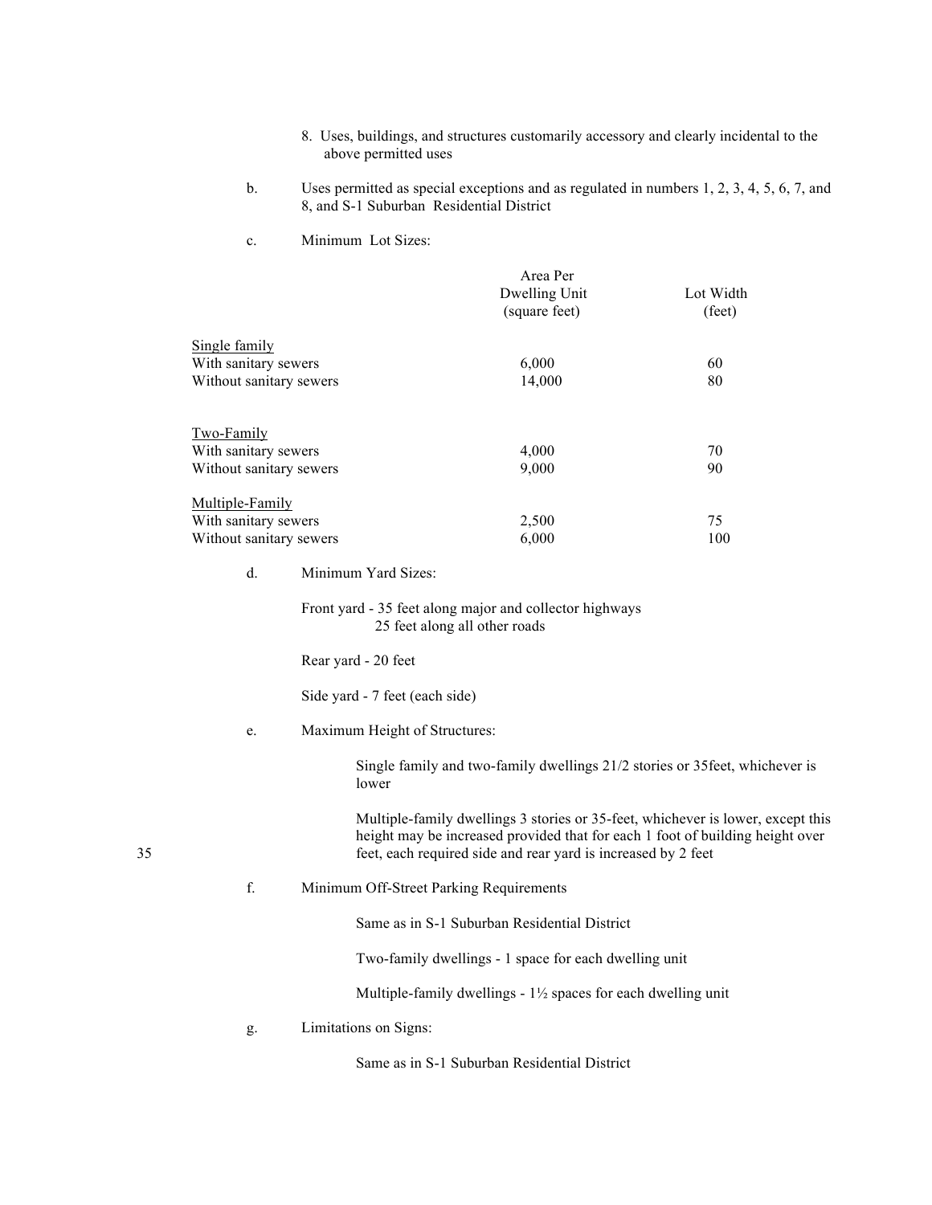8. Uses, buildings, and structures customarily accessory and clearly incidental to the above permitted uses

b. Uses permitted as special exceptions and as regulated in numbers 1, 2, 3, 4, 5, 6, 7, and 8, and S-1 Suburban Residential District

c. Minimum Lot Sizes:

| | Area Per Dwelling Unit (square feet) | Lot Width (feet) |
|---|---|---|
| <u>Single family</u> | | |
| With sanitary sewers | 6,000 | 60 |
| Without sanitary sewers | 14,000 | 80 |
| <u>Two-Family</u> | | |
| With sanitary sewers | 4,000 | 70 |
| Without sanitary sewers | 9,000 | 90 |
| <u>Multiple-Family</u> | | |
| With sanitary sewers | 2,500 | 75 |
| Without sanitary sewers | 6,000 | 100 |

d. Minimum Yard Sizes:

Front yard - 35 feet along major and collector highways
25 feet along all other roads

Rear yard - 20 feet

Side yard - 7 feet (each side)

e. Maximum Height of Structures:

Single family and two-family dwellings 21/2 stories or 35feet, whichever is lower

Multiple-family dwellings 3 stories or 35-feet, whichever is lower, except this height may be increased provided that for each 1 foot of building height over 35 feet, each required side and rear yard is increased by 2 feet

f. Minimum Off-Street Parking Requirements

Same as in S-1 Suburban Residential District

Two-family dwellings - 1 space for each dwelling unit

Multiple-family dwellings - 1½ spaces for each dwelling unit

g. Limitations on Signs:

Same as in S-1 Suburban Residential District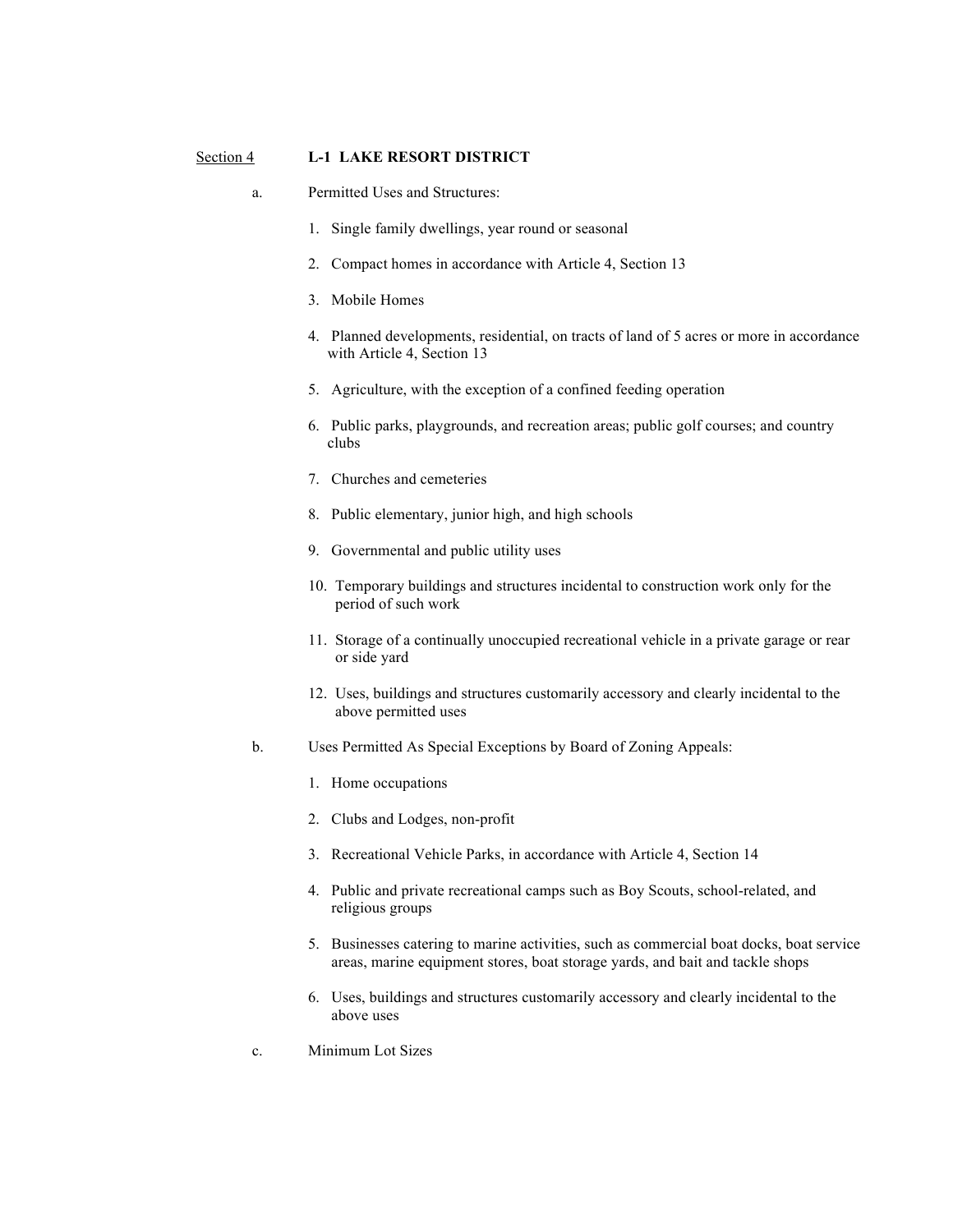## Section 4 L-1 LAKE RESORT DISTRICT

a. Permitted Uses and Structures:

1. Single family dwellings, year round or seasonal
2. Compact homes in accordance with Article 4, Section 13
3. Mobile Homes
4. Planned developments, residential, on tracts of land of 5 acres or more in accordance with Article 4, Section 13
5. Agriculture, with the exception of a confined feeding operation
6. Public parks, playgrounds, and recreation areas; public golf courses; and country clubs
7. Churches and cemeteries
8. Public elementary, junior high, and high schools
9. Governmental and public utility uses
10. Temporary buildings and structures incidental to construction work only for the period of such work
11. Storage of a continually unoccupied recreational vehicle in a private garage or rear or side yard
12. Uses, buildings and structures customarily accessory and clearly incidental to the above permitted uses

b. Uses Permitted As Special Exceptions by Board of Zoning Appeals:

1. Home occupations
2. Clubs and Lodges, non-profit
3. Recreational Vehicle Parks, in accordance with Article 4, Section 14
4. Public and private recreational camps such as Boy Scouts, school-related, and religious groups
5. Businesses catering to marine activities, such as commercial boat docks, boat service areas, marine equipment stores, boat storage yards, and bait and tackle shops
6. Uses, buildings and structures customarily accessory and clearly incidental to the above uses

c. Minimum Lot Sizes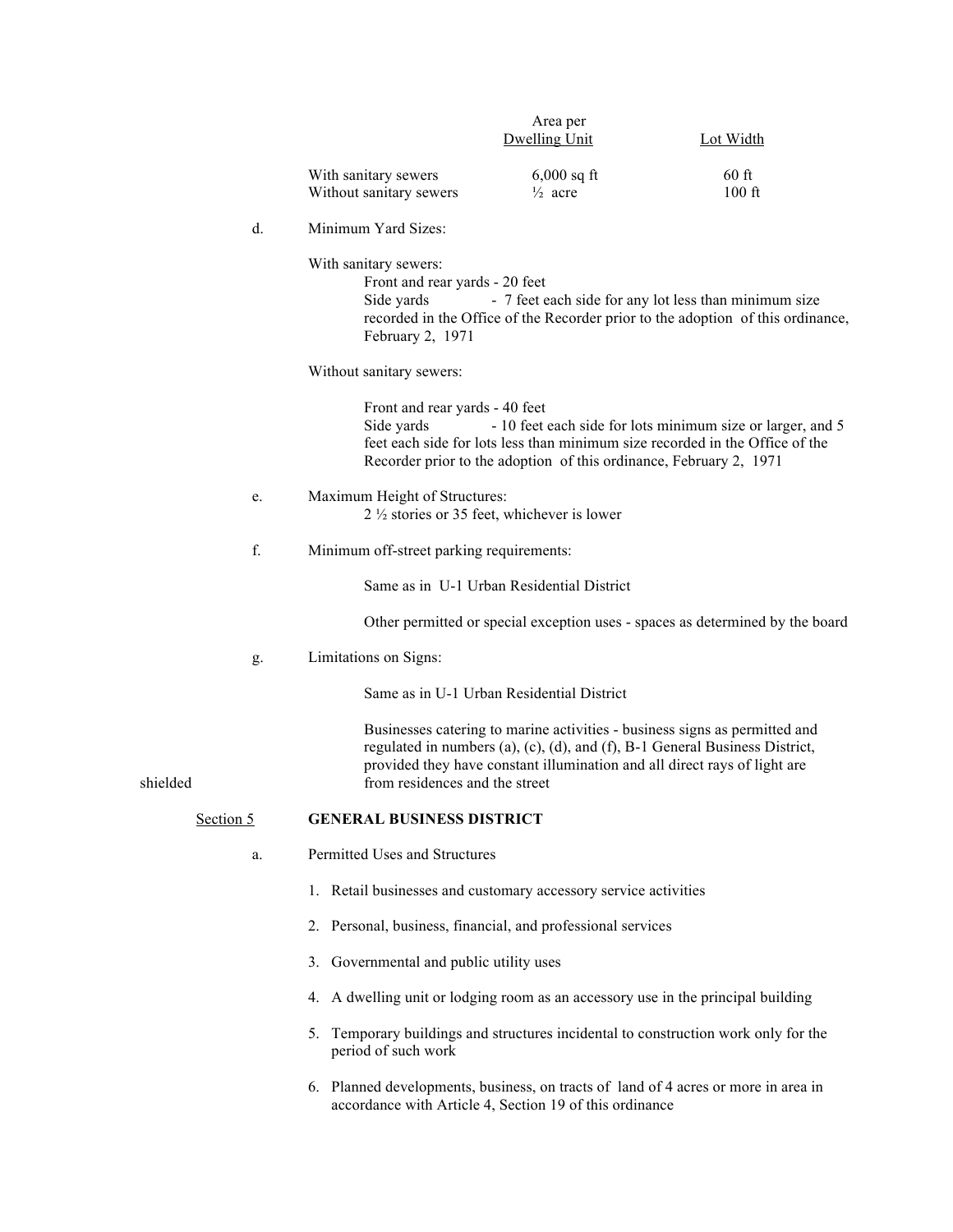| | Area per Dwelling Unit | Lot Width |
|---|---|---|
| With sanitary sewers | 6,000 sq ft | 60 ft |
| Without sanitary sewers | ½ acre | 100 ft |

d. Minimum Yard Sizes:

With sanitary sewers:

Front and rear yards - 20 feet
Side yards - 7 feet each side for any lot less than minimum size recorded in the Office of the Recorder prior to the adoption of this ordinance, February 2, 1971

Without sanitary sewers:

Front and rear yards - 40 feet
Side yards - 10 feet each side for lots minimum size or larger, and 5 feet each side for lots less than minimum size recorded in the Office of the Recorder prior to the adoption of this ordinance, February 2, 1971

e. Maximum Height of Structures:
2 ½ stories or 35 feet, whichever is lower

f. Minimum off-street parking requirements:

Same as in U-1 Urban Residential District

Other permitted or special exception uses - spaces as determined by the board

g. Limitations on Signs:

Same as in U-1 Urban Residential District

Businesses catering to marine activities - business signs as permitted and regulated in numbers (a), (c), (d), and (f), B-1 General Business District, provided they have constant illumination and all direct rays of light are shielded from residences and the street

## Section 5 GENERAL BUSINESS DISTRICT

a. Permitted Uses and Structures

1. Retail businesses and customary accessory service activities
2. Personal, business, financial, and professional services
3. Governmental and public utility uses
4. A dwelling unit or lodging room as an accessory use in the principal building
5. Temporary buildings and structures incidental to construction work only for the period of such work
6. Planned developments, business, on tracts of land of 4 acres or more in area in accordance with Article 4, Section 19 of this ordinance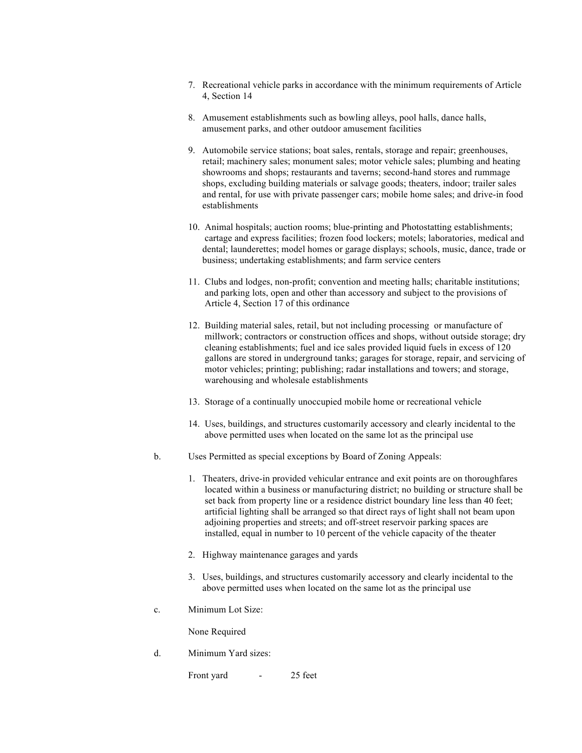7. Recreational vehicle parks in accordance with the minimum requirements of Article 4, Section 14

8. Amusement establishments such as bowling alleys, pool halls, dance halls, amusement parks, and other outdoor amusement facilities

9. Automobile service stations; boat sales, rentals, storage and repair; greenhouses, retail; machinery sales; monument sales; motor vehicle sales; plumbing and heating showrooms and shops; restaurants and taverns; second-hand stores and rummage shops, excluding building materials or salvage goods; theaters, indoor; trailer sales and rental, for use with private passenger cars; mobile home sales; and drive-in food establishments

10. Animal hospitals; auction rooms; blue-printing and Photostatting establishments; cartage and express facilities; frozen food lockers; motels; laboratories, medical and dental; launderettes; model homes or garage displays; schools, music, dance, trade or business; undertaking establishments; and farm service centers

11. Clubs and lodges, non-profit; convention and meeting halls; charitable institutions; and parking lots, open and other than accessory and subject to the provisions of Article 4, Section 17 of this ordinance

12. Building material sales, retail, but not including processing or manufacture of millwork; contractors or construction offices and shops, without outside storage; dry cleaning establishments; fuel and ice sales provided liquid fuels in excess of 120 gallons are stored in underground tanks; garages for storage, repair, and servicing of motor vehicles; printing; publishing; radar installations and towers; and storage, warehousing and wholesale establishments

13. Storage of a continually unoccupied mobile home or recreational vehicle

14. Uses, buildings, and structures customarily accessory and clearly incidental to the above permitted uses when located on the same lot as the principal use

b. Uses Permitted as special exceptions by Board of Zoning Appeals:

1. Theaters, drive-in provided vehicular entrance and exit points are on thoroughfares located within a business or manufacturing district; no building or structure shall be set back from property line or a residence district boundary line less than 40 feet; artificial lighting shall be arranged so that direct rays of light shall not beam upon adjoining properties and streets; and off-street reservoir parking spaces are installed, equal in number to 10 percent of the vehicle capacity of the theater

2. Highway maintenance garages and yards

3. Uses, buildings, and structures customarily accessory and clearly incidental to the above permitted uses when located on the same lot as the principal use

c. Minimum Lot Size:

None Required

d. Minimum Yard sizes:

Front yard - 25 feet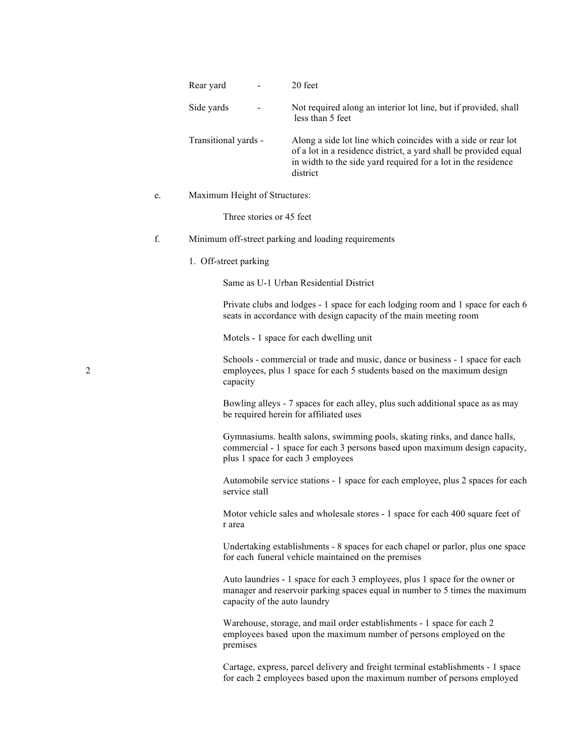Rear yard - 20 feet

Side yards - Not required along an interior lot line, but if provided, shall less than 5 feet

Transitional yards - Along a side lot line which coincides with a side or rear lot of a lot in a residence district, a yard shall be provided equal in width to the side yard required for a lot in the residence district

e. Maximum Height of Structures:

Three stories or 45 feet

f. Minimum off-street parking and loading requirements

1. Off-street parking

Same as U-1 Urban Residential District

Private clubs and lodges - 1 space for each lodging room and 1 space for each 6 seats in accordance with design capacity of the main meeting room

Motels - 1 space for each dwelling unit

Schools - commercial or trade and music, dance or business - 1 space for each 2 employees, plus 1 space for each 5 students based on the maximum design capacity

Bowling alleys - 7 spaces for each alley, plus such additional space as as may be required herein for affiliated uses

Gymnasiums. health salons, swimming pools, skating rinks, and dance halls, commercial - 1 space for each 3 persons based upon maximum design capacity, plus 1 space for each 3 employees

Automobile service stations - 1 space for each employee, plus 2 spaces for each service stall

Motor vehicle sales and wholesale stores - 1 space for each 400 square feet of r area

Undertaking establishments - 8 spaces for each chapel or parlor, plus one space for each funeral vehicle maintained on the premises

Auto laundries - 1 space for each 3 employees, plus 1 space for the owner or manager and reservoir parking spaces equal in number to 5 times the maximum capacity of the auto laundry

Warehouse, storage, and mail order establishments - 1 space for each 2 employees based upon the maximum number of persons employed on the premises

Cartage, express, parcel delivery and freight terminal establishments - 1 space for each 2 employees based upon the maximum number of persons employed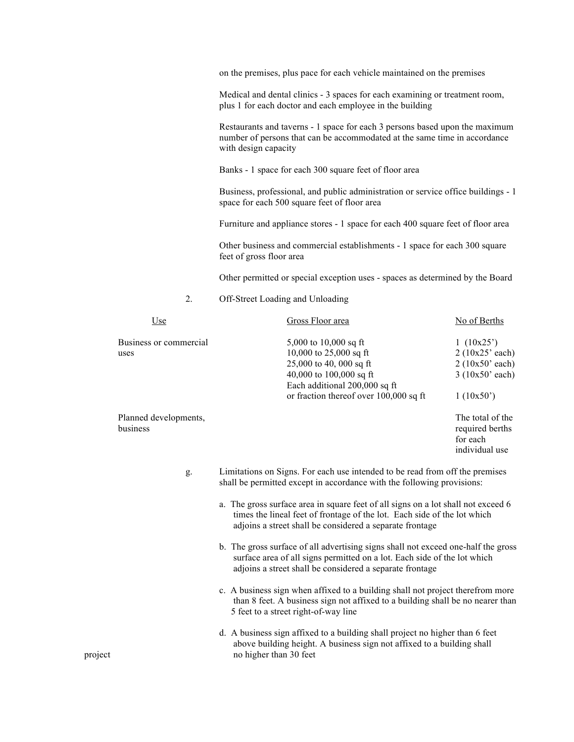on the premises, plus pace for each vehicle maintained on the premises

Medical and dental clinics - 3 spaces for each examining or treatment room, plus 1 for each doctor and each employee in the building

Restaurants and taverns - 1 space for each 3 persons based upon the maximum number of persons that can be accommodated at the same time in accordance with design capacity

Banks - 1 space for each 300 square feet of floor area

Business, professional, and public administration or service office buildings - 1 space for each 500 square feet of floor area

Furniture and appliance stores - 1 space for each 400 square feet of floor area

Other business and commercial establishments - 1 space for each 300 square feet of gross floor area

Other permitted or special exception uses - spaces as determined by the Board

2. Off-Street Loading and Unloading

| Use | Gross Floor area | No of Berths |
|---|---|---|
| Business or commercial uses | 5,000 to 10,000 sq ft | 1 (10x25') |
| | 10,000 to 25,000 sq ft | 2 (10x25' each) |
| | 25,000 to 40, 000 sq ft | 2 (10x50' each) |
| | 40,000 to 100,000 sq ft | 3 (10x50' each) |
| | Each additional 200,000 sq ft or fraction thereof over 100,000 sq ft | 1 (10x50') |
| Planned developments, business | | The total of the required berths for each individual use |

g. Limitations on Signs. For each use intended to be read from off the premises shall be permitted except in accordance with the following provisions:

a. The gross surface area in square feet of all signs on a lot shall not exceed 6 times the lineal feet of frontage of the lot. Each side of the lot which adjoins a street shall be considered a separate frontage

b. The gross surface of all advertising signs shall not exceed one-half the gross surface area of all signs permitted on a lot. Each side of the lot which adjoins a street shall be considered a separate frontage

c. A business sign when affixed to a building shall not project therefrom more than 8 feet. A business sign not affixed to a building shall be no nearer than 5 feet to a street right-of-way line

d. A business sign affixed to a building shall project no higher than 6 feet above building height. A business sign not affixed to a building shall project no higher than 30 feet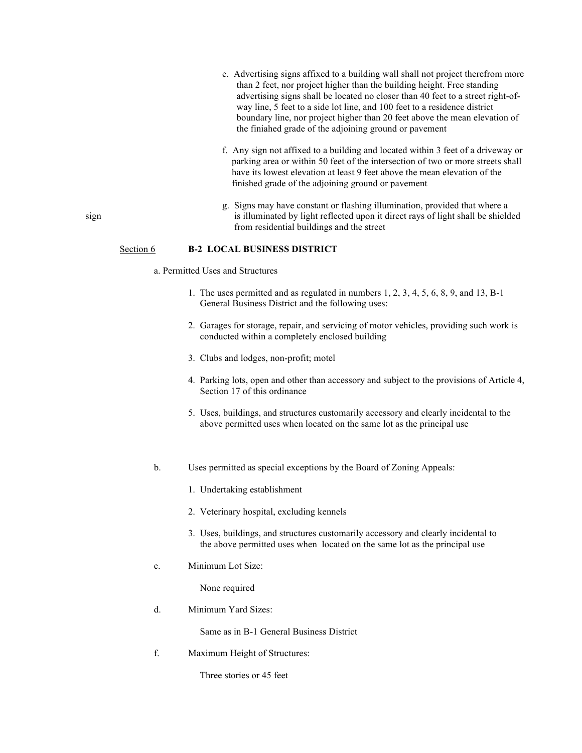e. Advertising signs affixed to a building wall shall not project therefrom more than 2 feet, nor project higher than the building height. Free standing advertising signs shall be located no closer than 40 feet to a street right-of-way line, 5 feet to a side lot line, and 100 feet to a residence district boundary line, nor project higher than 20 feet above the mean elevation of the finiahed grade of the adjoining ground or pavement

f. Any sign not affixed to a building and located within 3 feet of a driveway or parking area or within 50 feet of the intersection of two or more streets shall have its lowest elevation at least 9 feet above the mean elevation of the finished grade of the adjoining ground or pavement

g. Signs may have constant or flashing illumination, provided that where a sign is illuminated by light reflected upon it direct rays of light shall be shielded from residential buildings and the street

## Section 6 **B-2 LOCAL BUSINESS DISTRICT**

a. Permitted Uses and Structures

1. The uses permitted and as regulated in numbers 1, 2, 3, 4, 5, 6, 8, 9, and 13, B-1 General Business District and the following uses:
2. Garages for storage, repair, and servicing of motor vehicles, providing such work is conducted within a completely enclosed building
3. Clubs and lodges, non-profit; motel
4. Parking lots, open and other than accessory and subject to the provisions of Article 4, Section 17 of this ordinance
5. Uses, buildings, and structures customarily accessory and clearly incidental to the above permitted uses when located on the same lot as the principal use

b. Uses permitted as special exceptions by the Board of Zoning Appeals:

1. Undertaking establishment
2. Veterinary hospital, excluding kennels
3. Uses, buildings, and structures customarily accessory and clearly incidental to the above permitted uses when located on the same lot as the principal use

c. Minimum Lot Size:

None required

d. Minimum Yard Sizes:

Same as in B-1 General Business District

f. Maximum Height of Structures:

Three stories or 45 feet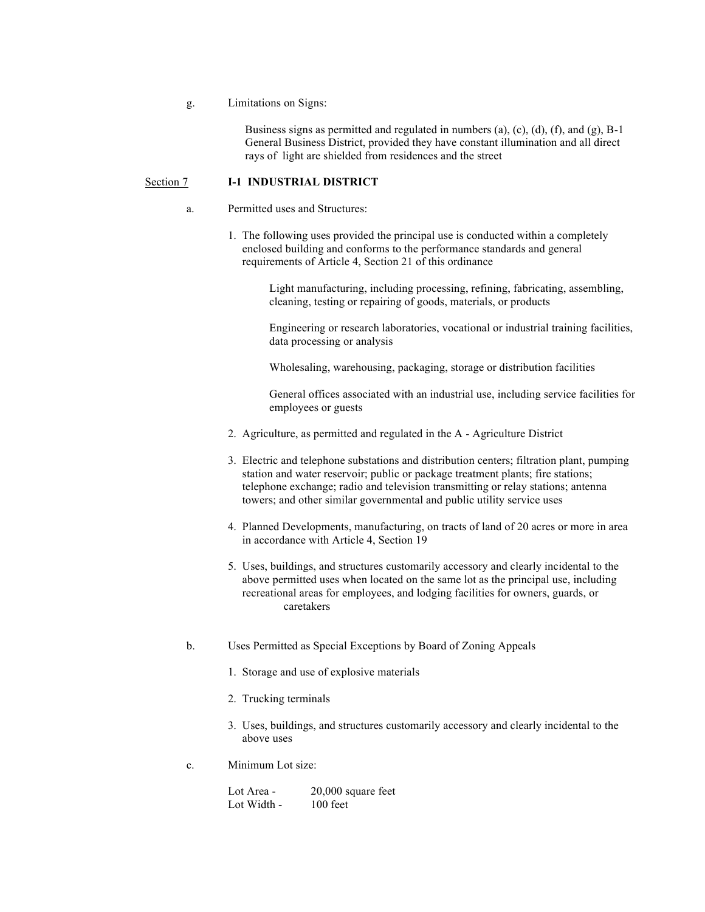g. Limitations on Signs:

Business signs as permitted and regulated in numbers (a), (c), (d), (f), and (g), B-1 General Business District, provided they have constant illumination and all direct rays of light are shielded from residences and the street

## Section 7 I-1 INDUSTRIAL DISTRICT

a. Permitted uses and Structures:

1. The following uses provided the principal use is conducted within a completely enclosed building and conforms to the performance standards and general requirements of Article 4, Section 21 of this ordinance

   Light manufacturing, including processing, refining, fabricating, assembling, cleaning, testing or repairing of goods, materials, or products

   Engineering or research laboratories, vocational or industrial training facilities, data processing or analysis

   Wholesaling, warehousing, packaging, storage or distribution facilities

   General offices associated with an industrial use, including service facilities for employees or guests

2. Agriculture, as permitted and regulated in the A - Agriculture District

3. Electric and telephone substations and distribution centers; filtration plant, pumping station and water reservoir; public or package treatment plants; fire stations; telephone exchange; radio and television transmitting or relay stations; antenna towers; and other similar governmental and public utility service uses

4. Planned Developments, manufacturing, on tracts of land of 20 acres or more in area in accordance with Article 4, Section 19

5. Uses, buildings, and structures customarily accessory and clearly incidental to the above permitted uses when located on the same lot as the principal use, including recreational areas for employees, and lodging facilities for owners, guards, or caretakers

b. Uses Permitted as Special Exceptions by Board of Zoning Appeals

1. Storage and use of explosive materials

2. Trucking terminals

3. Uses, buildings, and structures customarily accessory and clearly incidental to the above uses

c. Minimum Lot size:

Lot Area - 20,000 square feet
Lot Width - 100 feet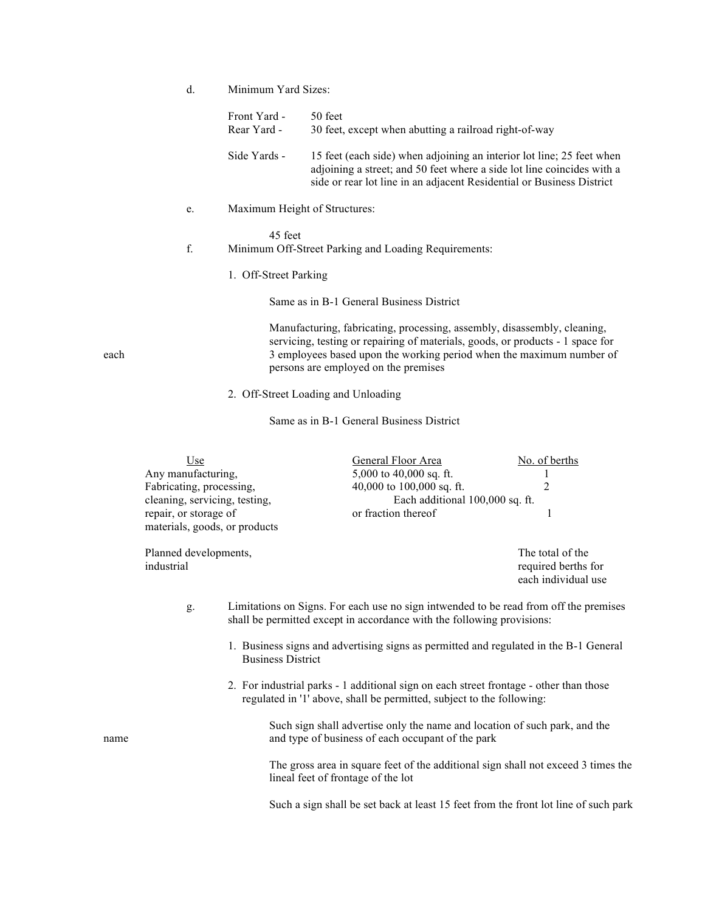d. Minimum Yard Sizes:

Front Yard - 50 feet
Rear Yard - 30 feet, except when abutting a railroad right-of-way

Side Yards - 15 feet (each side) when adjoining an interior lot line; 25 feet when adjoining a street; and 50 feet where a side lot line coincides with a side or rear lot line in an adjacent Residential or Business District

e. Maximum Height of Structures:

45 feet

f. Minimum Off-Street Parking and Loading Requirements:

1. Off-Street Parking

Same as in B-1 General Business District

each

Manufacturing, fabricating, processing, assembly, disassembly, cleaning, servicing, testing or repairing of materials, goods, or products - 1 space for 3 employees based upon the working period when the maximum number of persons are employed on the premises

2. Off-Street Loading and Unloading

Same as in B-1 General Business District

| Use | General Floor Area | No. of berths |
|---|---|---|
| Any manufacturing, Fabricating, processing, cleaning, servicing, testing, repair, or storage of materials, goods, or products | 5,000 to 40,000 sq. ft. | 1 |
| | 40,000 to 100,000 sq. ft. | 2 |
| | Each additional 100,000 sq. ft. or fraction thereof | 1 |
| Planned developments, industrial | | The total of the required berths for each individual use |

g. Limitations on Signs. For each use no sign intwended to be read from off the premises shall be permitted except in accordance with the following provisions:

1. Business signs and advertising signs as permitted and regulated in the B-1 General Business District

2. For industrial parks - 1 additional sign on each street frontage - other than those regulated in '1' above, shall be permitted, subject to the following:

name

Such sign shall advertise only the name and location of such park, and the and type of business of each occupant of the park

The gross area in square feet of the additional sign shall not exceed 3 times the lineal feet of frontage of the lot

Such a sign shall be set back at least 15 feet from the front lot line of such park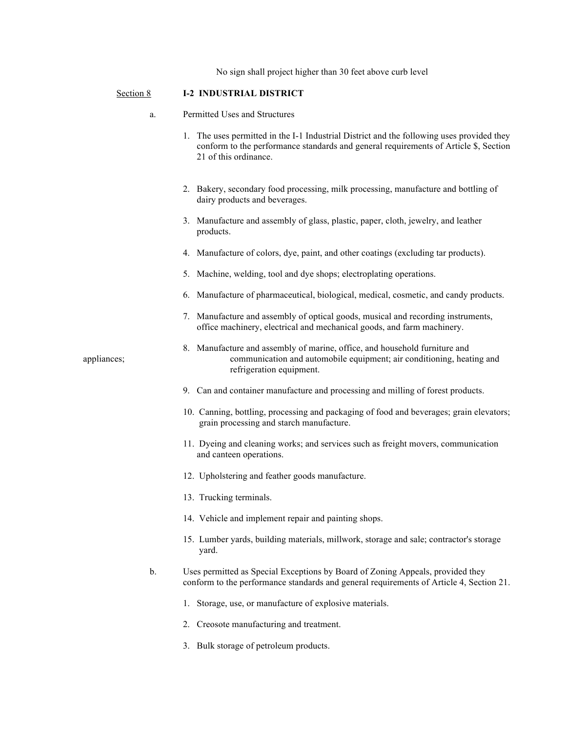No sign shall project higher than 30 feet above curb level

## Section 8 I-2 INDUSTRIAL DISTRICT

a. Permitted Uses and Structures

1. The uses permitted in the I-1 Industrial District and the following uses provided they conform to the performance standards and general requirements of Article $, Section 21 of this ordinance.
2. Bakery, secondary food processing, milk processing, manufacture and bottling of dairy products and beverages.
3. Manufacture and assembly of glass, plastic, paper, cloth, jewelry, and leather products.
4. Manufacture of colors, dye, paint, and other coatings (excluding tar products).
5. Machine, welding, tool and dye shops; electroplating operations.
6. Manufacture of pharmaceutical, biological, medical, cosmetic, and candy products.
7. Manufacture and assembly of optical goods, musical and recording instruments, office machinery, electrical and mechanical goods, and farm machinery.
8. Manufacture and assembly of marine, office, and household furniture and appliances; communication and automobile equipment; air conditioning, heating and refrigeration equipment.
9. Can and container manufacture and processing and milling of forest products.
10. Canning, bottling, processing and packaging of food and beverages; grain elevators; grain processing and starch manufacture.
11. Dyeing and cleaning works; and services such as freight movers, communication and canteen operations.
12. Upholstering and feather goods manufacture.
13. Trucking terminals.
14. Vehicle and implement repair and painting shops.
15. Lumber yards, building materials, millwork, storage and sale; contractor's storage yard.

b. Uses permitted as Special Exceptions by Board of Zoning Appeals, provided they conform to the performance standards and general requirements of Article 4, Section 21.

1. Storage, use, or manufacture of explosive materials.
2. Creosote manufacturing and treatment.
3. Bulk storage of petroleum products.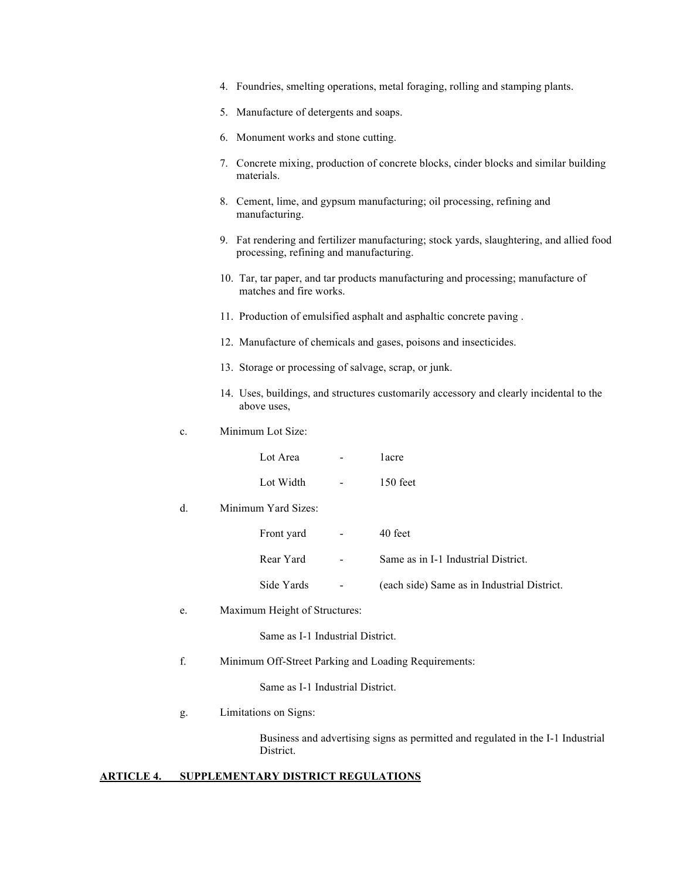4. Foundries, smelting operations, metal foraging, rolling and stamping plants.

5. Manufacture of detergents and soaps.

6. Monument works and stone cutting.

7. Concrete mixing, production of concrete blocks, cinder blocks and similar building materials.

8. Cement, lime, and gypsum manufacturing; oil processing, refining and manufacturing.

9. Fat rendering and fertilizer manufacturing; stock yards, slaughtering, and allied food processing, refining and manufacturing.

10. Tar, tar paper, and tar products manufacturing and processing; manufacture of matches and fire works.

11. Production of emulsified asphalt and asphaltic concrete paving .

12. Manufacture of chemicals and gases, poisons and insecticides.

13. Storage or processing of salvage, scrap, or junk.

14. Uses, buildings, and structures customarily accessory and clearly incidental to the above uses,

c. Minimum Lot Size:

Lot Area - 1acre

Lot Width - 150 feet

d. Minimum Yard Sizes:

Front yard - 40 feet

Rear Yard - Same as in I-1 Industrial District.

Side Yards - (each side) Same as in Industrial District.

e. Maximum Height of Structures:

Same as I-1 Industrial District.

f. Minimum Off-Street Parking and Loading Requirements:

Same as I-1 Industrial District.

g. Limitations on Signs:

Business and advertising signs as permitted and regulated in the I-1 Industrial District.

## ARTICLE 4. SUPPLEMENTARY DISTRICT REGULATIONS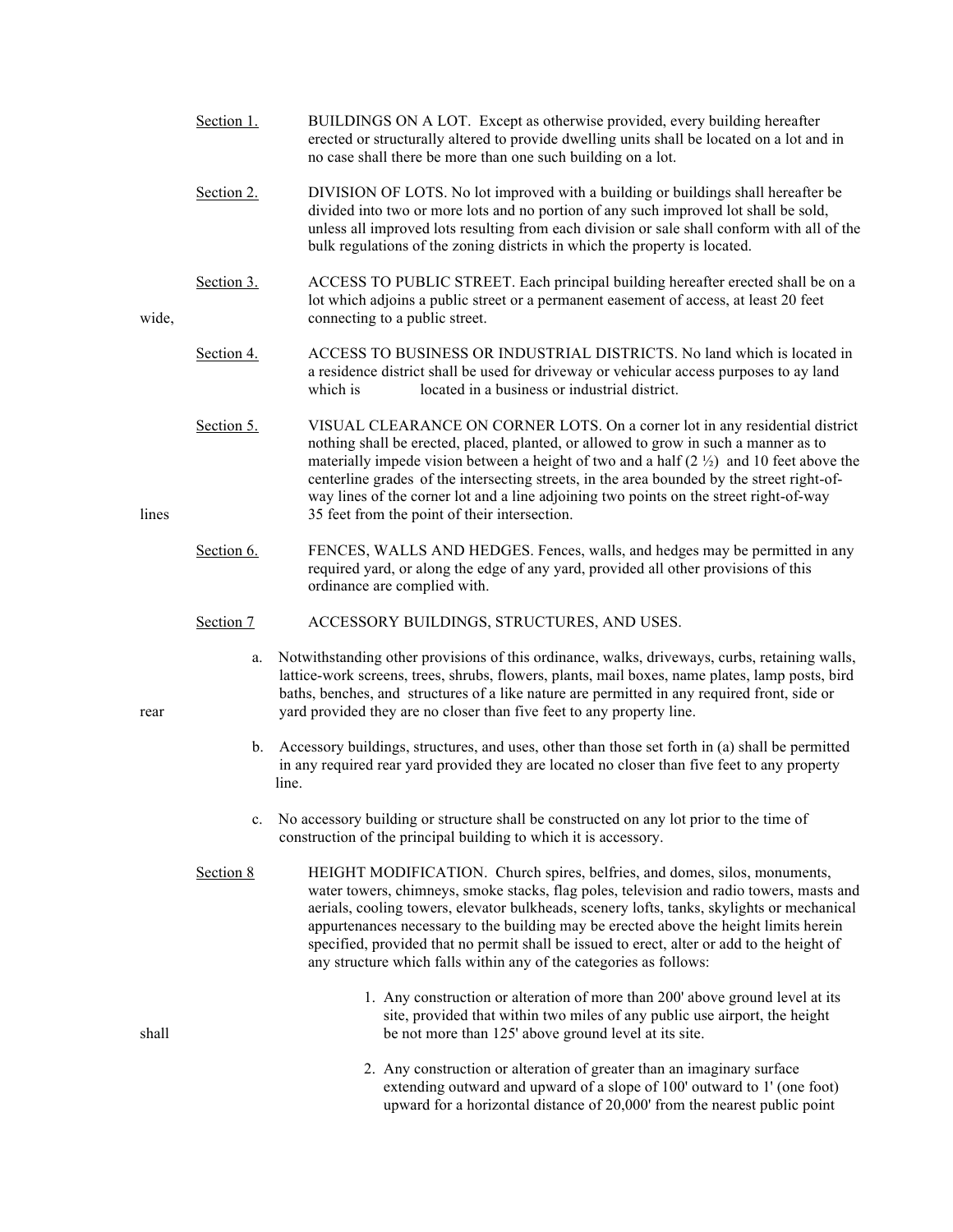Section 1. BUILDINGS ON A LOT. Except as otherwise provided, every building hereafter erected or structurally altered to provide dwelling units shall be located on a lot and in no case shall there be more than one such building on a lot.

Section 2. DIVISION OF LOTS. No lot improved with a building or buildings shall hereafter be divided into two or more lots and no portion of any such improved lot shall be sold, unless all improved lots resulting from each division or sale shall conform with all of the bulk regulations of the zoning districts in which the property is located.

Section 3. ACCESS TO PUBLIC STREET. Each principal building hereafter erected shall be on a lot which adjoins a public street or a permanent easement of access, at least 20 feet wide, connecting to a public street.

Section 4. ACCESS TO BUSINESS OR INDUSTRIAL DISTRICTS. No land which is located in a residence district shall be used for driveway or vehicular access purposes to ay land which is located in a business or industrial district.

Section 5. VISUAL CLEARANCE ON CORNER LOTS. On a corner lot in any residential district nothing shall be erected, placed, planted, or allowed to grow in such a manner as to materially impede vision between a height of two and a half (2 ½) and 10 feet above the centerline grades of the intersecting streets, in the area bounded by the street right-of-way lines of the corner lot and a line adjoining two points on the street right-of-way lines 35 feet from the point of their intersection.

Section 6. FENCES, WALLS AND HEDGES. Fences, walls, and hedges may be permitted in any required yard, or along the edge of any yard, provided all other provisions of this ordinance are complied with.

Section 7 ACCESSORY BUILDINGS, STRUCTURES, AND USES.

a. Notwithstanding other provisions of this ordinance, walks, driveways, curbs, retaining walls, lattice-work screens, trees, shrubs, flowers, plants, mail boxes, name plates, lamp posts, bird baths, benches, and structures of a like nature are permitted in any required front, side or rear yard provided they are no closer than five feet to any property line.

b. Accessory buildings, structures, and uses, other than those set forth in (a) shall be permitted in any required rear yard provided they are located no closer than five feet to any property line.

c. No accessory building or structure shall be constructed on any lot prior to the time of construction of the principal building to which it is accessory.

Section 8 HEIGHT MODIFICATION. Church spires, belfries, and domes, silos, monuments, water towers, chimneys, smoke stacks, flag poles, television and radio towers, masts and aerials, cooling towers, elevator bulkheads, scenery lofts, tanks, skylights or mechanical appurtenances necessary to the building may be erected above the height limits herein specified, provided that no permit shall be issued to erect, alter or add to the height of any structure which falls within any of the categories as follows:

1. Any construction or alteration of more than 200' above ground level at its site, provided that within two miles of any public use airport, the height shall be not more than 125' above ground level at its site.

2. Any construction or alteration of greater than an imaginary surface extending outward and upward of a slope of 100' outward to 1' (one foot) upward for a horizontal distance of 20,000' from the nearest public point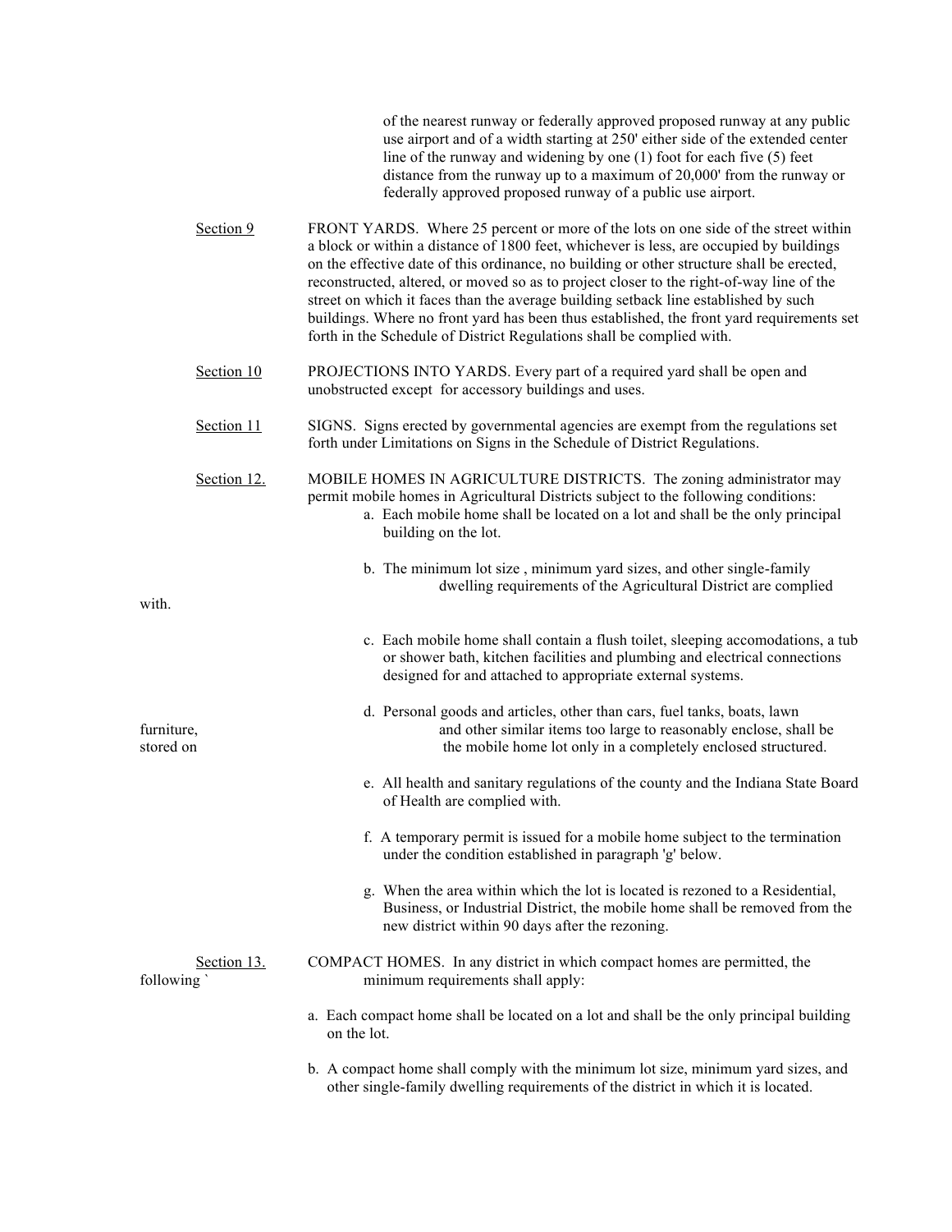of the nearest runway or federally approved proposed runway at any public use airport and of a width starting at 250' either side of the extended center line of the runway and widening by one (1) foot for each five (5) feet distance from the runway up to a maximum of 20,000' from the runway or federally approved proposed runway of a public use airport.

<u>Section 9</u> FRONT YARDS. Where 25 percent or more of the lots on one side of the street within a block or within a distance of 1800 feet, whichever is less, are occupied by buildings on the effective date of this ordinance, no building or other structure shall be erected, reconstructed, altered, or moved so as to project closer to the right-of-way line of the street on which it faces than the average building setback line established by such buildings. Where no front yard has been thus established, the front yard requirements set forth in the Schedule of District Regulations shall be complied with.

<u>Section 10</u> PROJECTIONS INTO YARDS. Every part of a required yard shall be open and unobstructed except for accessory buildings and uses.

<u>Section 11</u> SIGNS. Signs erected by governmental agencies are exempt from the regulations set forth under Limitations on Signs in the Schedule of District Regulations.

<u>Section 12.</u> MOBILE HOMES IN AGRICULTURE DISTRICTS. The zoning administrator may permit mobile homes in Agricultural Districts subject to the following conditions:

a. Each mobile home shall be located on a lot and shall be the only principal building on the lot.

b. The minimum lot size , minimum yard sizes, and other single-family dwelling requirements of the Agricultural District are complied with.

c. Each mobile home shall contain a flush toilet, sleeping accomodations, a tub or shower bath, kitchen facilities and plumbing and electrical connections designed for and attached to appropriate external systems.

d. Personal goods and articles, other than cars, fuel tanks, boats, lawn furniture, and other similar items too large to reasonably enclose, shall be stored on the mobile home lot only in a completely enclosed structured.

e. All health and sanitary regulations of the county and the Indiana State Board of Health are complied with.

f. A temporary permit is issued for a mobile home subject to the termination under the condition established in paragraph 'g' below.

g. When the area within which the lot is located is rezoned to a Residential, Business, or Industrial District, the mobile home shall be removed from the new district within 90 days after the rezoning.

<u>Section 13.</u> COMPACT HOMES. In any district in which compact homes are permitted, the following ` minimum requirements shall apply:

a. Each compact home shall be located on a lot and shall be the only principal building on the lot.

b. A compact home shall comply with the minimum lot size, minimum yard sizes, and other single-family dwelling requirements of the district in which it is located.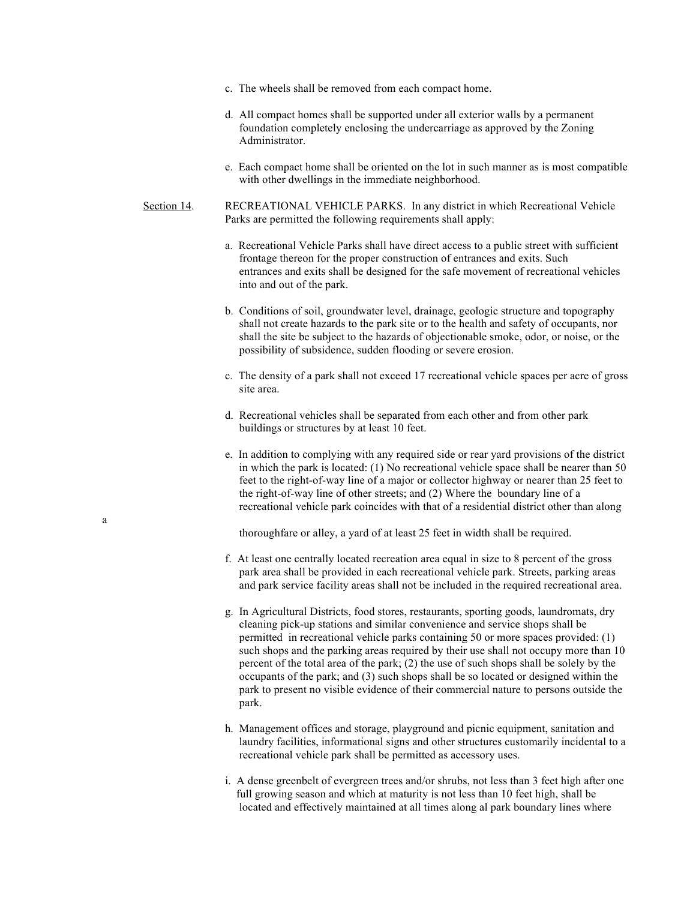c. The wheels shall be removed from each compact home.

d. All compact homes shall be supported under all exterior walls by a permanent foundation completely enclosing the undercarriage as approved by the Zoning Administrator.

e. Each compact home shall be oriented on the lot in such manner as is most compatible with other dwellings in the immediate neighborhood.

Section 14. RECREATIONAL VEHICLE PARKS. In any district in which Recreational Vehicle Parks are permitted the following requirements shall apply:

a. Recreational Vehicle Parks shall have direct access to a public street with sufficient frontage thereon for the proper construction of entrances and exits. Such entrances and exits shall be designed for the safe movement of recreational vehicles into and out of the park.

b. Conditions of soil, groundwater level, drainage, geologic structure and topography shall not create hazards to the park site or to the health and safety of occupants, nor shall the site be subject to the hazards of objectionable smoke, odor, or noise, or the possibility of subsidence, sudden flooding or severe erosion.

c. The density of a park shall not exceed 17 recreational vehicle spaces per acre of gross site area.

d. Recreational vehicles shall be separated from each other and from other park buildings or structures by at least 10 feet.

e. In addition to complying with any required side or rear yard provisions of the district in which the park is located: (1) No recreational vehicle space shall be nearer than 50 feet to the right-of-way line of a major or collector highway or nearer than 25 feet to the right-of-way line of other streets; and (2) Where the boundary line of a recreational vehicle park coincides with that of a residential district other than along a thoroughfare or alley, a yard of at least 25 feet in width shall be required.

f. At least one centrally located recreation area equal in size to 8 percent of the gross park area shall be provided in each recreational vehicle park. Streets, parking areas and park service facility areas shall not be included in the required recreational area.

g. In Agricultural Districts, food stores, restaurants, sporting goods, laundromats, dry cleaning pick-up stations and similar convenience and service shops shall be permitted in recreational vehicle parks containing 50 or more spaces provided: (1) such shops and the parking areas required by their use shall not occupy more than 10 percent of the total area of the park; (2) the use of such shops shall be solely by the occupants of the park; and (3) such shops shall be so located or designed within the park to present no visible evidence of their commercial nature to persons outside the park.

h. Management offices and storage, playground and picnic equipment, sanitation and laundry facilities, informational signs and other structures customarily incidental to a recreational vehicle park shall be permitted as accessory uses.

i. A dense greenbelt of evergreen trees and/or shrubs, not less than 3 feet high after one full growing season and which at maturity is not less than 10 feet high, shall be located and effectively maintained at all times along al park boundary lines where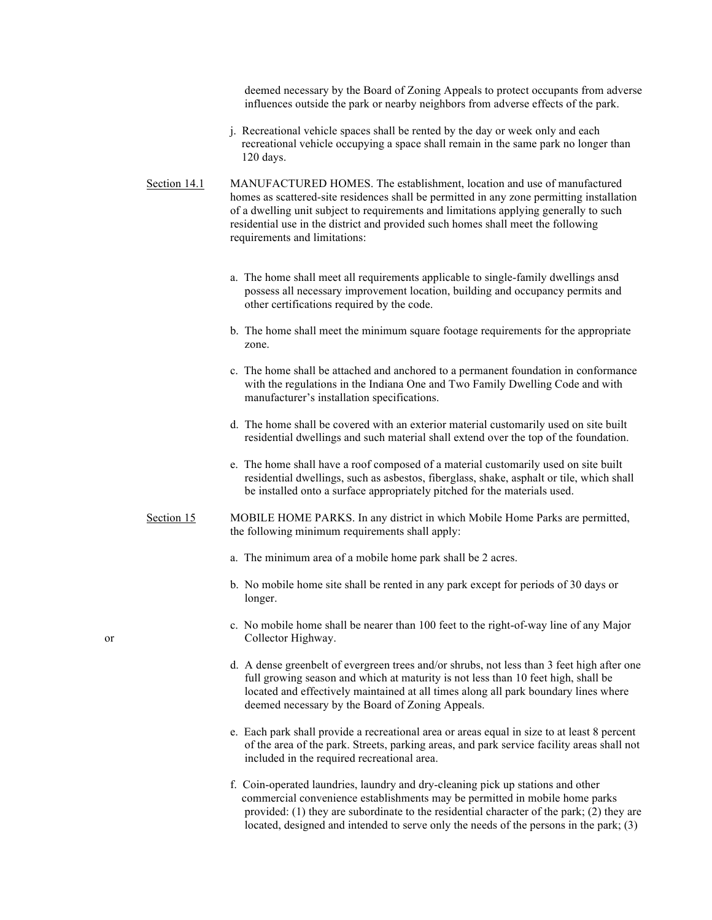deemed necessary by the Board of Zoning Appeals to protect occupants from adverse influences outside the park or nearby neighbors from adverse effects of the park.

j. Recreational vehicle spaces shall be rented by the day or week only and each recreational vehicle occupying a space shall remain in the same park no longer than 120 days.

Section 14.1 MANUFACTURED HOMES. The establishment, location and use of manufactured homes as scattered-site residences shall be permitted in any zone permitting installation of a dwelling unit subject to requirements and limitations applying generally to such residential use in the district and provided such homes shall meet the following requirements and limitations:

a. The home shall meet all requirements applicable to single-family dwellings ansd possess all necessary improvement location, building and occupancy permits and other certifications required by the code.

b. The home shall meet the minimum square footage requirements for the appropriate zone.

c. The home shall be attached and anchored to a permanent foundation in conformance with the regulations in the Indiana One and Two Family Dwelling Code and with manufacturer's installation specifications.

d. The home shall be covered with an exterior material customarily used on site built residential dwellings and such material shall extend over the top of the foundation.

e. The home shall have a roof composed of a material customarily used on site built residential dwellings, such as asbestos, fiberglass, shake, asphalt or tile, which shall be installed onto a surface appropriately pitched for the materials used.

Section 15 MOBILE HOME PARKS. In any district in which Mobile Home Parks are permitted, the following minimum requirements shall apply:

a. The minimum area of a mobile home park shall be 2 acres.

b. No mobile home site shall be rented in any park except for periods of 30 days or longer.

c. No mobile home shall be nearer than 100 feet to the right-of-way line of any Major or Collector Highway.

d. A dense greenbelt of evergreen trees and/or shrubs, not less than 3 feet high after one full growing season and which at maturity is not less than 10 feet high, shall be located and effectively maintained at all times along all park boundary lines where deemed necessary by the Board of Zoning Appeals.

e. Each park shall provide a recreational area or areas equal in size to at least 8 percent of the area of the park. Streets, parking areas, and park service facility areas shall not included in the required recreational area.

f. Coin-operated laundries, laundry and dry-cleaning pick up stations and other commercial convenience establishments may be permitted in mobile home parks provided: (1) they are subordinate to the residential character of the park; (2) they are located, designed and intended to serve only the needs of the persons in the park; (3)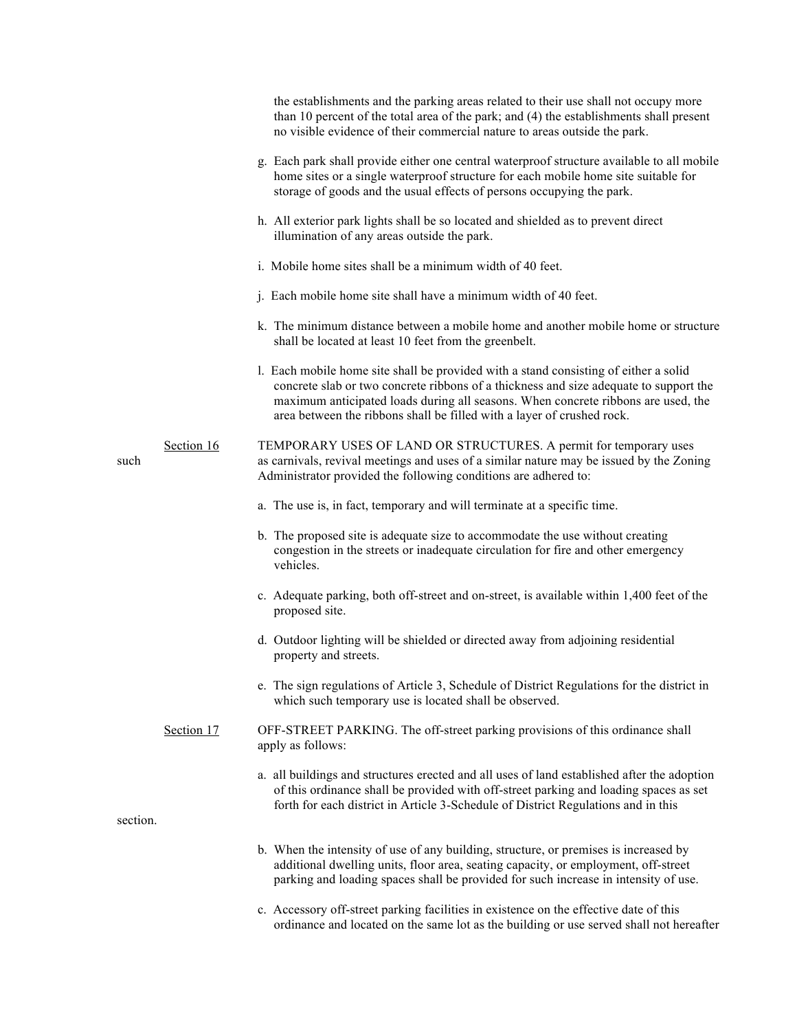the establishments and the parking areas related to their use shall not occupy more than 10 percent of the total area of the park; and (4) the establishments shall present no visible evidence of their commercial nature to areas outside the park.

g. Each park shall provide either one central waterproof structure available to all mobile home sites or a single waterproof structure for each mobile home site suitable for storage of goods and the usual effects of persons occupying the park.

h. All exterior park lights shall be so located and shielded as to prevent direct illumination of any areas outside the park.

i. Mobile home sites shall be a minimum width of 40 feet.

j. Each mobile home site shall have a minimum width of 40 feet.

k. The minimum distance between a mobile home and another mobile home or structure shall be located at least 10 feet from the greenbelt.

l. Each mobile home site shall be provided with a stand consisting of either a solid concrete slab or two concrete ribbons of a thickness and size adequate to support the maximum anticipated loads during all seasons. When concrete ribbons are used, the area between the ribbons shall be filled with a layer of crushed rock.

<u>Section 16</u> TEMPORARY USES OF LAND OR STRUCTURES. A permit for temporary uses such as carnivals, revival meetings and uses of a similar nature may be issued by the Zoning Administrator provided the following conditions are adhered to:

a. The use is, in fact, temporary and will terminate at a specific time.

b. The proposed site is adequate size to accommodate the use without creating congestion in the streets or inadequate circulation for fire and other emergency vehicles.

c. Adequate parking, both off-street and on-street, is available within 1,400 feet of the proposed site.

d. Outdoor lighting will be shielded or directed away from adjoining residential property and streets.

e. The sign regulations of Article 3, Schedule of District Regulations for the district in which such temporary use is located shall be observed.

<u>Section 17</u> OFF-STREET PARKING. The off-street parking provisions of this ordinance shall apply as follows:

a. all buildings and structures erected and all uses of land established after the adoption of this ordinance shall be provided with off-street parking and loading spaces as set forth for each district in Article 3-Schedule of District Regulations and in this section.

b. When the intensity of use of any building, structure, or premises is increased by additional dwelling units, floor area, seating capacity, or employment, off-street parking and loading spaces shall be provided for such increase in intensity of use.

c. Accessory off-street parking facilities in existence on the effective date of this ordinance and located on the same lot as the building or use served shall not hereafter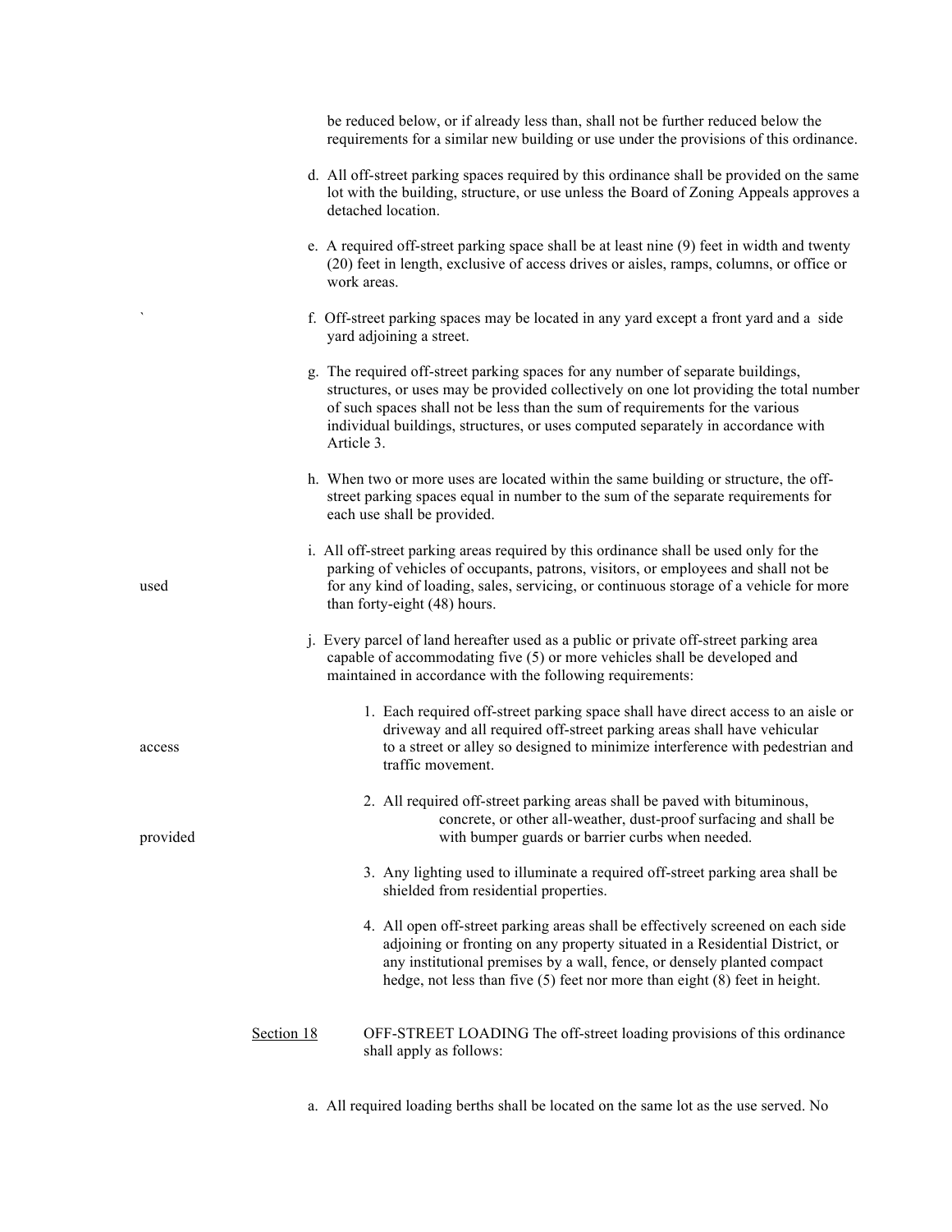be reduced below, or if already less than, shall not be further reduced below the requirements for a similar new building or use under the provisions of this ordinance.

d. All off-street parking spaces required by this ordinance shall be provided on the same lot with the building, structure, or use unless the Board of Zoning Appeals approves a detached location.

e. A required off-street parking space shall be at least nine (9) feet in width and twenty (20) feet in length, exclusive of access drives or aisles, ramps, columns, or office or work areas.

f. Off-street parking spaces may be located in any yard except a front yard and a side yard adjoining a street.

g. The required off-street parking spaces for any number of separate buildings, structures, or uses may be provided collectively on one lot providing the total number of such spaces shall not be less than the sum of requirements for the various individual buildings, structures, or uses computed separately in accordance with Article 3.

h. When two or more uses are located within the same building or structure, the off-street parking spaces equal in number to the sum of the separate requirements for each use shall be provided.

i. All off-street parking areas required by this ordinance shall be used only for the parking of vehicles of occupants, patrons, visitors, or employees and shall not be used for any kind of loading, sales, servicing, or continuous storage of a vehicle for more than forty-eight (48) hours.

j. Every parcel of land hereafter used as a public or private off-street parking area capable of accommodating five (5) or more vehicles shall be developed and maintained in accordance with the following requirements:

1. Each required off-street parking space shall have direct access to an aisle or driveway and all required off-street parking areas shall have vehicular access to a street or alley so designed to minimize interference with pedestrian and traffic movement.

2. All required off-street parking areas shall be paved with bituminous, concrete, or other all-weather, dust-proof surfacing and shall be provided with bumper guards or barrier curbs when needed.

3. Any lighting used to illuminate a required off-street parking area shall be shielded from residential properties.

4. All open off-street parking areas shall be effectively screened on each side adjoining or fronting on any property situated in a Residential District, or any institutional premises by a wall, fence, or densely planted compact hedge, not less than five (5) feet nor more than eight (8) feet in height.

Section 18 OFF-STREET LOADING The off-street loading provisions of this ordinance shall apply as follows:

a. All required loading berths shall be located on the same lot as the use served. No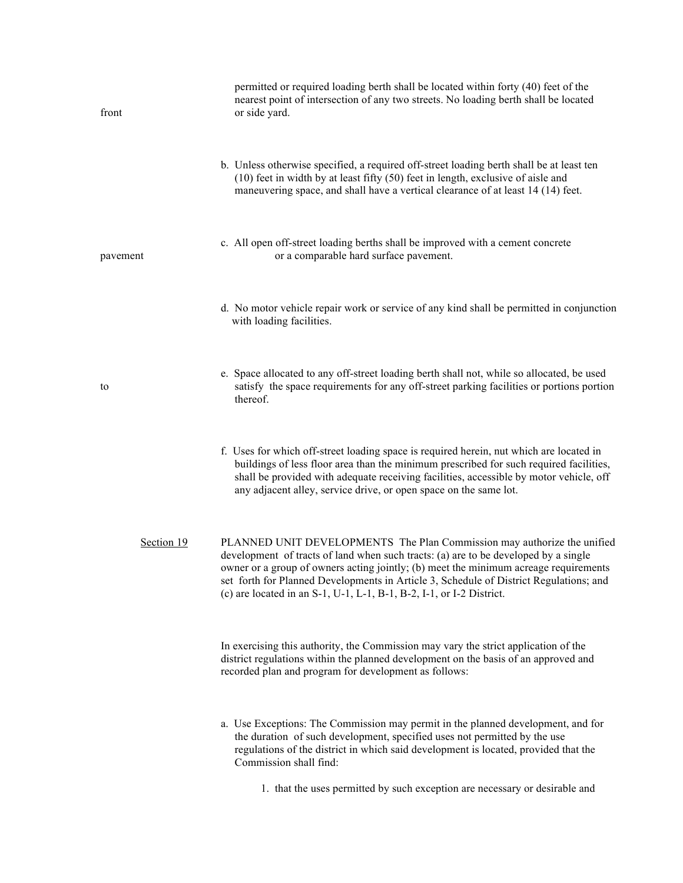permitted or required loading berth shall be located within forty (40) feet of the nearest point of intersection of any two streets. No loading berth shall be located

front

or side yard.

b. Unless otherwise specified, a required off-street loading berth shall be at least ten (10) feet in width by at least fifty (50) feet in length, exclusive of aisle and maneuvering space, and shall have a vertical clearance of at least 14 (14) feet.

c. All open off-street loading berths shall be improved with a cement concrete

pavement

or a comparable hard surface pavement.

d. No motor vehicle repair work or service of any kind shall be permitted in conjunction with loading facilities.

e. Space allocated to any off-street loading berth shall not, while so allocated, be used

to

satisfy the space requirements for any off-street parking facilities or portions portion thereof.

f. Uses for which off-street loading space is required herein, nut which are located in buildings of less floor area than the minimum prescribed for such required facilities, shall be provided with adequate receiving facilities, accessible by motor vehicle, off any adjacent alley, service drive, or open space on the same lot.

<u>Section 19</u> PLANNED UNIT DEVELOPMENTS The Plan Commission may authorize the unified development of tracts of land when such tracts: (a) are to be developed by a single owner or a group of owners acting jointly; (b) meet the minimum acreage requirements set forth for Planned Developments in Article 3, Schedule of District Regulations; and (c) are located in an S-1, U-1, L-1, B-1, B-2, I-1, or I-2 District.

In exercising this authority, the Commission may vary the strict application of the district regulations within the planned development on the basis of an approved and recorded plan and program for development as follows:

a. Use Exceptions: The Commission may permit in the planned development, and for the duration of such development, specified uses not permitted by the use regulations of the district in which said development is located, provided that the Commission shall find:

1. that the uses permitted by such exception are necessary or desirable and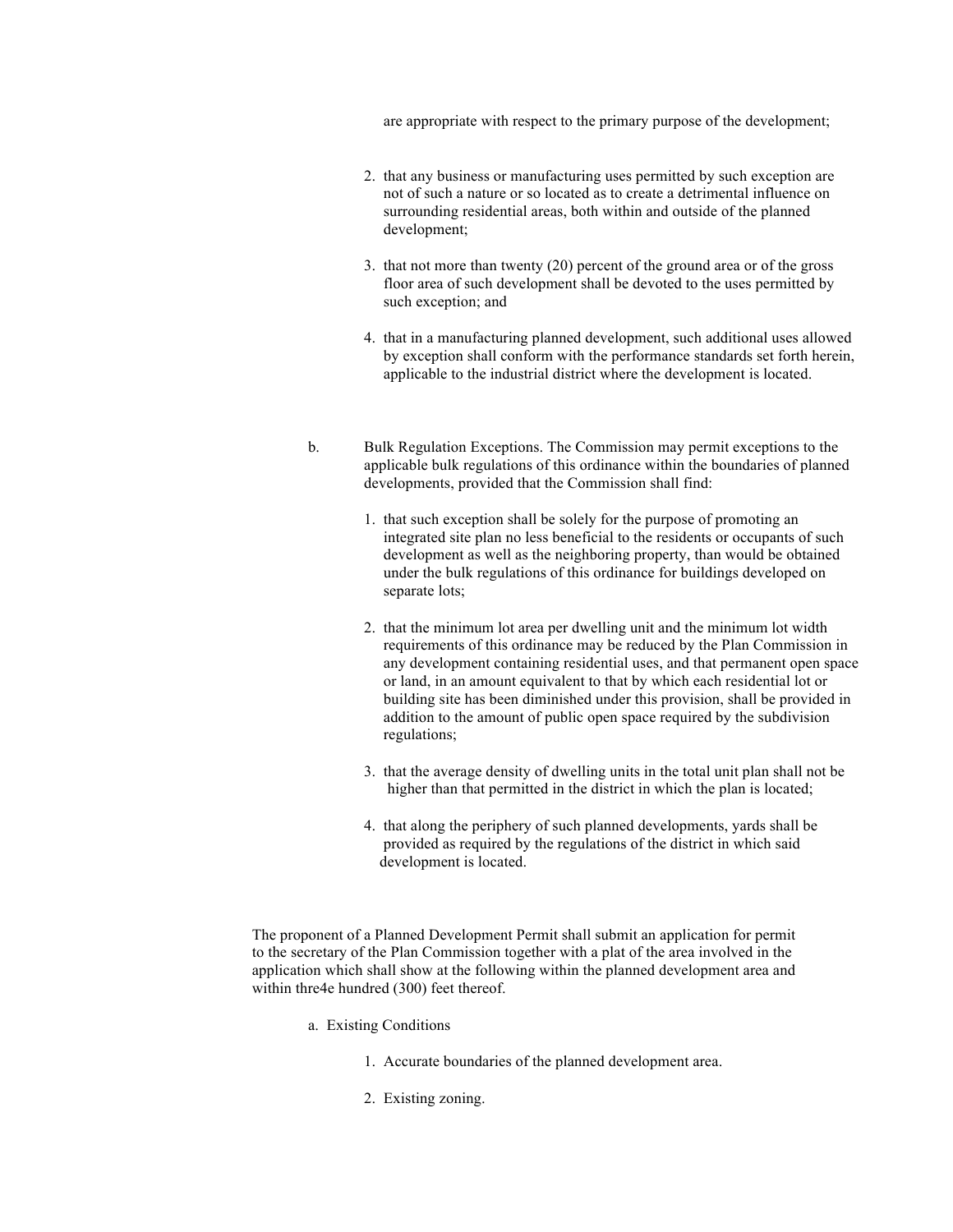are appropriate with respect to the primary purpose of the development;

2. that any business or manufacturing uses permitted by such exception are not of such a nature or so located as to create a detrimental influence on surrounding residential areas, both within and outside of the planned development;

3. that not more than twenty (20) percent of the ground area or of the gross floor area of such development shall be devoted to the uses permitted by such exception; and

4. that in a manufacturing planned development, such additional uses allowed by exception shall conform with the performance standards set forth herein, applicable to the industrial district where the development is located.

b. Bulk Regulation Exceptions. The Commission may permit exceptions to the applicable bulk regulations of this ordinance within the boundaries of planned developments, provided that the Commission shall find:

1. that such exception shall be solely for the purpose of promoting an integrated site plan no less beneficial to the residents or occupants of such development as well as the neighboring property, than would be obtained under the bulk regulations of this ordinance for buildings developed on separate lots;

2. that the minimum lot area per dwelling unit and the minimum lot width requirements of this ordinance may be reduced by the Plan Commission in any development containing residential uses, and that permanent open space or land, in an amount equivalent to that by which each residential lot or building site has been diminished under this provision, shall be provided in addition to the amount of public open space required by the subdivision regulations;

3. that the average density of dwelling units in the total unit plan shall not be higher than that permitted in the district in which the plan is located;

4. that along the periphery of such planned developments, yards shall be provided as required by the regulations of the district in which said development is located.

The proponent of a Planned Development Permit shall submit an application for permit to the secretary of the Plan Commission together with a plat of the area involved in the application which shall show at the following within the planned development area and within thre4e hundred (300) feet thereof.

a. Existing Conditions

1. Accurate boundaries of the planned development area.

2. Existing zoning.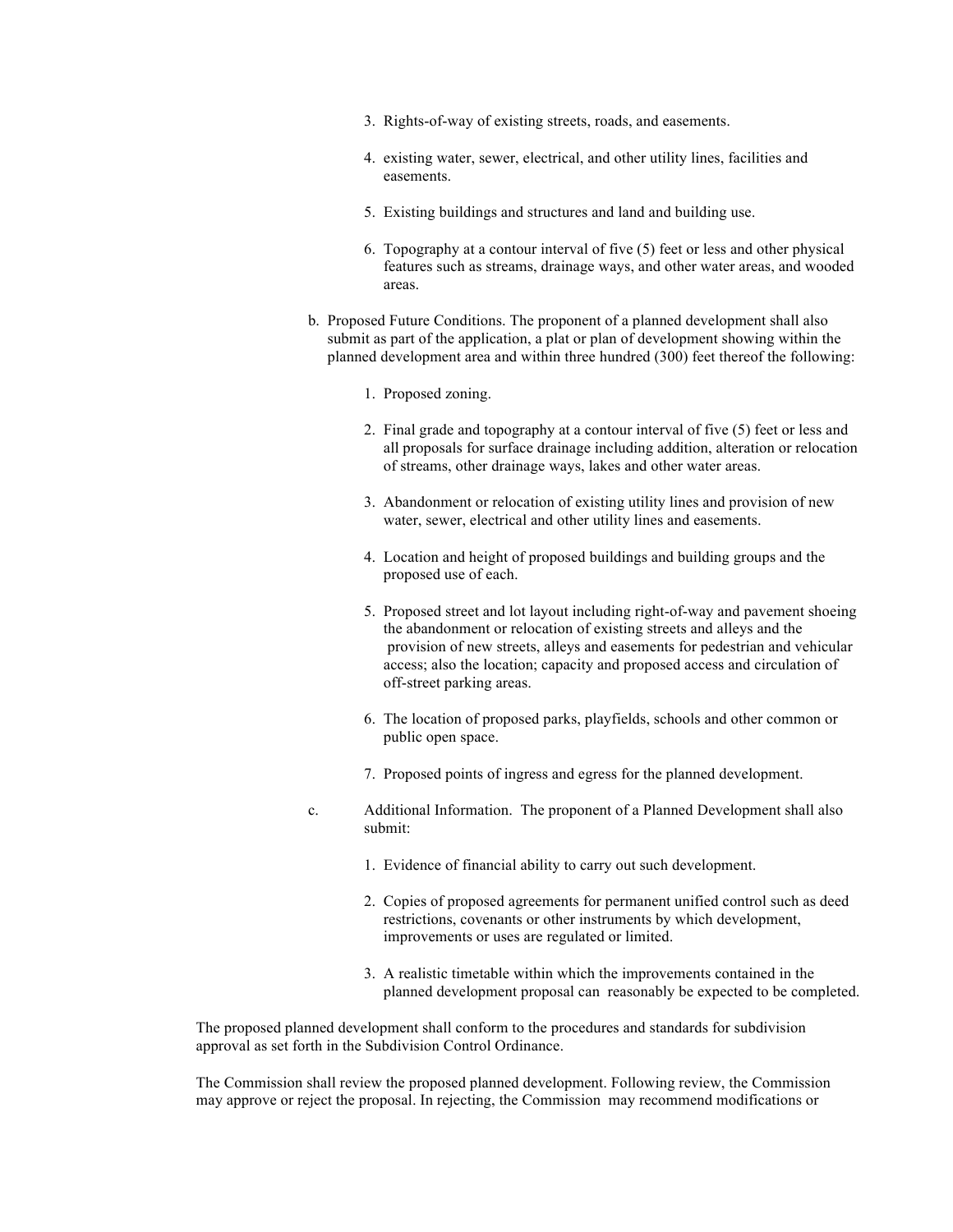3. Rights-of-way of existing streets, roads, and easements.

4. existing water, sewer, electrical, and other utility lines, facilities and easements.

5. Existing buildings and structures and land and building use.

6. Topography at a contour interval of five (5) feet or less and other physical features such as streams, drainage ways, and other water areas, and wooded areas.

b. Proposed Future Conditions. The proponent of a planned development shall also submit as part of the application, a plat or plan of development showing within the planned development area and within three hundred (300) feet thereof the following:

   1. Proposed zoning.

   2. Final grade and topography at a contour interval of five (5) feet or less and all proposals for surface drainage including addition, alteration or relocation of streams, other drainage ways, lakes and other water areas.

   3. Abandonment or relocation of existing utility lines and provision of new water, sewer, electrical and other utility lines and easements.

   4. Location and height of proposed buildings and building groups and the proposed use of each.

   5. Proposed street and lot layout including right-of-way and pavement shoeing the abandonment or relocation of existing streets and alleys and the provision of new streets, alleys and easements for pedestrian and vehicular access; also the location; capacity and proposed access and circulation of off-street parking areas.

   6. The location of proposed parks, playfields, schools and other common or public open space.

   7. Proposed points of ingress and egress for the planned development.

c. Additional Information. The proponent of a Planned Development shall also submit:

   1. Evidence of financial ability to carry out such development.

   2. Copies of proposed agreements for permanent unified control such as deed restrictions, covenants or other instruments by which development, improvements or uses are regulated or limited.

   3. A realistic timetable within which the improvements contained in the planned development proposal can reasonably be expected to be completed.

The proposed planned development shall conform to the procedures and standards for subdivision approval as set forth in the Subdivision Control Ordinance.

The Commission shall review the proposed planned development. Following review, the Commission may approve or reject the proposal. In rejecting, the Commission may recommend modifications or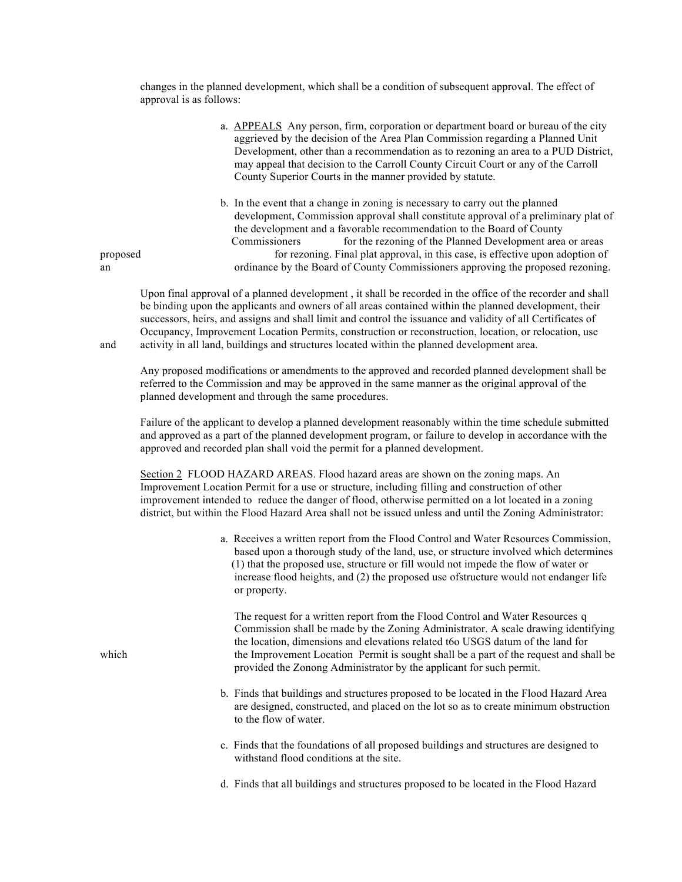changes in the planned development, which shall be a condition of subsequent approval. The effect of approval is as follows:

a. <u>APPEALS</u> Any person, firm, corporation or department board or bureau of the city aggrieved by the decision of the Area Plan Commission regarding a Planned Unit Development, other than a recommendation as to rezoning an area to a PUD District, may appeal that decision to the Carroll County Circuit Court or any of the Carroll County Superior Courts in the manner provided by statute.

b. In the event that a change in zoning is necessary to carry out the planned development, Commission approval shall constitute approval of a preliminary plat of the development and a favorable recommendation to the Board of County Commissioners for the rezoning of the Planned Development area or areas proposed for rezoning. Final plat approval, in this case, is effective upon adoption of an ordinance by the Board of County Commissioners approving the proposed rezoning.

Upon final approval of a planned development , it shall be recorded in the office of the recorder and shall be binding upon the applicants and owners of all areas contained within the planned development, their successors, heirs, and assigns and shall limit and control the issuance and validity of all Certificates of Occupancy, Improvement Location Permits, construction or reconstruction, location, or relocation, use and activity in all land, buildings and structures located within the planned development area.

Any proposed modifications or amendments to the approved and recorded planned development shall be referred to the Commission and may be approved in the same manner as the original approval of the planned development and through the same procedures.

Failure of the applicant to develop a planned development reasonably within the time schedule submitted and approved as a part of the planned development program, or failure to develop in accordance with the approved and recorded plan shall void the permit for a planned development.

<u>Section 2</u> FLOOD HAZARD AREAS. Flood hazard areas are shown on the zoning maps. An Improvement Location Permit for a use or structure, including filling and construction of other improvement intended to reduce the danger of flood, otherwise permitted on a lot located in a zoning district, but within the Flood Hazard Area shall not be issued unless and until the Zoning Administrator:

a. Receives a written report from the Flood Control and Water Resources Commission, based upon a thorough study of the land, use, or structure involved which determines (1) that the proposed use, structure or fill would not impede the flow of water or increase flood heights, and (2) the proposed use ofstructure would not endanger life or property.

The request for a written report from the Flood Control and Water Resources q Commission shall be made by the Zoning Administrator. A scale drawing identifying the location, dimensions and elevations related t6o USGS datum of the land for which the Improvement Location Permit is sought shall be a part of the request and shall be provided the Zonong Administrator by the applicant for such permit.

b. Finds that buildings and structures proposed to be located in the Flood Hazard Area are designed, constructed, and placed on the lot so as to create minimum obstruction to the flow of water.

c. Finds that the foundations of all proposed buildings and structures are designed to withstand flood conditions at the site.

d. Finds that all buildings and structures proposed to be located in the Flood Hazard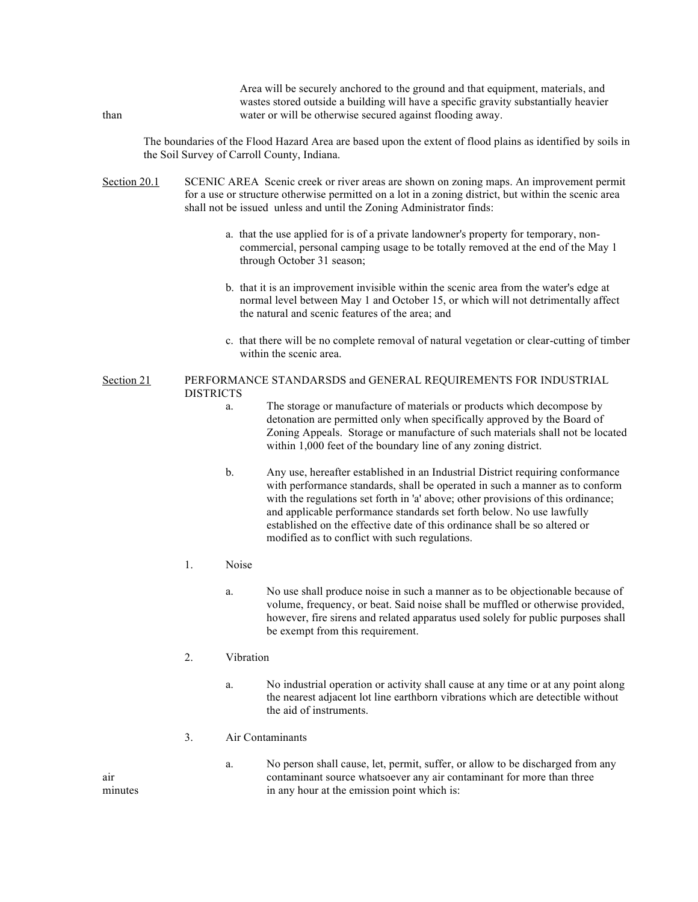Area will be securely anchored to the ground and that equipment, materials, and wastes stored outside a building will have a specific gravity substantially heavier than water or will be otherwise secured against flooding away.

The boundaries of the Flood Hazard Area are based upon the extent of flood plains as identified by soils in the Soil Survey of Carroll County, Indiana.

Section 20.1 SCENIC AREA Scenic creek or river areas are shown on zoning maps. An improvement permit for a use or structure otherwise permitted on a lot in a zoning district, but within the scenic area shall not be issued unless and until the Zoning Administrator finds:

a. that the use applied for is of a private landowner's property for temporary, non-commercial, personal camping usage to be totally removed at the end of the May 1 through October 31 season;

b. that it is an improvement invisible within the scenic area from the water's edge at normal level between May 1 and October 15, or which will not detrimentally affect the natural and scenic features of the area; and

c. that there will be no complete removal of natural vegetation or clear-cutting of timber within the scenic area.

Section 21 PERFORMANCE STANDARSDS and GENERAL REQUIREMENTS FOR INDUSTRIAL DISTRICTS

a. The storage or manufacture of materials or products which decompose by detonation are permitted only when specifically approved by the Board of Zoning Appeals. Storage or manufacture of such materials shall not be located within 1,000 feet of the boundary line of any zoning district.

b. Any use, hereafter established in an Industrial District requiring conformance with performance standards, shall be operated in such a manner as to conform with the regulations set forth in 'a' above; other provisions of this ordinance; and applicable performance standards set forth below. No use lawfully established on the effective date of this ordinance shall be so altered or modified as to conflict with such regulations.

1. Noise

a. No use shall produce noise in such a manner as to be objectionable because of volume, frequency, or beat. Said noise shall be muffled or otherwise provided, however, fire sirens and related apparatus used solely for public purposes shall be exempt from this requirement.

2. Vibration

a. No industrial operation or activity shall cause at any time or at any point along the nearest adjacent lot line earthborn vibrations which are detectible without the aid of instruments.

3. Air Contaminants

a. No person shall cause, let, permit, suffer, or allow to be discharged from any air contaminant source whatsoever any air contaminant for more than three minutes in any hour at the emission point which is: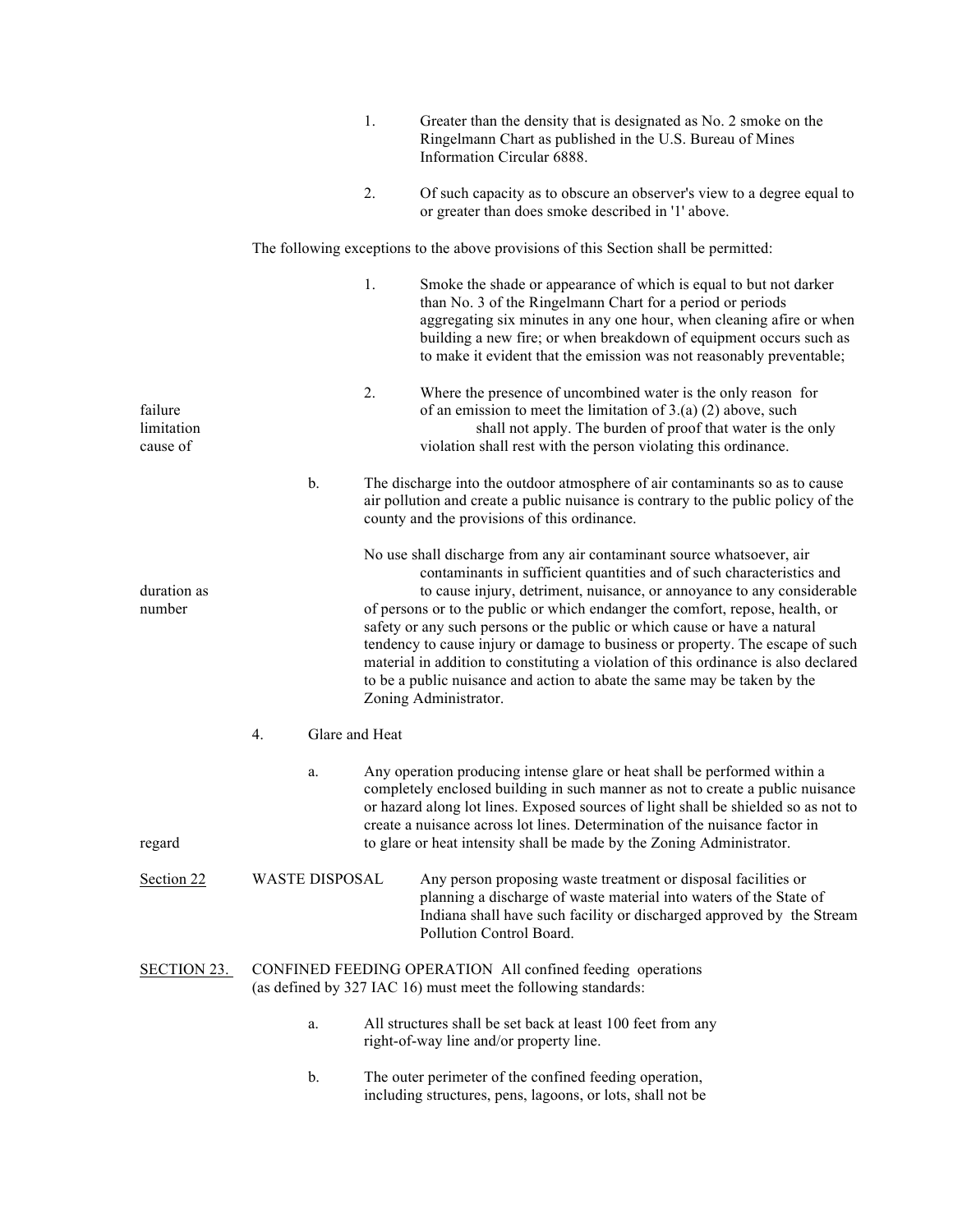1. Greater than the density that is designated as No. 2 smoke on the Ringelmann Chart as published in the U.S. Bureau of Mines Information Circular 6888.

2. Of such capacity as to obscure an observer's view to a degree equal to or greater than does smoke described in '1' above.

The following exceptions to the above provisions of this Section shall be permitted:

1. Smoke the shade or appearance of which is equal to but not darker than No. 3 of the Ringelmann Chart for a period or periods aggregating six minutes in any one hour, when cleaning afire or when building a new fire; or when breakdown of equipment occurs such as to make it evident that the emission was not reasonably preventable;

2. Where the presence of uncombined water is the only reason for failure of an emission to meet the limitation of 3.(a) (2) above, such limitation shall not apply. The burden of proof that water is the only cause of violation shall rest with the person violating this ordinance.

b. The discharge into the outdoor atmosphere of air contaminants so as to cause air pollution and create a public nuisance is contrary to the public policy of the county and the provisions of this ordinance.

No use shall discharge from any air contaminant source whatsoever, air contaminants in sufficient quantities and of such characteristics and duration as to cause injury, detriment, nuisance, or annoyance to any considerable number of persons or to the public or which endanger the comfort, repose, health, or safety or any such persons or the public or which cause or have a natural tendency to cause injury or damage to business or property. The escape of such material in addition to constituting a violation of this ordinance is also declared to be a public nuisance and action to abate the same may be taken by the Zoning Administrator.

4. Glare and Heat

a. Any operation producing intense glare or heat shall be performed within a completely enclosed building in such manner as not to create a public nuisance or hazard along lot lines. Exposed sources of light shall be shielded so as not to create a nuisance across lot lines. Determination of the nuisance factor in regard to glare or heat intensity shall be made by the Zoning Administrator.

<u>Section 22</u> WASTE DISPOSAL Any person proposing waste treatment or disposal facilities or planning a discharge of waste material into waters of the State of Indiana shall have such facility or discharged approved by the Stream Pollution Control Board.

<u>SECTION 23.</u> CONFINED FEEDING OPERATION All confined feeding operations (as defined by 327 IAC 16) must meet the following standards:

a. All structures shall be set back at least 100 feet from any right-of-way line and/or property line.

b. The outer perimeter of the confined feeding operation, including structures, pens, lagoons, or lots, shall not be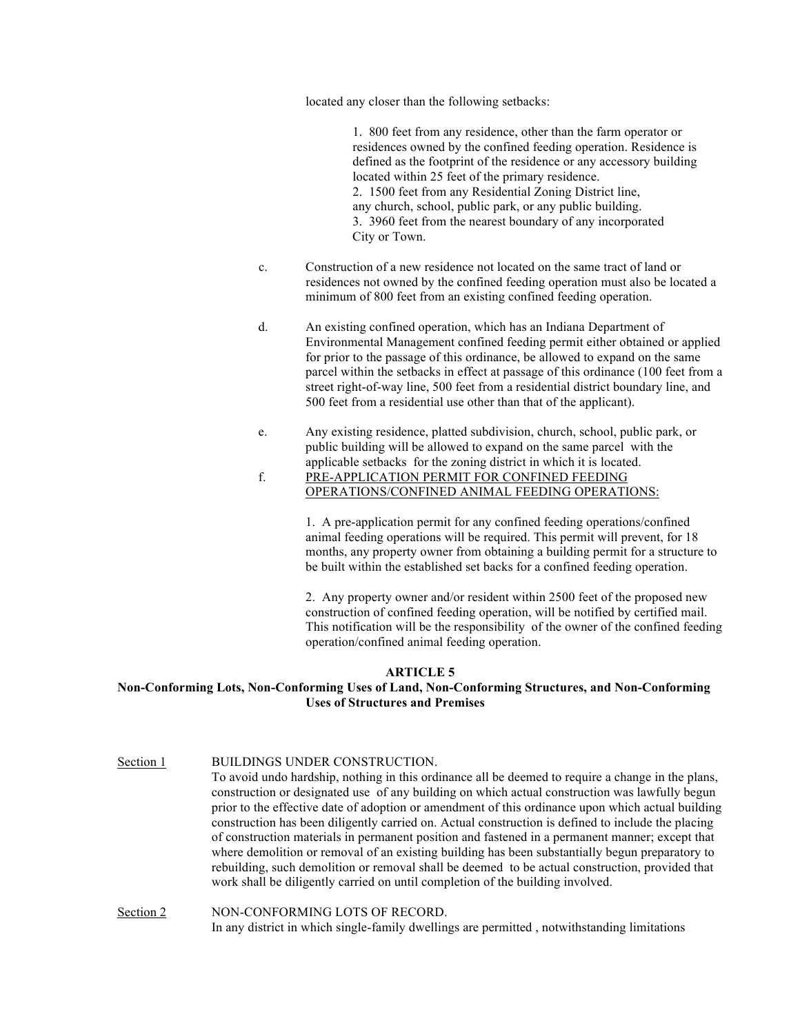located any closer than the following setbacks:

1. 800 feet from any residence, other than the farm operator or residences owned by the confined feeding operation. Residence is defined as the footprint of the residence or any accessory building located within 25 feet of the primary residence.
2. 1500 feet from any Residential Zoning District line, any church, school, public park, or any public building.
3. 3960 feet from the nearest boundary of any incorporated City or Town.

c. Construction of a new residence not located on the same tract of land or residences not owned by the confined feeding operation must also be located a minimum of 800 feet from an existing confined feeding operation.

d. An existing confined operation, which has an Indiana Department of Environmental Management confined feeding permit either obtained or applied for prior to the passage of this ordinance, be allowed to expand on the same parcel within the setbacks in effect at passage of this ordinance (100 feet from a street right-of-way line, 500 feet from a residential district boundary line, and 500 feet from a residential use other than that of the applicant).

e. Any existing residence, platted subdivision, church, school, public park, or public building will be allowed to expand on the same parcel with the applicable setbacks for the zoning district in which it is located.

f. <u>PRE-APPLICATION PERMIT FOR CONFINED FEEDING OPERATIONS/CONFINED ANIMAL FEEDING OPERATIONS:</u>

1. A pre-application permit for any confined feeding operations/confined animal feeding operations will be required. This permit will prevent, for 18 months, any property owner from obtaining a building permit for a structure to be built within the established set backs for a confined feeding operation.

2. Any property owner and/or resident within 2500 feet of the proposed new construction of confined feeding operation, will be notified by certified mail. This notification will be the responsibility of the owner of the confined feeding operation/confined animal feeding operation.

## ARTICLE 5

### Non-Conforming Lots, Non-Conforming Uses of Land, Non-Conforming Structures, and Non-Conforming Uses of Structures and Premises

<u>Section 1</u> BUILDINGS UNDER CONSTRUCTION.

To avoid undo hardship, nothing in this ordinance all be deemed to require a change in the plans, construction or designated use of any building on which actual construction was lawfully begun prior to the effective date of adoption or amendment of this ordinance upon which actual building construction has been diligently carried on. Actual construction is defined to include the placing of construction materials in permanent position and fastened in a permanent manner; except that where demolition or removal of an existing building has been substantially begun preparatory to rebuilding, such demolition or removal shall be deemed to be actual construction, provided that work shall be diligently carried on until completion of the building involved.

<u>Section 2</u> NON-CONFORMING LOTS OF RECORD.

In any district in which single-family dwellings are permitted , notwithstanding limitations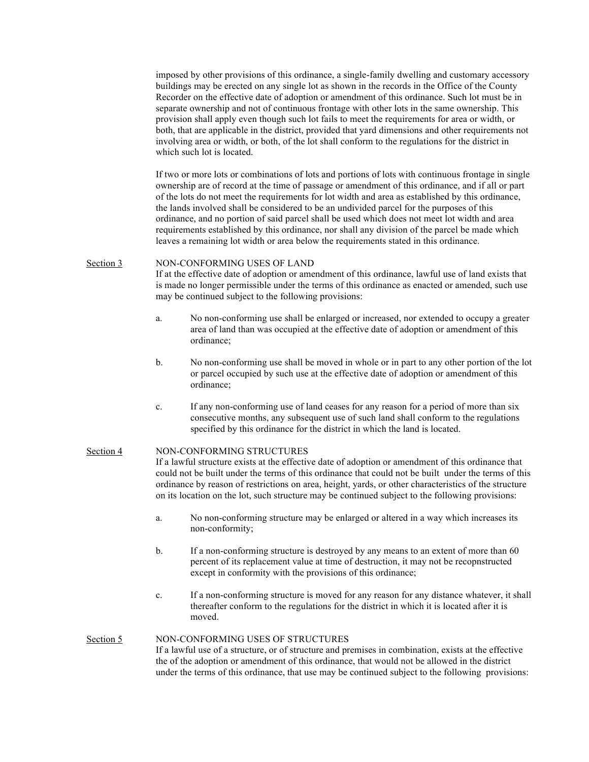imposed by other provisions of this ordinance, a single-family dwelling and customary accessory buildings may be erected on any single lot as shown in the records in the Office of the County Recorder on the effective date of adoption or amendment of this ordinance. Such lot must be in separate ownership and not of continuous frontage with other lots in the same ownership. This provision shall apply even though such lot fails to meet the requirements for area or width, or both, that are applicable in the district, provided that yard dimensions and other requirements not involving area or width, or both, of the lot shall conform to the regulations for the district in which such lot is located.

If two or more lots or combinations of lots and portions of lots with continuous frontage in single ownership are of record at the time of passage or amendment of this ordinance, and if all or part of the lots do not meet the requirements for lot width and area as established by this ordinance, the lands involved shall be considered to be an undivided parcel for the purposes of this ordinance, and no portion of said parcel shall be used which does not meet lot width and area requirements established by this ordinance, nor shall any division of the parcel be made which leaves a remaining lot width or area below the requirements stated in this ordinance.

Section 3 NON-CONFORMING USES OF LAND

If at the effective date of adoption or amendment of this ordinance, lawful use of land exists that is made no longer permissible under the terms of this ordinance as enacted or amended, such use may be continued subject to the following provisions:

a. No non-conforming use shall be enlarged or increased, nor extended to occupy a greater area of land than was occupied at the effective date of adoption or amendment of this ordinance;

b. No non-conforming use shall be moved in whole or in part to any other portion of the lot or parcel occupied by such use at the effective date of adoption or amendment of this ordinance;

c. If any non-conforming use of land ceases for any reason for a period of more than six consecutive months, any subsequent use of such land shall conform to the regulations specified by this ordinance for the district in which the land is located.

Section 4 NON-CONFORMING STRUCTURES

If a lawful structure exists at the effective date of adoption or amendment of this ordinance that could not be built under the terms of this ordinance that could not be built under the terms of this ordinance by reason of restrictions on area, height, yards, or other characteristics of the structure on its location on the lot, such structure may be continued subject to the following provisions:

a. No non-conforming structure may be enlarged or altered in a way which increases its non-conformity;

b. If a non-conforming structure is destroyed by any means to an extent of more than 60 percent of its replacement value at time of destruction, it may not be recopnstructed except in conformity with the provisions of this ordinance;

c. If a non-conforming structure is moved for any reason for any distance whatever, it shall thereafter conform to the regulations for the district in which it is located after it is moved.

Section 5 NON-CONFORMING USES OF STRUCTURES

If a lawful use of a structure, or of structure and premises in combination, exists at the effective the of the adoption or amendment of this ordinance, that would not be allowed in the district under the terms of this ordinance, that use may be continued subject to the following provisions: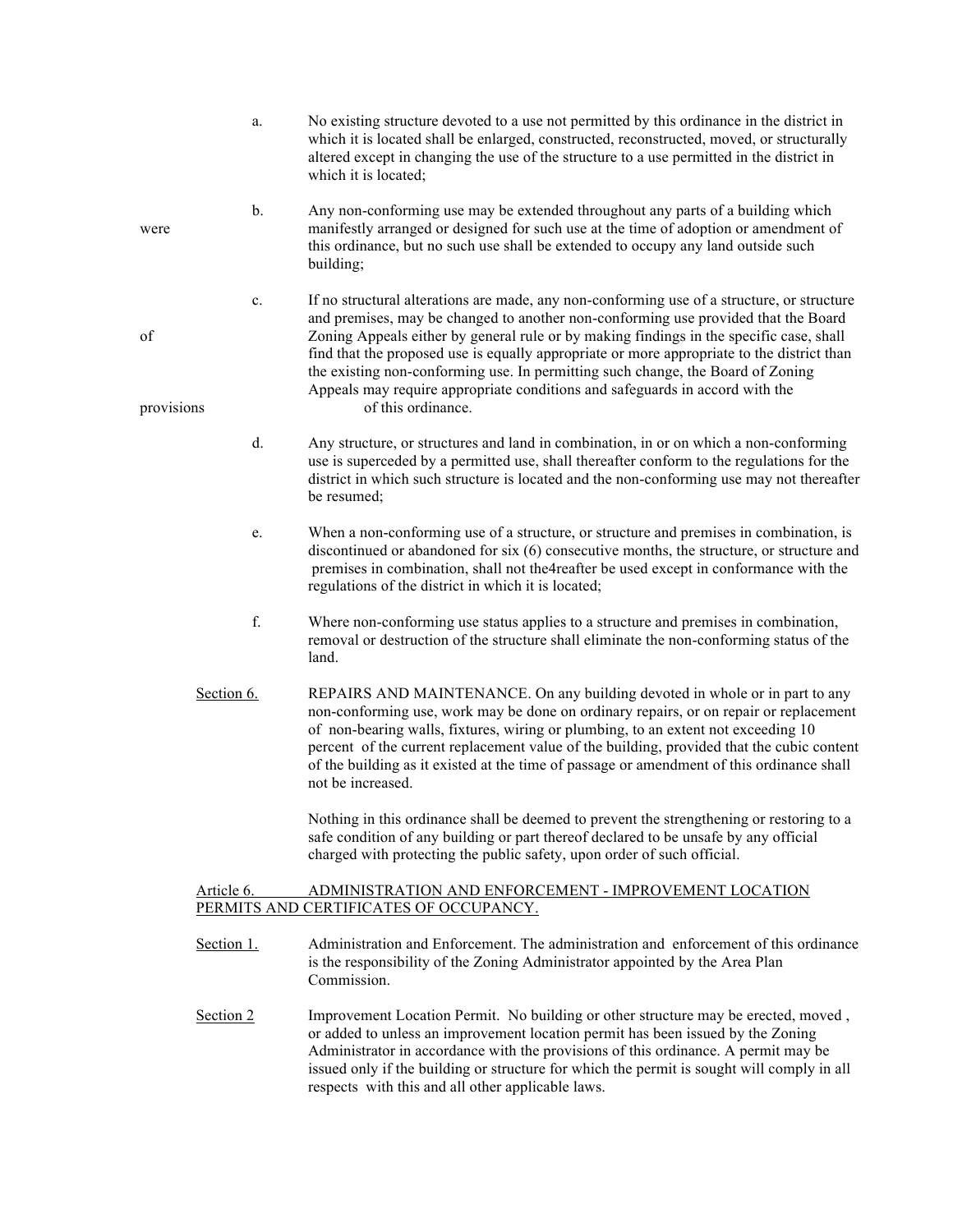a. No existing structure devoted to a use not permitted by this ordinance in the district in which it is located shall be enlarged, constructed, reconstructed, moved, or structurally altered except in changing the use of the structure to a use permitted in the district in which it is located;

b. Any non-conforming use may be extended throughout any parts of a building which were manifestly arranged or designed for such use at the time of adoption or amendment of this ordinance, but no such use shall be extended to occupy any land outside such building;

c. If no structural alterations are made, any non-conforming use of a structure, or structure and premises, may be changed to another non-conforming use provided that the Board of Zoning Appeals either by general rule or by making findings in the specific case, shall find that the proposed use is equally appropriate or more appropriate to the district than the existing non-conforming use. In permitting such change, the Board of Zoning Appeals may require appropriate conditions and safeguards in accord with the provisions of this ordinance.

d. Any structure, or structures and land in combination, in or on which a non-conforming use is superceded by a permitted use, shall thereafter conform to the regulations for the district in which such structure is located and the non-conforming use may not thereafter be resumed;

e. When a non-conforming use of a structure, or structure and premises in combination, is discontinued or abandoned for six (6) consecutive months, the structure, or structure and premises in combination, shall not the4reafter be used except in conformance with the regulations of the district in which it is located;

f. Where non-conforming use status applies to a structure and premises in combination, removal or destruction of the structure shall eliminate the non-conforming status of the land.

Section 6. REPAIRS AND MAINTENANCE. On any building devoted in whole or in part to any non-conforming use, work may be done on ordinary repairs, or on repair or replacement of non-bearing walls, fixtures, wiring or plumbing, to an extent not exceeding 10 percent of the current replacement value of the building, provided that the cubic content of the building as it existed at the time of passage or amendment of this ordinance shall not be increased.

Nothing in this ordinance shall be deemed to prevent the strengthening or restoring to a safe condition of any building or part thereof declared to be unsafe by any official charged with protecting the public safety, upon order of such official.

## Article 6. ADMINISTRATION AND ENFORCEMENT - IMPROVEMENT LOCATION PERMITS AND CERTIFICATES OF OCCUPANCY.

Section 1. Administration and Enforcement. The administration and enforcement of this ordinance is the responsibility of the Zoning Administrator appointed by the Area Plan Commission.

Section 2 Improvement Location Permit. No building or other structure may be erected, moved , or added to unless an improvement location permit has been issued by the Zoning Administrator in accordance with the provisions of this ordinance. A permit may be issued only if the building or structure for which the permit is sought will comply in all respects with this and all other applicable laws.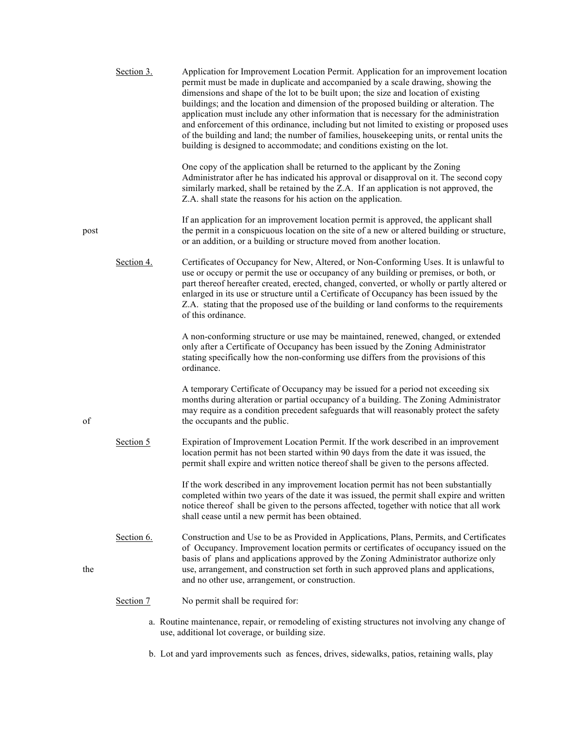Section 3. Application for Improvement Location Permit. Application for an improvement location permit must be made in duplicate and accompanied by a scale drawing, showing the dimensions and shape of the lot to be built upon; the size and location of existing buildings; and the location and dimension of the proposed building or alteration. The application must include any other information that is necessary for the administration and enforcement of this ordinance, including but not limited to existing or proposed uses of the building and land; the number of families, housekeeping units, or rental units the building is designed to accommodate; and conditions existing on the lot.

One copy of the application shall be returned to the applicant by the Zoning Administrator after he has indicated his approval or disapproval on it. The second copy similarly marked, shall be retained by the Z.A. If an application is not approved, the Z.A. shall state the reasons for his action on the application.

If an application for an improvement location permit is approved, the applicant shall post the permit in a conspicuous location on the site of a new or altered building or structure, or an addition, or a building or structure moved from another location.

Section 4. Certificates of Occupancy for New, Altered, or Non-Conforming Uses. It is unlawful to use or occupy or permit the use or occupancy of any building or premises, or both, or part thereof hereafter created, erected, changed, converted, or wholly or partly altered or enlarged in its use or structure until a Certificate of Occupancy has been issued by the Z.A. stating that the proposed use of the building or land conforms to the requirements of this ordinance.

A non-conforming structure or use may be maintained, renewed, changed, or extended only after a Certificate of Occupancy has been issued by the Zoning Administrator stating specifically how the non-conforming use differs from the provisions of this ordinance.

A temporary Certificate of Occupancy may be issued for a period not exceeding six months during alteration or partial occupancy of a building. The Zoning Administrator may require as a condition precedent safeguards that will reasonably protect the safety of the occupants and the public.

Section 5 Expiration of Improvement Location Permit. If the work described in an improvement location permit has not been started within 90 days from the date it was issued, the permit shall expire and written notice thereof shall be given to the persons affected.

If the work described in any improvement location permit has not been substantially completed within two years of the date it was issued, the permit shall expire and written notice thereof shall be given to the persons affected, together with notice that all work shall cease until a new permit has been obtained.

Section 6. Construction and Use to be as Provided in Applications, Plans, Permits, and Certificates of Occupancy. Improvement location permits or certificates of occupancy issued on the basis of plans and applications approved by the Zoning Administrator authorize only the use, arrangement, and construction set forth in such approved plans and applications, and no other use, arrangement, or construction.

Section 7 No permit shall be required for:

a. Routine maintenance, repair, or remodeling of existing structures not involving any change of use, additional lot coverage, or building size.

b. Lot and yard improvements such as fences, drives, sidewalks, patios, retaining walls, play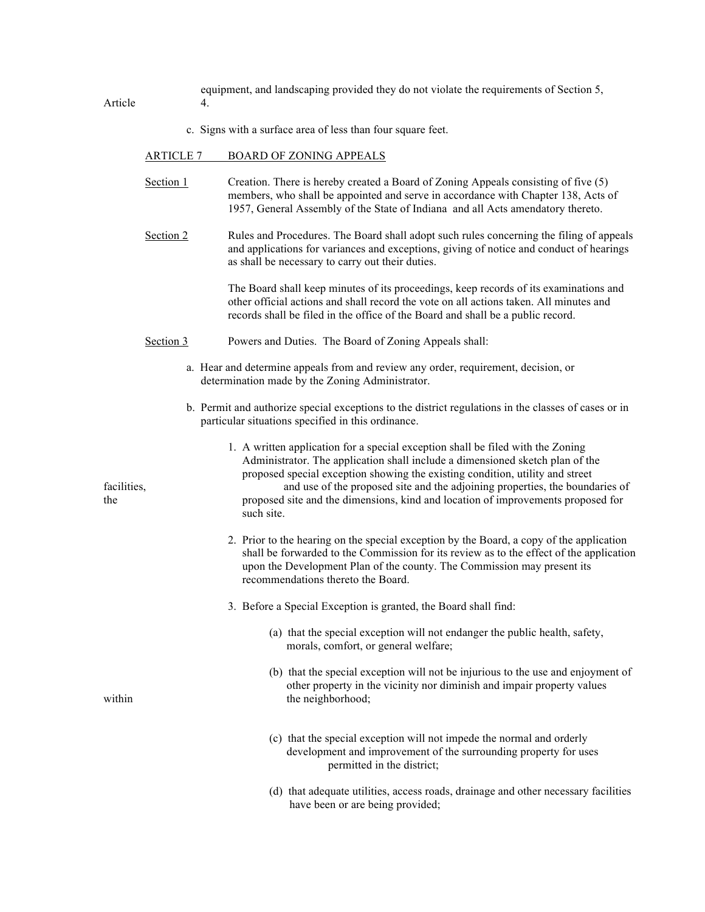equipment, and landscaping provided they do not violate the requirements of Section 5, Article 4.

c. Signs with a surface area of less than four square feet.

## ARTICLE 7 BOARD OF ZONING APPEALS

Section 1 Creation. There is hereby created a Board of Zoning Appeals consisting of five (5) members, who shall be appointed and serve in accordance with Chapter 138, Acts of 1957, General Assembly of the State of Indiana and all Acts amendatory thereto.

Section 2 Rules and Procedures. The Board shall adopt such rules concerning the filing of appeals and applications for variances and exceptions, giving of notice and conduct of hearings as shall be necessary to carry out their duties.

The Board shall keep minutes of its proceedings, keep records of its examinations and other official actions and shall record the vote on all actions taken. All minutes and records shall be filed in the office of the Board and shall be a public record.

Section 3 Powers and Duties. The Board of Zoning Appeals shall:

a. Hear and determine appeals from and review any order, requirement, decision, or determination made by the Zoning Administrator.

b. Permit and authorize special exceptions to the district regulations in the classes of cases or in particular situations specified in this ordinance.

1. A written application for a special exception shall be filed with the Zoning Administrator. The application shall include a dimensioned sketch plan of the proposed special exception showing the existing condition, utility and street facilities, and use of the proposed site and the adjoining properties, the boundaries of the proposed site and the dimensions, kind and location of improvements proposed for such site.

2. Prior to the hearing on the special exception by the Board, a copy of the application shall be forwarded to the Commission for its review as to the effect of the application upon the Development Plan of the county. The Commission may present its recommendations thereto the Board.

3. Before a Special Exception is granted, the Board shall find:

(a) that the special exception will not endanger the public health, safety, morals, comfort, or general welfare;

(b) that the special exception will not be injurious to the use and enjoyment of other property in the vicinity nor diminish and impair property values within the neighborhood;

(c) that the special exception will not impede the normal and orderly development and improvement of the surrounding property for uses permitted in the district;

(d) that adequate utilities, access roads, drainage and other necessary facilities have been or are being provided;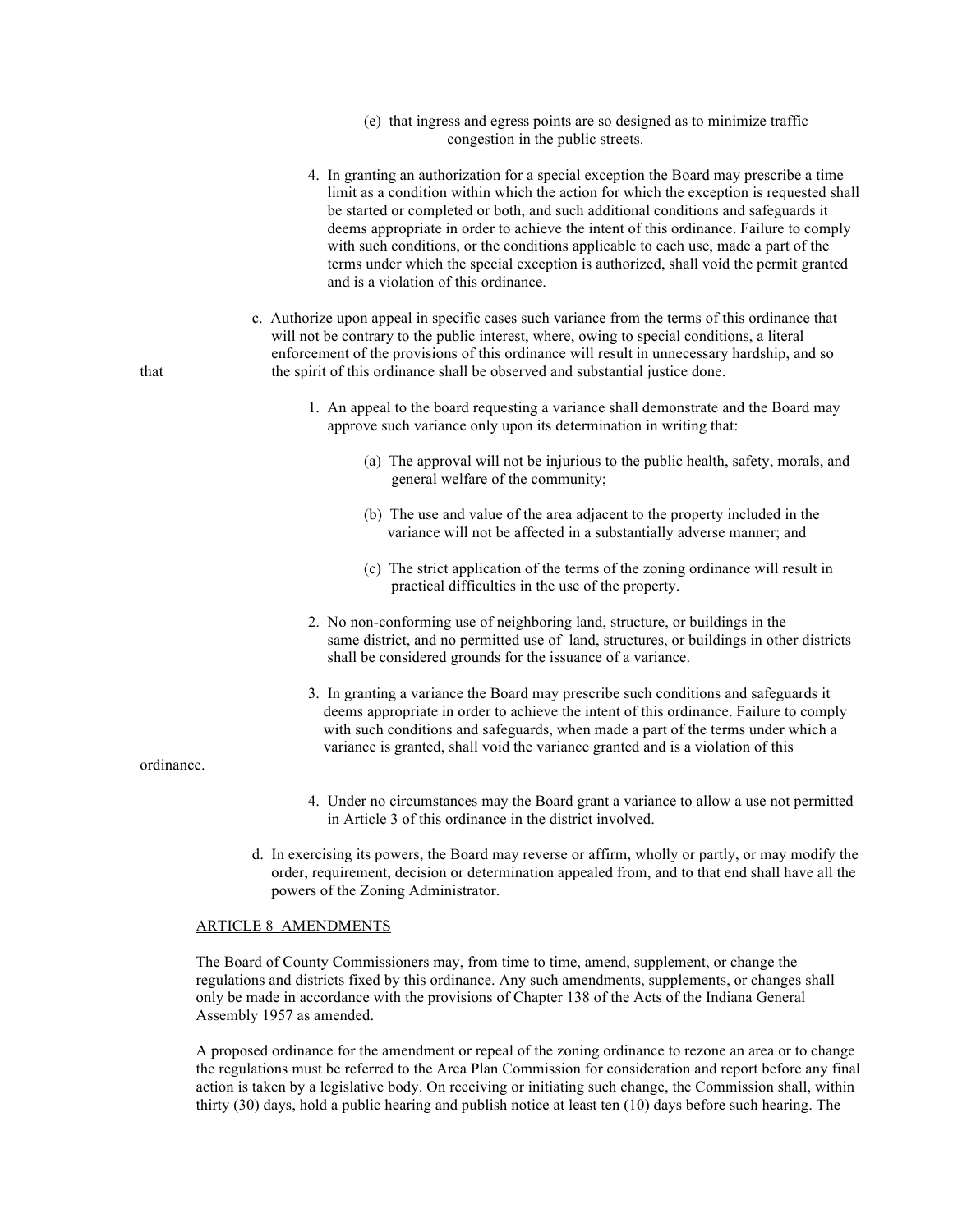(e) that ingress and egress points are so designed as to minimize traffic congestion in the public streets.

4. In granting an authorization for a special exception the Board may prescribe a time limit as a condition within which the action for which the exception is requested shall be started or completed or both, and such additional conditions and safeguards it deems appropriate in order to achieve the intent of this ordinance. Failure to comply with such conditions, or the conditions applicable to each use, made a part of the terms under which the special exception is authorized, shall void the permit granted and is a violation of this ordinance.

c. Authorize upon appeal in specific cases such variance from the terms of this ordinance that will not be contrary to the public interest, where, owing to special conditions, a literal enforcement of the provisions of this ordinance will result in unnecessary hardship, and so that the spirit of this ordinance shall be observed and substantial justice done.

1. An appeal to the board requesting a variance shall demonstrate and the Board may approve such variance only upon its determination in writing that:

   (a) The approval will not be injurious to the public health, safety, morals, and general welfare of the community;

   (b) The use and value of the area adjacent to the property included in the variance will not be affected in a substantially adverse manner; and

   (c) The strict application of the terms of the zoning ordinance will result in practical difficulties in the use of the property.

2. No non-conforming use of neighboring land, structure, or buildings in the same district, and no permitted use of land, structures, or buildings in other districts shall be considered grounds for the issuance of a variance.

3. In granting a variance the Board may prescribe such conditions and safeguards it deems appropriate in order to achieve the intent of this ordinance. Failure to comply with such conditions and safeguards, when made a part of the terms under which a variance is granted, shall void the variance granted and is a violation of this ordinance.

4. Under no circumstances may the Board grant a variance to allow a use not permitted in Article 3 of this ordinance in the district involved.

d. In exercising its powers, the Board may reverse or affirm, wholly or partly, or may modify the order, requirement, decision or determination appealed from, and to that end shall have all the powers of the Zoning Administrator.

## ARTICLE 8 AMENDMENTS

The Board of County Commissioners may, from time to time, amend, supplement, or change the regulations and districts fixed by this ordinance. Any such amendments, supplements, or changes shall only be made in accordance with the provisions of Chapter 138 of the Acts of the Indiana General Assembly 1957 as amended.

A proposed ordinance for the amendment or repeal of the zoning ordinance to rezone an area or to change the regulations must be referred to the Area Plan Commission for consideration and report before any final action is taken by a legislative body. On receiving or initiating such change, the Commission shall, within thirty (30) days, hold a public hearing and publish notice at least ten (10) days before such hearing. The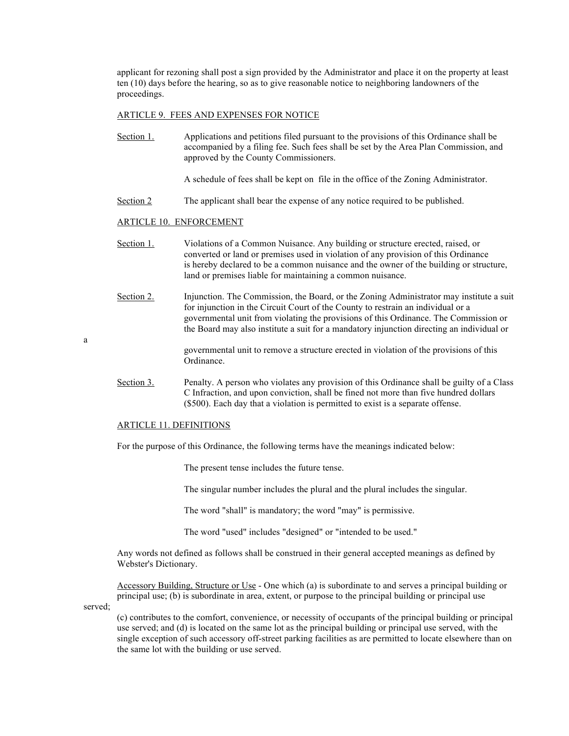applicant for rezoning shall post a sign provided by the Administrator and place it on the property at least ten (10) days before the hearing, so as to give reasonable notice to neighboring landowners of the proceedings.

## ARTICLE 9. FEES AND EXPENSES FOR NOTICE

Section 1. Applications and petitions filed pursuant to the provisions of this Ordinance shall be accompanied by a filing fee. Such fees shall be set by the Area Plan Commission, and approved by the County Commissioners.

A schedule of fees shall be kept on file in the office of the Zoning Administrator.

Section 2 The applicant shall bear the expense of any notice required to be published.

## ARTICLE 10. ENFORCEMENT

Section 1. Violations of a Common Nuisance. Any building or structure erected, raised, or converted or land or premises used in violation of any provision of this Ordinance is hereby declared to be a common nuisance and the owner of the building or structure, land or premises liable for maintaining a common nuisance.

Section 2. Injunction. The Commission, the Board, or the Zoning Administrator may institute a suit for injunction in the Circuit Court of the County to restrain an individual or a governmental unit from violating the provisions of this Ordinance. The Commission or the Board may also institute a suit for a mandatory injunction directing an individual or a governmental unit to remove a structure erected in violation of the provisions of this Ordinance.

Section 3. Penalty. A person who violates any provision of this Ordinance shall be guilty of a Class C Infraction, and upon conviction, shall be fined not more than five hundred dollars ($500). Each day that a violation is permitted to exist is a separate offense.

## ARTICLE 11. DEFINITIONS

For the purpose of this Ordinance, the following terms have the meanings indicated below:

The present tense includes the future tense.

The singular number includes the plural and the plural includes the singular.

The word "shall" is mandatory; the word "may" is permissive.

The word "used" includes "designed" or "intended to be used."

Any words not defined as follows shall be construed in their general accepted meanings as defined by Webster's Dictionary.

Accessory Building, Structure or Use - One which (a) is subordinate to and serves a principal building or principal use; (b) is subordinate in area, extent, or purpose to the principal building or principal use served; (c) contributes to the comfort, convenience, or necessity of occupants of the principal building or principal use served; and (d) is located on the same lot as the principal building or principal use served, with the single exception of such accessory off-street parking facilities as are permitted to locate elsewhere than on the same lot with the building or use served.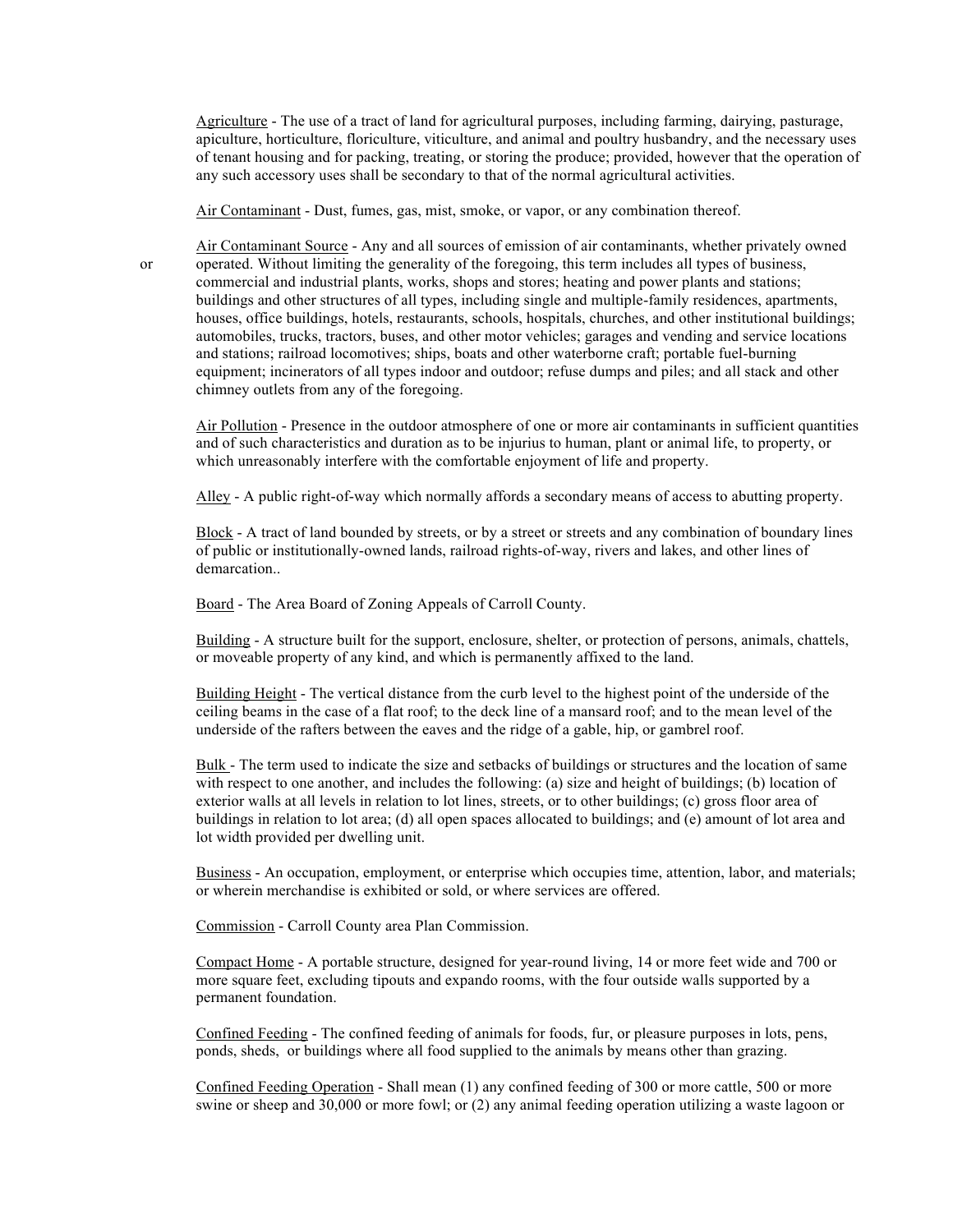Agriculture - The use of a tract of land for agricultural purposes, including farming, dairying, pasturage, apiculture, horticulture, floriculture, viticulture, and animal and poultry husbandry, and the necessary uses of tenant housing and for packing, treating, or storing the produce; provided, however that the operation of any such accessory uses shall be secondary to that of the normal agricultural activities.

Air Contaminant - Dust, fumes, gas, mist, smoke, or vapor, or any combination thereof.

Air Contaminant Source - Any and all sources of emission of air contaminants, whether privately owned or operated. Without limiting the generality of the foregoing, this term includes all types of business, commercial and industrial plants, works, shops and stores; heating and power plants and stations; buildings and other structures of all types, including single and multiple-family residences, apartments, houses, office buildings, hotels, restaurants, schools, hospitals, churches, and other institutional buildings; automobiles, trucks, tractors, buses, and other motor vehicles; garages and vending and service locations and stations; railroad locomotives; ships, boats and other waterborne craft; portable fuel-burning equipment; incinerators of all types indoor and outdoor; refuse dumps and piles; and all stack and other chimney outlets from any of the foregoing.

Air Pollution - Presence in the outdoor atmosphere of one or more air contaminants in sufficient quantities and of such characteristics and duration as to be injurius to human, plant or animal life, to property, or which unreasonably interfere with the comfortable enjoyment of life and property.

Alley - A public right-of-way which normally affords a secondary means of access to abutting property.

Block - A tract of land bounded by streets, or by a street or streets and any combination of boundary lines of public or institutionally-owned lands, railroad rights-of-way, rivers and lakes, and other lines of demarcation..

Board - The Area Board of Zoning Appeals of Carroll County.

Building - A structure built for the support, enclosure, shelter, or protection of persons, animals, chattels, or moveable property of any kind, and which is permanently affixed to the land.

Building Height - The vertical distance from the curb level to the highest point of the underside of the ceiling beams in the case of a flat roof; to the deck line of a mansard roof; and to the mean level of the underside of the rafters between the eaves and the ridge of a gable, hip, or gambrel roof.

Bulk - The term used to indicate the size and setbacks of buildings or structures and the location of same with respect to one another, and includes the following: (a) size and height of buildings; (b) location of exterior walls at all levels in relation to lot lines, streets, or to other buildings; (c) gross floor area of buildings in relation to lot area; (d) all open spaces allocated to buildings; and (e) amount of lot area and lot width provided per dwelling unit.

Business - An occupation, employment, or enterprise which occupies time, attention, labor, and materials; or wherein merchandise is exhibited or sold, or where services are offered.

Commission - Carroll County area Plan Commission.

Compact Home - A portable structure, designed for year-round living, 14 or more feet wide and 700 or more square feet, excluding tipouts and expando rooms, with the four outside walls supported by a permanent foundation.

Confined Feeding - The confined feeding of animals for foods, fur, or pleasure purposes in lots, pens, ponds, sheds, or buildings where all food supplied to the animals by means other than grazing.

Confined Feeding Operation - Shall mean (1) any confined feeding of 300 or more cattle, 500 or more swine or sheep and 30,000 or more fowl; or (2) any animal feeding operation utilizing a waste lagoon or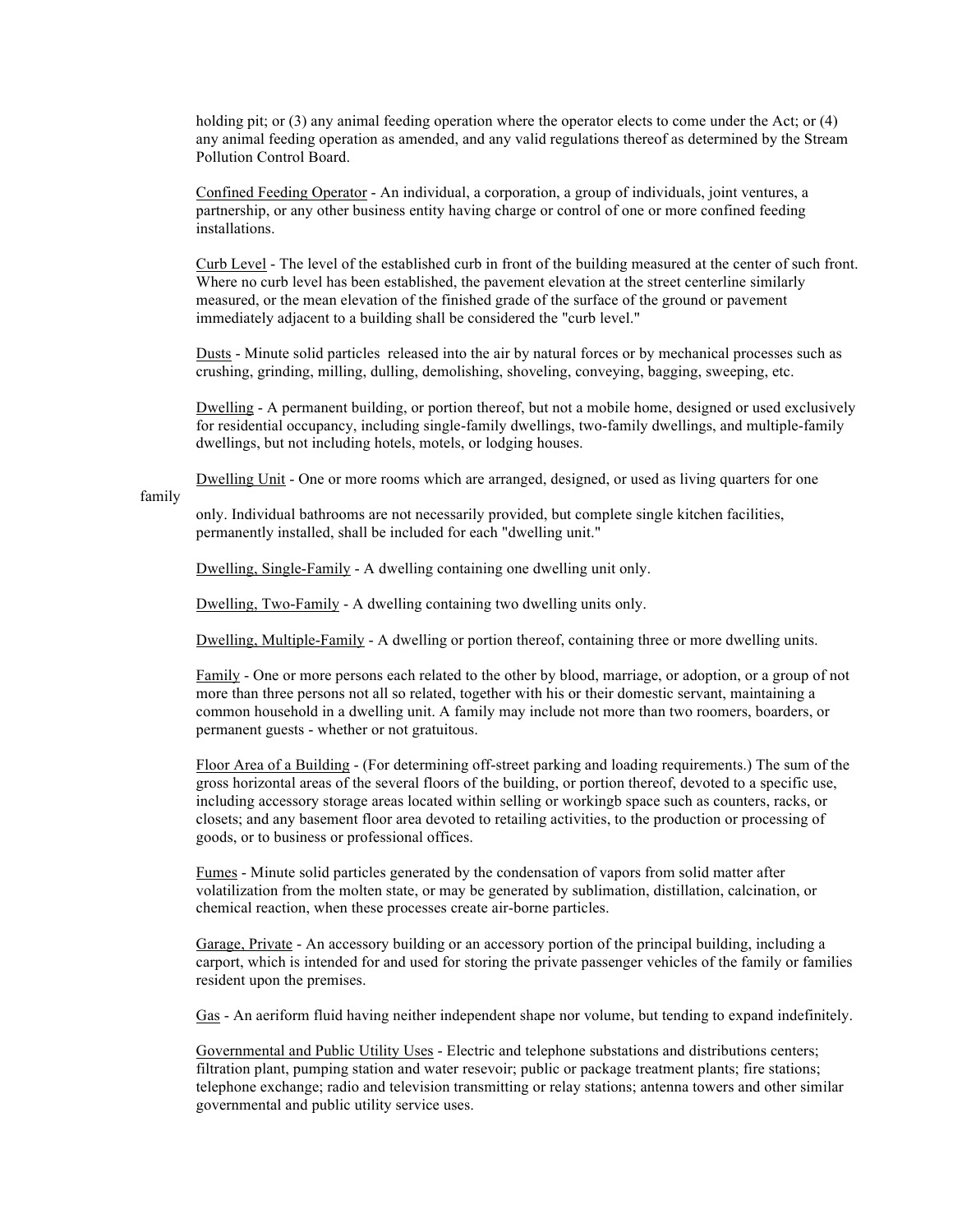holding pit; or (3) any animal feeding operation where the operator elects to come under the Act; or (4) any animal feeding operation as amended, and any valid regulations thereof as determined by the Stream Pollution Control Board.

Confined Feeding Operator - An individual, a corporation, a group of individuals, joint ventures, a partnership, or any other business entity having charge or control of one or more confined feeding installations.

Curb Level - The level of the established curb in front of the building measured at the center of such front. Where no curb level has been established, the pavement elevation at the street centerline similarly measured, or the mean elevation of the finished grade of the surface of the ground or pavement immediately adjacent to a building shall be considered the "curb level."

Dusts - Minute solid particles released into the air by natural forces or by mechanical processes such as crushing, grinding, milling, dulling, demolishing, shoveling, conveying, bagging, sweeping, etc.

Dwelling - A permanent building, or portion thereof, but not a mobile home, designed or used exclusively for residential occupancy, including single-family dwellings, two-family dwellings, and multiple-family dwellings, but not including hotels, motels, or lodging houses.

Dwelling Unit - One or more rooms which are arranged, designed, or used as living quarters for one family only. Individual bathrooms are not necessarily provided, but complete single kitchen facilities, permanently installed, shall be included for each "dwelling unit."

Dwelling, Single-Family - A dwelling containing one dwelling unit only.

Dwelling, Two-Family - A dwelling containing two dwelling units only.

Dwelling, Multiple-Family - A dwelling or portion thereof, containing three or more dwelling units.

Family - One or more persons each related to the other by blood, marriage, or adoption, or a group of not more than three persons not all so related, together with his or their domestic servant, maintaining a common household in a dwelling unit. A family may include not more than two roomers, boarders, or permanent guests - whether or not gratuitous.

Floor Area of a Building - (For determining off-street parking and loading requirements.) The sum of the gross horizontal areas of the several floors of the building, or portion thereof, devoted to a specific use, including accessory storage areas located within selling or workingb space such as counters, racks, or closets; and any basement floor area devoted to retailing activities, to the production or processing of goods, or to business or professional offices.

Fumes - Minute solid particles generated by the condensation of vapors from solid matter after volatilization from the molten state, or may be generated by sublimation, distillation, calcination, or chemical reaction, when these processes create air-borne particles.

Garage, Private - An accessory building or an accessory portion of the principal building, including a carport, which is intended for and used for storing the private passenger vehicles of the family or families resident upon the premises.

Gas - An aeriform fluid having neither independent shape nor volume, but tending to expand indefinitely.

Governmental and Public Utility Uses - Electric and telephone substations and distributions centers; filtration plant, pumping station and water resevoir; public or package treatment plants; fire stations; telephone exchange; radio and television transmitting or relay stations; antenna towers and other similar governmental and public utility service uses.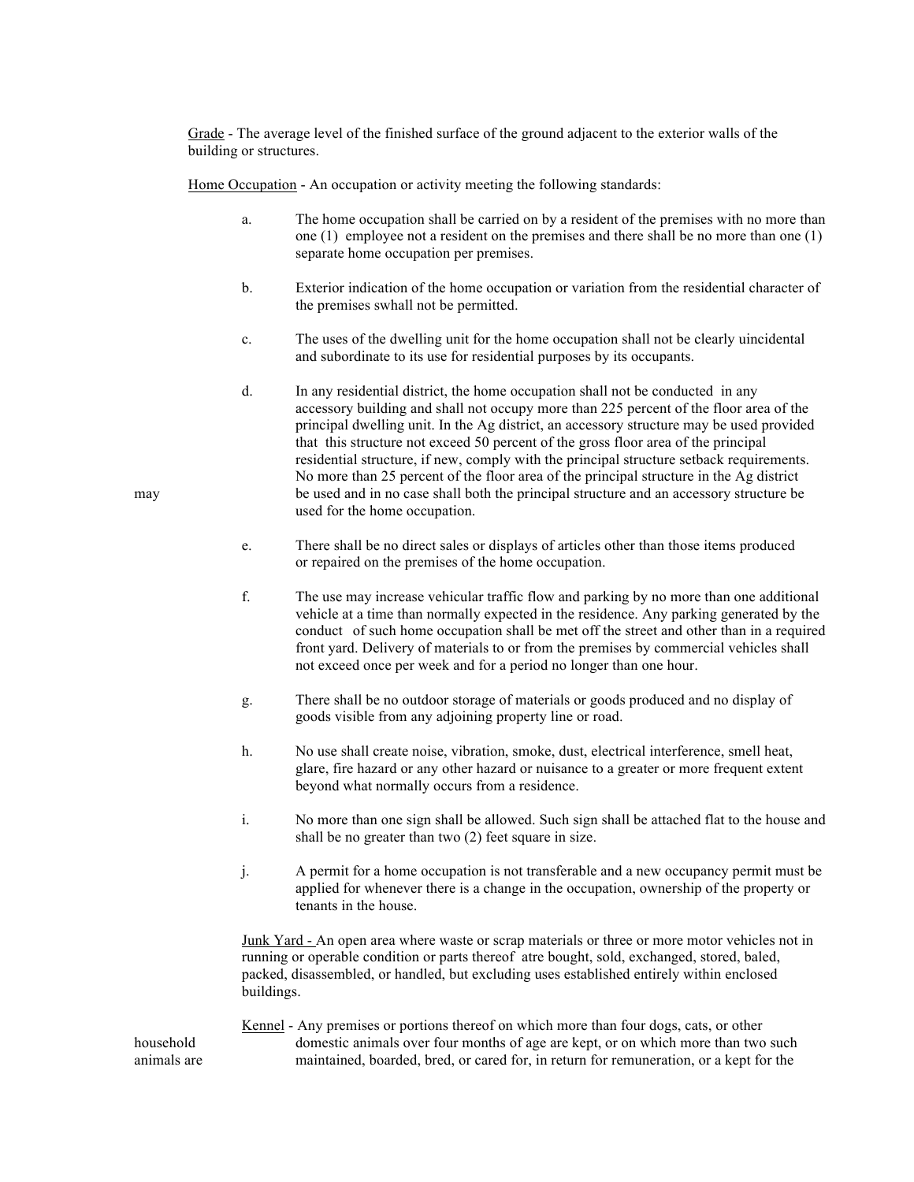Grade - The average level of the finished surface of the ground adjacent to the exterior walls of the building or structures.

Home Occupation - An occupation or activity meeting the following standards:

a. The home occupation shall be carried on by a resident of the premises with no more than one (1) employee not a resident on the premises and there shall be no more than one (1) separate home occupation per premises.

b. Exterior indication of the home occupation or variation from the residential character of the premises swhall not be permitted.

c. The uses of the dwelling unit for the home occupation shall not be clearly uincidental and subordinate to its use for residential purposes by its occupants.

d. In any residential district, the home occupation shall not be conducted in any accessory building and shall not occupy more than 225 percent of the floor area of the principal dwelling unit. In the Ag district, an accessory structure may be used provided that this structure not exceed 50 percent of the gross floor area of the principal residential structure, if new, comply with the principal structure setback requirements. No more than 25 percent of the floor area of the principal structure in the Ag district may be used and in no case shall both the principal structure and an accessory structure be used for the home occupation.

e. There shall be no direct sales or displays of articles other than those items produced or repaired on the premises of the home occupation.

f. The use may increase vehicular traffic flow and parking by no more than one additional vehicle at a time than normally expected in the residence. Any parking generated by the conduct of such home occupation shall be met off the street and other than in a required front yard. Delivery of materials to or from the premises by commercial vehicles shall not exceed once per week and for a period no longer than one hour.

g. There shall be no outdoor storage of materials or goods produced and no display of goods visible from any adjoining property line or road.

h. No use shall create noise, vibration, smoke, dust, electrical interference, smell heat, glare, fire hazard or any other hazard or nuisance to a greater or more frequent extent beyond what normally occurs from a residence.

i. No more than one sign shall be allowed. Such sign shall be attached flat to the house and shall be no greater than two (2) feet square in size.

j. A permit for a home occupation is not transferable and a new occupancy permit must be applied for whenever there is a change in the occupation, ownership of the property or tenants in the house.

Junk Yard - An open area where waste or scrap materials or three or more motor vehicles not in running or operable condition or parts thereof atre bought, sold, exchanged, stored, baled, packed, disassembled, or handled, but excluding uses established entirely within enclosed buildings.

Kennel - Any premises or portions thereof on which more than four dogs, cats, or other household domestic animals over four months of age are kept, or on which more than two such animals are maintained, boarded, bred, or cared for, in return for remuneration, or a kept for the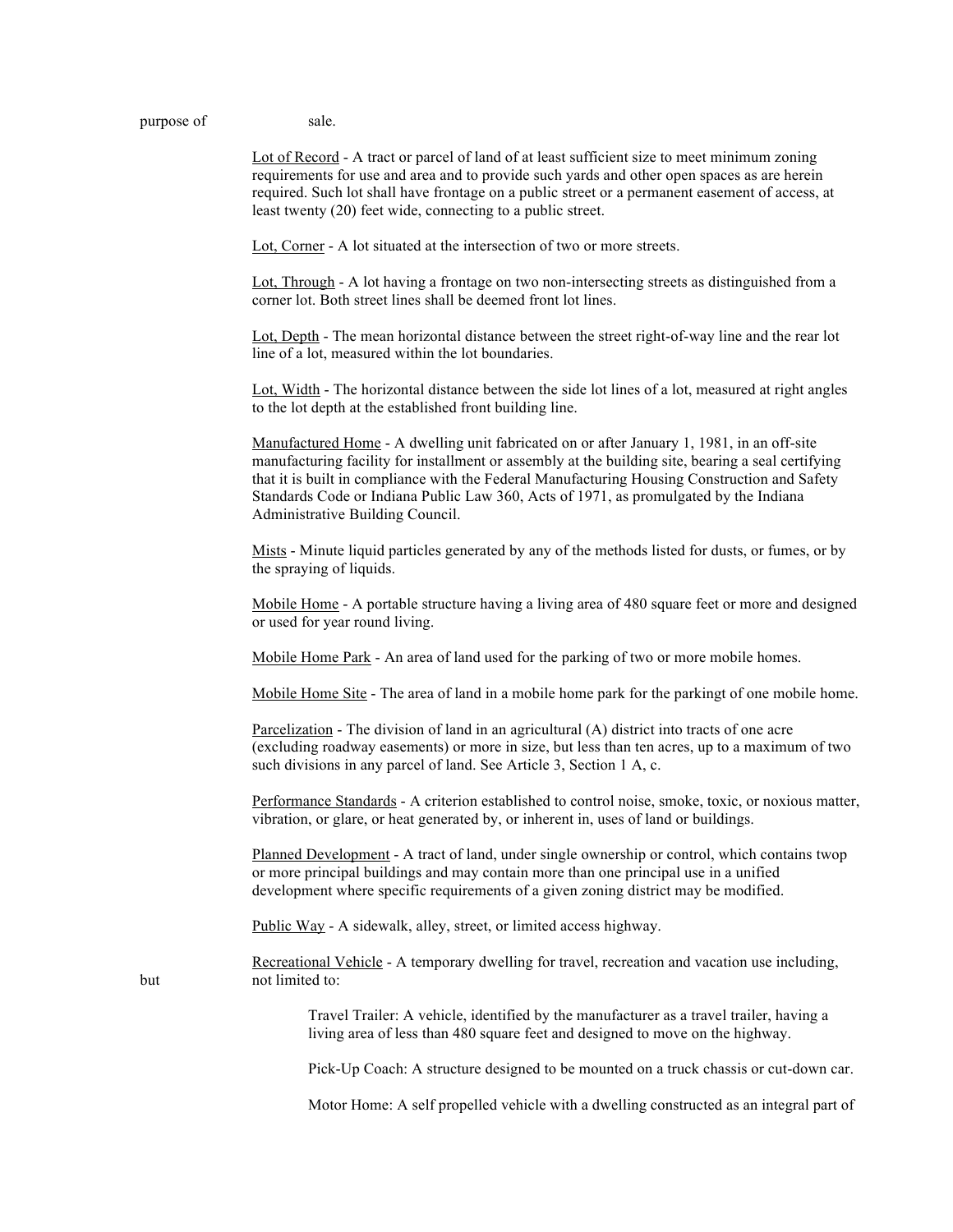purpose of sale.

Lot of Record - A tract or parcel of land of at least sufficient size to meet minimum zoning requirements for use and area and to provide such yards and other open spaces as are herein required. Such lot shall have frontage on a public street or a permanent easement of access, at least twenty (20) feet wide, connecting to a public street.

Lot, Corner - A lot situated at the intersection of two or more streets.

Lot, Through - A lot having a frontage on two non-intersecting streets as distinguished from a corner lot. Both street lines shall be deemed front lot lines.

Lot, Depth - The mean horizontal distance between the street right-of-way line and the rear lot line of a lot, measured within the lot boundaries.

Lot, Width - The horizontal distance between the side lot lines of a lot, measured at right angles to the lot depth at the established front building line.

Manufactured Home - A dwelling unit fabricated on or after January 1, 1981, in an off-site manufacturing facility for installment or assembly at the building site, bearing a seal certifying that it is built in compliance with the Federal Manufacturing Housing Construction and Safety Standards Code or Indiana Public Law 360, Acts of 1971, as promulgated by the Indiana Administrative Building Council.

Mists - Minute liquid particles generated by any of the methods listed for dusts, or fumes, or by the spraying of liquids.

Mobile Home - A portable structure having a living area of 480 square feet or more and designed or used for year round living.

Mobile Home Park - An area of land used for the parking of two or more mobile homes.

Mobile Home Site - The area of land in a mobile home park for the parkingt of one mobile home.

Parcelization - The division of land in an agricultural (A) district into tracts of one acre (excluding roadway easements) or more in size, but less than ten acres, up to a maximum of two such divisions in any parcel of land. See Article 3, Section 1 A, c.

Performance Standards - A criterion established to control noise, smoke, toxic, or noxious matter, vibration, or glare, or heat generated by, or inherent in, uses of land or buildings.

Planned Development - A tract of land, under single ownership or control, which contains twop or more principal buildings and may contain more than one principal use in a unified development where specific requirements of a given zoning district may be modified.

Public Way - A sidewalk, alley, street, or limited access highway.

Recreational Vehicle - A temporary dwelling for travel, recreation and vacation use including, but not limited to:

> Travel Trailer: A vehicle, identified by the manufacturer as a travel trailer, having a living area of less than 480 square feet and designed to move on the highway.
>
> Pick-Up Coach: A structure designed to be mounted on a truck chassis or cut-down car.
>
> Motor Home: A self propelled vehicle with a dwelling constructed as an integral part of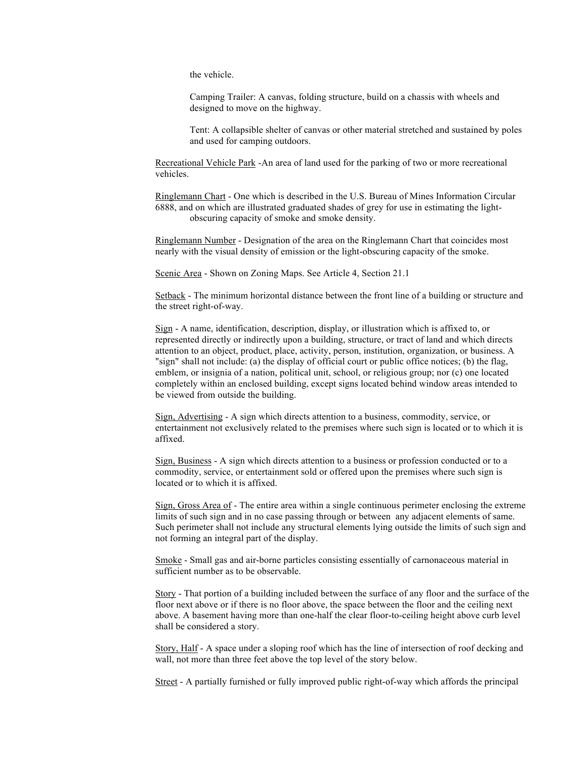the vehicle.

Camping Trailer: A canvas, folding structure, build on a chassis with wheels and designed to move on the highway.

Tent: A collapsible shelter of canvas or other material stretched and sustained by poles and used for camping outdoors.

<u>Recreational Vehicle Park</u> -An area of land used for the parking of two or more recreational vehicles.

<u>Ringlemann Chart</u> - One which is described in the U.S. Bureau of Mines Information Circular 6888, and on which are illustrated graduated shades of grey for use in estimating the light-obscuring capacity of smoke and smoke density.

<u>Ringlemann Number</u> - Designation of the area on the Ringlemann Chart that coincides most nearly with the visual density of emission or the light-obscuring capacity of the smoke.

<u>Scenic Area</u> - Shown on Zoning Maps. See Article 4, Section 21.1

<u>Setback</u> - The minimum horizontal distance between the front line of a building or structure and the street right-of-way.

<u>Sign</u> - A name, identification, description, display, or illustration which is affixed to, or represented directly or indirectly upon a building, structure, or tract of land and which directs attention to an object, product, place, activity, person, institution, organization, or business. A "sign" shall not include: (a) the display of official court or public office notices; (b) the flag, emblem, or insignia of a nation, political unit, school, or religious group; nor (c) one located completely within an enclosed building, except signs located behind window areas intended to be viewed from outside the building.

<u>Sign, Advertising</u> - A sign which directs attention to a business, commodity, service, or entertainment not exclusively related to the premises where such sign is located or to which it is affixed.

<u>Sign, Business</u> - A sign which directs attention to a business or profession conducted or to a commodity, service, or entertainment sold or offered upon the premises where such sign is located or to which it is affixed.

<u>Sign, Gross Area of</u> - The entire area within a single continuous perimeter enclosing the extreme limits of such sign and in no case passing through or between any adjacent elements of same. Such perimeter shall not include any structural elements lying outside the limits of such sign and not forming an integral part of the display.

<u>Smoke</u> - Small gas and air-borne particles consisting essentially of carnonaceous material in sufficient number as to be observable.

<u>Story</u> - That portion of a building included between the surface of any floor and the surface of the floor next above or if there is no floor above, the space between the floor and the ceiling next above. A basement having more than one-half the clear floor-to-ceiling height above curb level shall be considered a story.

<u>Story, Half</u> - A space under a sloping roof which has the line of intersection of roof decking and wall, not more than three feet above the top level of the story below.

<u>Street</u> - A partially furnished or fully improved public right-of-way which affords the principal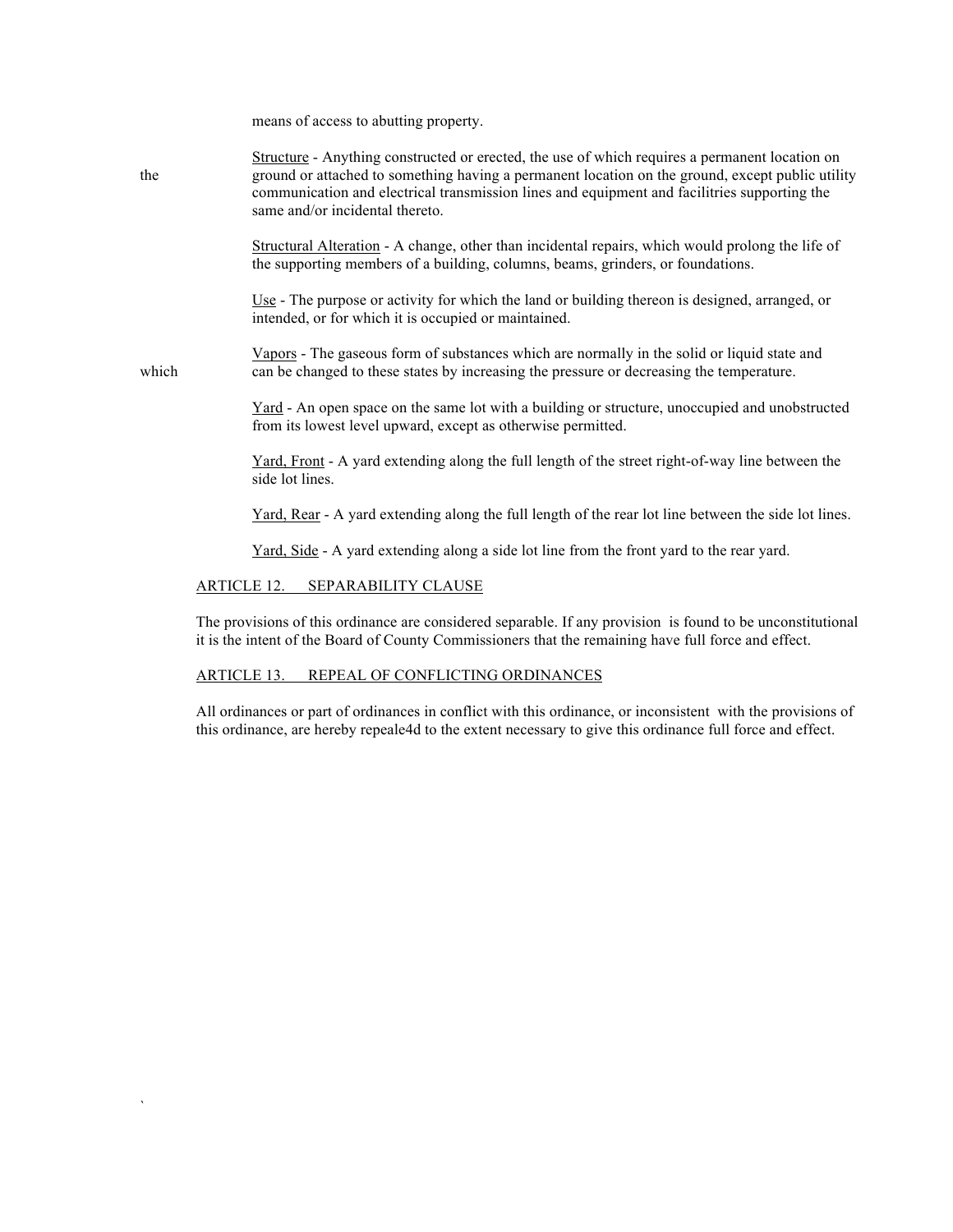means of access to abutting property.

Structure - Anything constructed or erected, the use of which requires a permanent location on the ground or attached to something having a permanent location on the ground, except public utility communication and electrical transmission lines and equipment and facilitries supporting the same and/or incidental thereto.

Structural Alteration - A change, other than incidental repairs, which would prolong the life of the supporting members of a building, columns, beams, grinders, or foundations.

Use - The purpose or activity for which the land or building thereon is designed, arranged, or intended, or for which it is occupied or maintained.

Vapors - The gaseous form of substances which are normally in the solid or liquid state and which can be changed to these states by increasing the pressure or decreasing the temperature.

Yard - An open space on the same lot with a building or structure, unoccupied and unobstructed from its lowest level upward, except as otherwise permitted.

Yard, Front - A yard extending along the full length of the street right-of-way line between the side lot lines.

Yard, Rear - A yard extending along the full length of the rear lot line between the side lot lines.

Yard, Side - A yard extending along a side lot line from the front yard to the rear yard.

## ARTICLE 12. SEPARABILITY CLAUSE

The provisions of this ordinance are considered separable. If any provision is found to be unconstitutional it is the intent of the Board of County Commissioners that the remaining have full force and effect.

## ARTICLE 13. REPEAL OF CONFLICTING ORDINANCES

All ordinances or part of ordinances in conflict with this ordinance, or inconsistent with the provisions of this ordinance, are hereby repeale4d to the extent necessary to give this ordinance full force and effect.